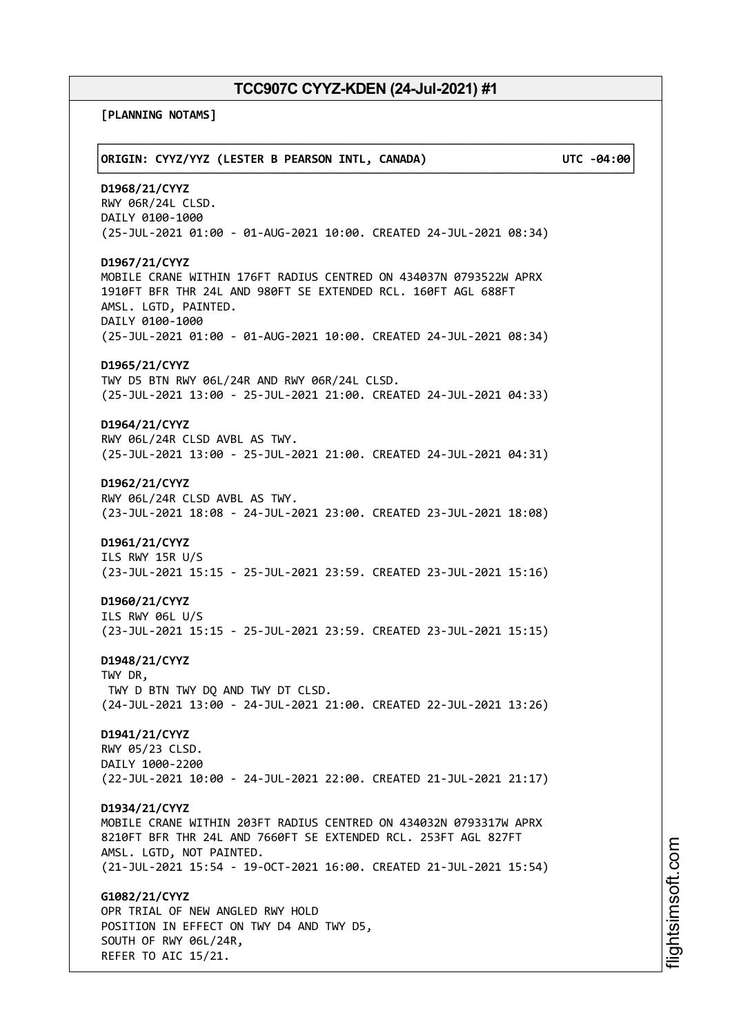# TCC907C CYYZ-KDEN (24-Jul-2021) #1

**[PLANNING NOTAMS]**

**ORIGIN: CYYZ/YYZ (LESTER B PEARSON INTL, CANADA) UTC -04:00**

**D1968/21/CYYZ**
RWY 06R/24L CLSD.
DAILY 0100-1000
(25-JUL-2021 01:00 - 01-AUG-2021 10:00. CREATED 24-JUL-2021 08:34)

**D1967/21/CYYZ**
MOBILE CRANE WITHIN 176FT RADIUS CENTRED ON 434037N 0793522W APRX
1910FT BFR THR 24L AND 980FT SE EXTENDED RCL. 160FT AGL 688FT
AMSL. LGTD, PAINTED.
DAILY 0100-1000
(25-JUL-2021 01:00 - 01-AUG-2021 10:00. CREATED 24-JUL-2021 08:34)

**D1965/21/CYYZ**
TWY D5 BTN RWY 06L/24R AND RWY 06R/24L CLSD.
(25-JUL-2021 13:00 - 25-JUL-2021 21:00. CREATED 24-JUL-2021 04:33)

**D1964/21/CYYZ**
RWY 06L/24R CLSD AVBL AS TWY.
(25-JUL-2021 13:00 - 25-JUL-2021 21:00. CREATED 24-JUL-2021 04:31)

**D1962/21/CYYZ**
RWY 06L/24R CLSD AVBL AS TWY.
(23-JUL-2021 18:08 - 24-JUL-2021 23:00. CREATED 23-JUL-2021 18:08)

**D1961/21/CYYZ**
ILS RWY 15R U/S
(23-JUL-2021 15:15 - 25-JUL-2021 23:59. CREATED 23-JUL-2021 15:16)

**D1960/21/CYYZ**
ILS RWY 06L U/S
(23-JUL-2021 15:15 - 25-JUL-2021 23:59. CREATED 23-JUL-2021 15:15)

**D1948/21/CYYZ**
TWY DR,
TWY D BTN TWY DQ AND TWY DT CLSD.
(24-JUL-2021 13:00 - 24-JUL-2021 21:00. CREATED 22-JUL-2021 13:26)

**D1941/21/CYYZ**
RWY 05/23 CLSD.
DAILY 1000-2200
(22-JUL-2021 10:00 - 24-JUL-2021 22:00. CREATED 21-JUL-2021 21:17)

**D1934/21/CYYZ**
MOBILE CRANE WITHIN 203FT RADIUS CENTRED ON 434032N 0793317W APRX
8210FT BFR THR 24L AND 7660FT SE EXTENDED RCL. 253FT AGL 827FT
AMSL. LGTD, NOT PAINTED.
(21-JUL-2021 15:54 - 19-OCT-2021 16:00. CREATED 21-JUL-2021 15:54)

**G1082/21/CYYZ**
OPR TRIAL OF NEW ANGLED RWY HOLD
POSITION IN EFFECT ON TWY D4 AND TWY D5,
SOUTH OF RWY 06L/24R,
REFER TO AIC 15/21.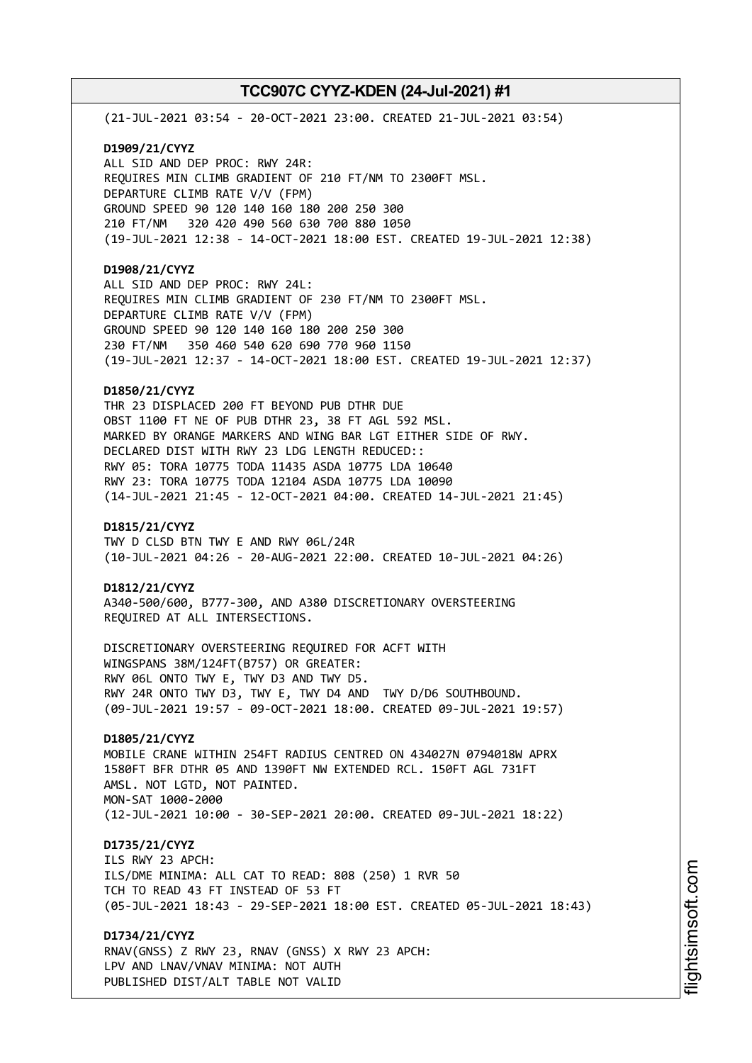(21-JUL-2021 03:54 - 20-OCT-2021 23:00. CREATED 21-JUL-2021 03:54)

**D1909/21/CYYZ**
ALL SID AND DEP PROC: RWY 24R:
REQUIRES MIN CLIMB GRADIENT OF 210 FT/NM TO 2300FT MSL.
DEPARTURE CLIMB RATE V/V (FPM)
GROUND SPEED 90 120 140 160 180 200 250 300
210 FT/NM 320 420 490 560 630 700 880 1050
(19-JUL-2021 12:38 - 14-OCT-2021 18:00 EST. CREATED 19-JUL-2021 12:38)

**D1908/21/CYYZ**
ALL SID AND DEP PROC: RWY 24L:
REQUIRES MIN CLIMB GRADIENT OF 230 FT/NM TO 2300FT MSL.
DEPARTURE CLIMB RATE V/V (FPM)
GROUND SPEED 90 120 140 160 180 200 250 300
230 FT/NM 350 460 540 620 690 770 960 1150
(19-JUL-2021 12:37 - 14-OCT-2021 18:00 EST. CREATED 19-JUL-2021 12:37)

**D1850/21/CYYZ**
THR 23 DISPLACED 200 FT BEYOND PUB DTHR DUE
OBST 1100 FT NE OF PUB DTHR 23, 38 FT AGL 592 MSL.
MARKED BY ORANGE MARKERS AND WING BAR LGT EITHER SIDE OF RWY.
DECLARED DIST WITH RWY 23 LDG LENGTH REDUCED::
RWY 05: TORA 10775 TODA 11435 ASDA 10775 LDA 10640
RWY 23: TORA 10775 TODA 12104 ASDA 10775 LDA 10090
(14-JUL-2021 21:45 - 12-OCT-2021 04:00. CREATED 14-JUL-2021 21:45)

**D1815/21/CYYZ**
TWY D CLSD BTN TWY E AND RWY 06L/24R
(10-JUL-2021 04:26 - 20-AUG-2021 22:00. CREATED 10-JUL-2021 04:26)

**D1812/21/CYYZ**
A340-500/600, B777-300, AND A380 DISCRETIONARY OVERSTEERING
REQUIRED AT ALL INTERSECTIONS.

DISCRETIONARY OVERSTEERING REQUIRED FOR ACFT WITH
WINGSPANS 38M/124FT(B757) OR GREATER:
RWY 06L ONTO TWY E, TWY D3 AND TWY D5.
RWY 24R ONTO TWY D3, TWY E, TWY D4 AND TWY D/D6 SOUTHBOUND.
(09-JUL-2021 19:57 - 09-OCT-2021 18:00. CREATED 09-JUL-2021 19:57)

**D1805/21/CYYZ**
MOBILE CRANE WITHIN 254FT RADIUS CENTRED ON 434027N 0794018W APRX
1580FT BFR DTHR 05 AND 1390FT NW EXTENDED RCL. 150FT AGL 731FT
AMSL. NOT LGTD, NOT PAINTED.
MON-SAT 1000-2000
(12-JUL-2021 10:00 - 30-SEP-2021 20:00. CREATED 09-JUL-2021 18:22)

**D1735/21/CYYZ**
ILS RWY 23 APCH:
ILS/DME MINIMA: ALL CAT TO READ: 808 (250) 1 RVR 50
TCH TO READ 43 FT INSTEAD OF 53 FT
(05-JUL-2021 18:43 - 29-SEP-2021 18:00 EST. CREATED 05-JUL-2021 18:43)

**D1734/21/CYYZ**
RNAV(GNSS) Z RWY 23, RNAV (GNSS) X RWY 23 APCH:
LPV AND LNAV/VNAV MINIMA: NOT AUTH
PUBLISHED DIST/ALT TABLE NOT VALID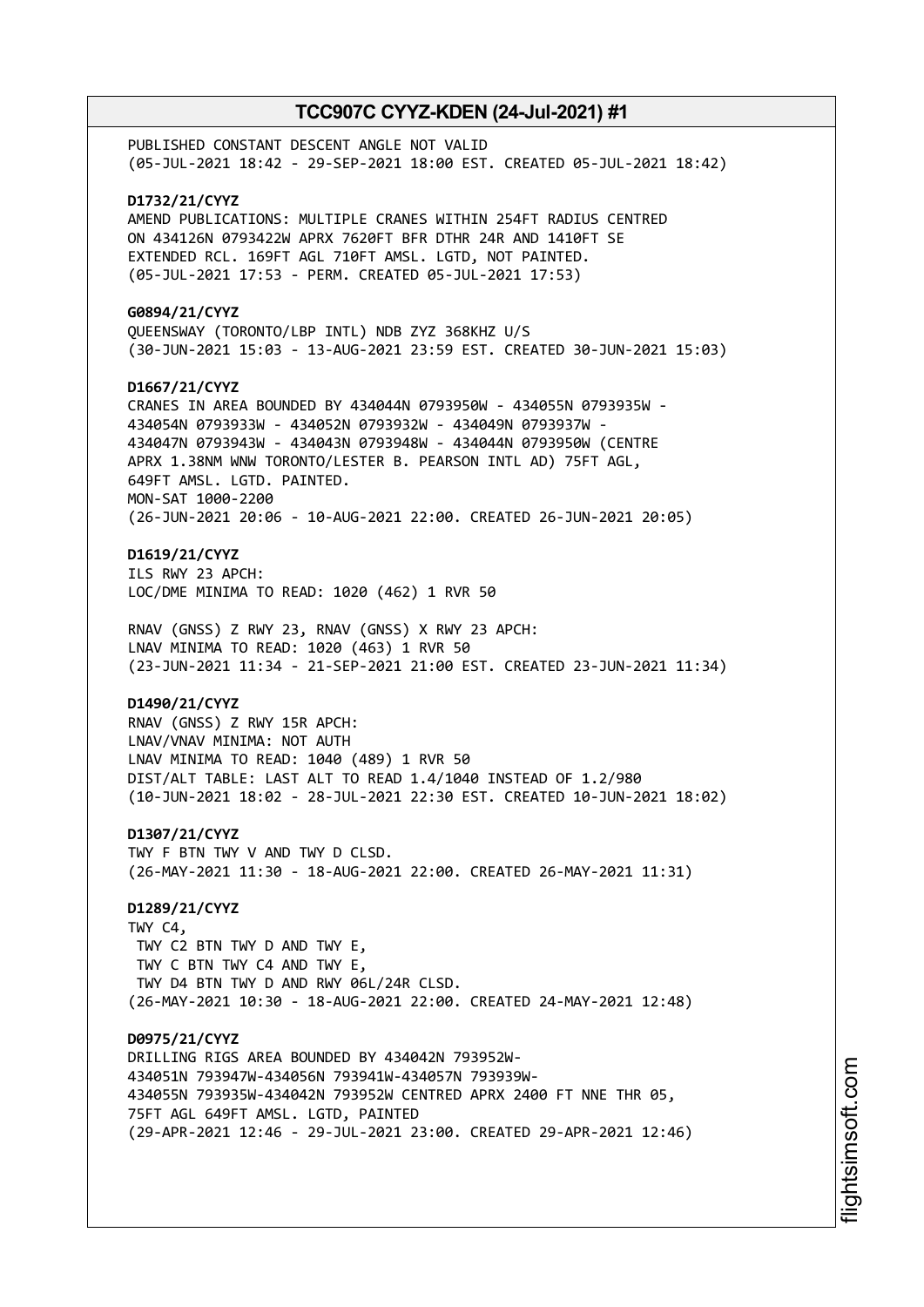PUBLISHED CONSTANT DESCENT ANGLE NOT VALID
(05-JUL-2021 18:42 - 29-SEP-2021 18:00 EST. CREATED 05-JUL-2021 18:42)

**D1732/21/CYYZ**
AMEND PUBLICATIONS: MULTIPLE CRANES WITHIN 254FT RADIUS CENTRED ON 434126N 0793422W APRX 7620FT BFR DTHR 24R AND 1410FT SE EXTENDED RCL. 169FT AGL 710FT AMSL. LGTD, NOT PAINTED.
(05-JUL-2021 17:53 - PERM. CREATED 05-JUL-2021 17:53)

**G0894/21/CYYZ**
QUEENSWAY (TORONTO/LBP INTL) NDB ZYZ 368KHZ U/S
(30-JUN-2021 15:03 - 13-AUG-2021 23:59 EST. CREATED 30-JUN-2021 15:03)

**D1667/21/CYYZ**
CRANES IN AREA BOUNDED BY 434044N 0793950W - 434055N 0793935W - 434054N 0793933W - 434052N 0793932W - 434049N 0793937W - 434047N 0793943W - 434043N 0793948W - 434044N 0793950W (CENTRE APRX 1.38NM WNW TORONTO/LESTER B. PEARSON INTL AD) 75FT AGL, 649FT AMSL. LGTD. PAINTED.
MON-SAT 1000-2200
(26-JUN-2021 20:06 - 10-AUG-2021 22:00. CREATED 26-JUN-2021 20:05)

**D1619/21/CYYZ**
ILS RWY 23 APCH:
LOC/DME MINIMA TO READ: 1020 (462) 1 RVR 50

RNAV (GNSS) Z RWY 23, RNAV (GNSS) X RWY 23 APCH:
LNAV MINIMA TO READ: 1020 (463) 1 RVR 50
(23-JUN-2021 11:34 - 21-SEP-2021 21:00 EST. CREATED 23-JUN-2021 11:34)

**D1490/21/CYYZ**
RNAV (GNSS) Z RWY 15R APCH:
LNAV/VNAV MINIMA: NOT AUTH
LNAV MINIMA TO READ: 1040 (489) 1 RVR 50
DIST/ALT TABLE: LAST ALT TO READ 1.4/1040 INSTEAD OF 1.2/980
(10-JUN-2021 18:02 - 28-JUL-2021 22:30 EST. CREATED 10-JUN-2021 18:02)

**D1307/21/CYYZ**
TWY F BTN TWY V AND TWY D CLSD.
(26-MAY-2021 11:30 - 18-AUG-2021 22:00. CREATED 26-MAY-2021 11:31)

**D1289/21/CYYZ**
TWY C4,
TWY C2 BTN TWY D AND TWY E,
TWY C BTN TWY C4 AND TWY E,
TWY D4 BTN TWY D AND RWY 06L/24R CLSD.
(26-MAY-2021 10:30 - 18-AUG-2021 22:00. CREATED 24-MAY-2021 12:48)

**D0975/21/CYYZ**
DRILLING RIGS AREA BOUNDED BY 434042N 793952W-434051N 793947W-434056N 793941W-434057N 793939W-434055N 793935W-434042N 793952W CENTRED APRX 2400 FT NNE THR 05, 75FT AGL 649FT AMSL. LGTD, PAINTED
(29-APR-2021 12:46 - 29-JUL-2021 23:00. CREATED 29-APR-2021 12:46)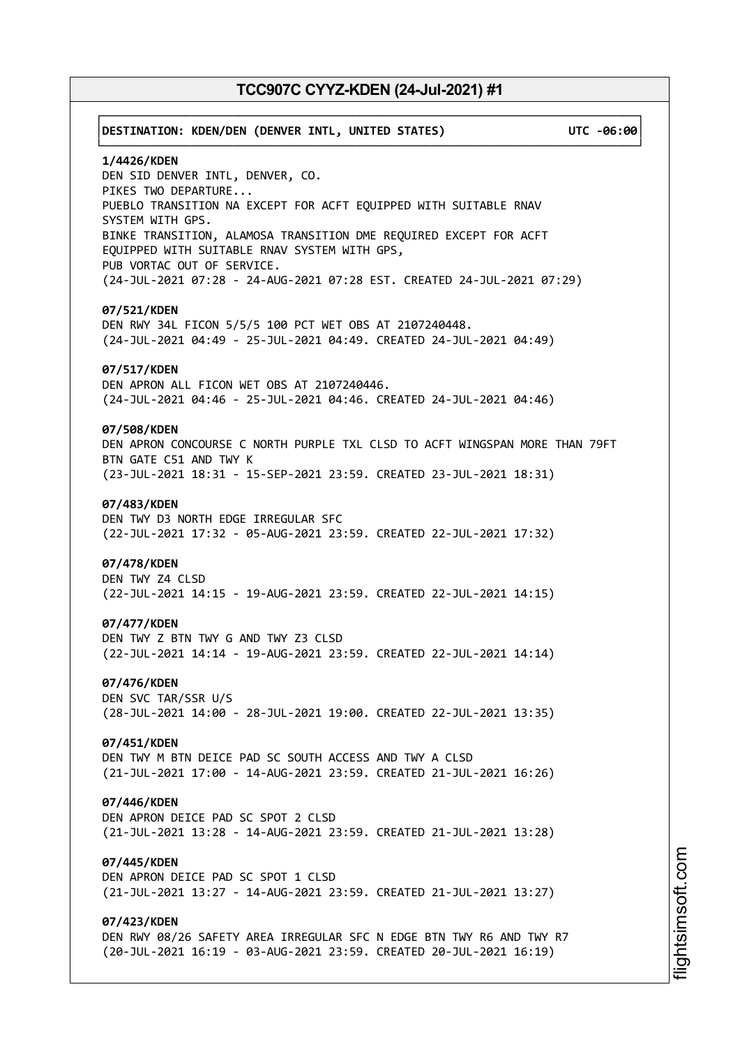**DESTINATION: KDEN/DEN (DENVER INTL, UNITED STATES) UTC -06:00**

**1/4426/KDEN**
DEN SID DENVER INTL, DENVER, CO.
PIKES TWO DEPARTURE...
PUEBLO TRANSITION NA EXCEPT FOR ACFT EQUIPPED WITH SUITABLE RNAV SYSTEM WITH GPS.
BINKE TRANSITION, ALAMOSA TRANSITION DME REQUIRED EXCEPT FOR ACFT EQUIPPED WITH SUITABLE RNAV SYSTEM WITH GPS,
PUB VORTAC OUT OF SERVICE.
(24-JUL-2021 07:28 - 24-AUG-2021 07:28 EST. CREATED 24-JUL-2021 07:29)

**07/521/KDEN**
DEN RWY 34L FICON 5/5/5 100 PCT WET OBS AT 2107240448.
(24-JUL-2021 04:49 - 25-JUL-2021 04:49. CREATED 24-JUL-2021 04:49)

**07/517/KDEN**
DEN APRON ALL FICON WET OBS AT 2107240446.
(24-JUL-2021 04:46 - 25-JUL-2021 04:46. CREATED 24-JUL-2021 04:46)

**07/508/KDEN**
DEN APRON CONCOURSE C NORTH PURPLE TXL CLSD TO ACFT WINGSPAN MORE THAN 79FT BTN GATE C51 AND TWY K
(23-JUL-2021 18:31 - 15-SEP-2021 23:59. CREATED 23-JUL-2021 18:31)

**07/483/KDEN**
DEN TWY D3 NORTH EDGE IRREGULAR SFC
(22-JUL-2021 17:32 - 05-AUG-2021 23:59. CREATED 22-JUL-2021 17:32)

**07/478/KDEN**
DEN TWY Z4 CLSD
(22-JUL-2021 14:15 - 19-AUG-2021 23:59. CREATED 22-JUL-2021 14:15)

**07/477/KDEN**
DEN TWY Z BTN TWY G AND TWY Z3 CLSD
(22-JUL-2021 14:14 - 19-AUG-2021 23:59. CREATED 22-JUL-2021 14:14)

**07/476/KDEN**
DEN SVC TAR/SSR U/S
(28-JUL-2021 14:00 - 28-JUL-2021 19:00. CREATED 22-JUL-2021 13:35)

**07/451/KDEN**
DEN TWY M BTN DEICE PAD SC SOUTH ACCESS AND TWY A CLSD
(21-JUL-2021 17:00 - 14-AUG-2021 23:59. CREATED 21-JUL-2021 16:26)

**07/446/KDEN**
DEN APRON DEICE PAD SC SPOT 2 CLSD
(21-JUL-2021 13:28 - 14-AUG-2021 23:59. CREATED 21-JUL-2021 13:28)

**07/445/KDEN**
DEN APRON DEICE PAD SC SPOT 1 CLSD
(21-JUL-2021 13:27 - 14-AUG-2021 23:59. CREATED 21-JUL-2021 13:27)

**07/423/KDEN**
DEN RWY 08/26 SAFETY AREA IRREGULAR SFC N EDGE BTN TWY R6 AND TWY R7
(20-JUL-2021 16:19 - 03-AUG-2021 23:59. CREATED 20-JUL-2021 16:19)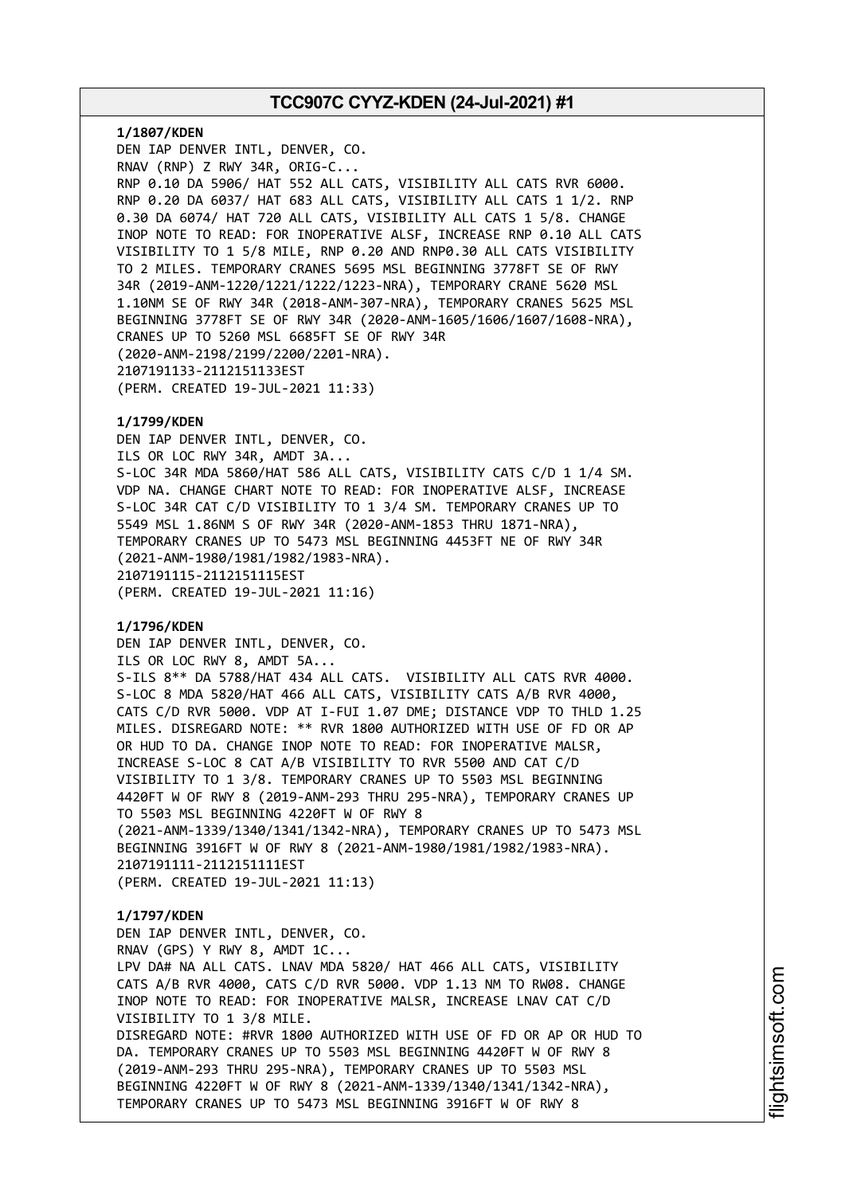**1/1807/KDEN**
DEN IAP DENVER INTL, DENVER, CO.
RNAV (RNP) Z RWY 34R, ORIG-C...
RNP 0.10 DA 5906/ HAT 552 ALL CATS, VISIBILITY ALL CATS RVR 6000.
RNP 0.20 DA 6037/ HAT 683 ALL CATS, VISIBILITY ALL CATS 1 1/2. RNP
0.30 DA 6074/ HAT 720 ALL CATS, VISIBILITY ALL CATS 1 5/8. CHANGE
INOP NOTE TO READ: FOR INOPERATIVE ALSF, INCREASE RNP 0.10 ALL CATS
VISIBILITY TO 1 5/8 MILE, RNP 0.20 AND RNP0.30 ALL CATS VISIBILITY
TO 2 MILES. TEMPORARY CRANES 5695 MSL BEGINNING 3778FT SE OF RWY
34R (2019-ANM-1220/1221/1222/1223-NRA), TEMPORARY CRANE 5620 MSL
1.10NM SE OF RWY 34R (2018-ANM-307-NRA), TEMPORARY CRANES 5625 MSL
BEGINNING 3778FT SE OF RWY 34R (2020-ANM-1605/1606/1607/1608-NRA),
CRANES UP TO 5260 MSL 6685FT SE OF RWY 34R
(2020-ANM-2198/2199/2200/2201-NRA).
2107191133-2112151133EST
(PERM. CREATED 19-JUL-2021 11:33)

**1/1799/KDEN**
DEN IAP DENVER INTL, DENVER, CO.
ILS OR LOC RWY 34R, AMDT 3A...
S-LOC 34R MDA 5860/HAT 586 ALL CATS, VISIBILITY CATS C/D 1 1/4 SM.
VDP NA. CHANGE CHART NOTE TO READ: FOR INOPERATIVE ALSF, INCREASE
S-LOC 34R CAT C/D VISIBILITY TO 1 3/4 SM. TEMPORARY CRANES UP TO
5549 MSL 1.86NM S OF RWY 34R (2020-ANM-1853 THRU 1871-NRA),
TEMPORARY CRANES UP TO 5473 MSL BEGINNING 4453FT NE OF RWY 34R
(2021-ANM-1980/1981/1982/1983-NRA).
2107191115-2112151115EST
(PERM. CREATED 19-JUL-2021 11:16)

**1/1796/KDEN**
DEN IAP DENVER INTL, DENVER, CO.
ILS OR LOC RWY 8, AMDT 5A...
S-ILS 8** DA 5788/HAT 434 ALL CATS. VISIBILITY ALL CATS RVR 4000.
S-LOC 8 MDA 5820/HAT 466 ALL CATS, VISIBILITY CATS A/B RVR 4000,
CATS C/D RVR 5000. VDP AT I-FUI 1.07 DME; DISTANCE VDP TO THLD 1.25
MILES. DISREGARD NOTE: ** RVR 1800 AUTHORIZED WITH USE OF FD OR AP
OR HUD TO DA. CHANGE INOP NOTE TO READ: FOR INOPERATIVE MALSR,
INCREASE S-LOC 8 CAT A/B VISIBILITY TO RVR 5500 AND CAT C/D
VISIBILITY TO 1 3/8. TEMPORARY CRANES UP TO 5503 MSL BEGINNING
4420FT W OF RWY 8 (2019-ANM-293 THRU 295-NRA), TEMPORARY CRANES UP
TO 5503 MSL BEGINNING 4220FT W OF RWY 8
(2021-ANM-1339/1340/1341/1342-NRA), TEMPORARY CRANES UP TO 5473 MSL
BEGINNING 3916FT W OF RWY 8 (2021-ANM-1980/1981/1982/1983-NRA).
2107191111-2112151111EST
(PERM. CREATED 19-JUL-2021 11:13)

**1/1797/KDEN**
DEN IAP DENVER INTL, DENVER, CO.
RNAV (GPS) Y RWY 8, AMDT 1C...
LPV DA# NA ALL CATS. LNAV MDA 5820/ HAT 466 ALL CATS, VISIBILITY
CATS A/B RVR 4000, CATS C/D RVR 5000. VDP 1.13 NM TO RW08. CHANGE
INOP NOTE TO READ: FOR INOPERATIVE MALSR, INCREASE LNAV CAT C/D
VISIBILITY TO 1 3/8 MILE.
DISREGARD NOTE: #RVR 1800 AUTHORIZED WITH USE OF FD OR AP OR HUD TO
DA. TEMPORARY CRANES UP TO 5503 MSL BEGINNING 4420FT W OF RWY 8
(2019-ANM-293 THRU 295-NRA), TEMPORARY CRANES UP TO 5503 MSL
BEGINNING 4220FT W OF RWY 8 (2021-ANM-1339/1340/1341/1342-NRA),
TEMPORARY CRANES UP TO 5473 MSL BEGINNING 3916FT W OF RWY 8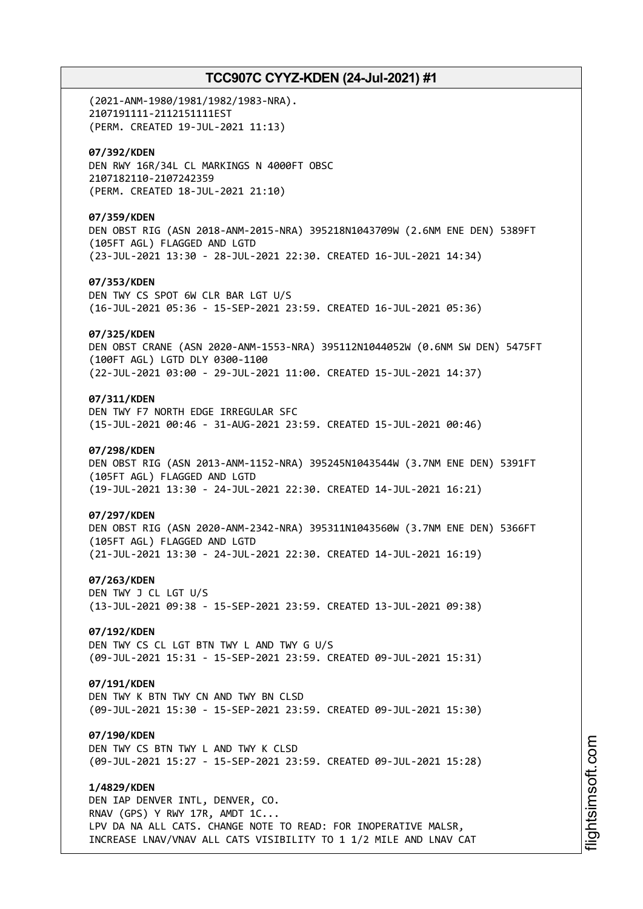(2021-ANM-1980/1981/1982/1983-NRA).
2107191111-2112151111EST
(PERM. CREATED 19-JUL-2021 11:13)

**07/392/KDEN**
DEN RWY 16R/34L CL MARKINGS N 4000FT OBSC
2107182110-2107242359
(PERM. CREATED 18-JUL-2021 21:10)

**07/359/KDEN**
DEN OBST RIG (ASN 2018-ANM-2015-NRA) 395218N1043709W (2.6NM ENE DEN) 5389FT
(105FT AGL) FLAGGED AND LGTD
(23-JUL-2021 13:30 - 28-JUL-2021 22:30. CREATED 16-JUL-2021 14:34)

**07/353/KDEN**
DEN TWY CS SPOT 6W CLR BAR LGT U/S
(16-JUL-2021 05:36 - 15-SEP-2021 23:59. CREATED 16-JUL-2021 05:36)

**07/325/KDEN**
DEN OBST CRANE (ASN 2020-ANM-1553-NRA) 395112N1044052W (0.6NM SW DEN) 5475FT
(100FT AGL) LGTD DLY 0300-1100
(22-JUL-2021 03:00 - 29-JUL-2021 11:00. CREATED 15-JUL-2021 14:37)

**07/311/KDEN**
DEN TWY F7 NORTH EDGE IRREGULAR SFC
(15-JUL-2021 00:46 - 31-AUG-2021 23:59. CREATED 15-JUL-2021 00:46)

**07/298/KDEN**
DEN OBST RIG (ASN 2013-ANM-1152-NRA) 395245N1043544W (3.7NM ENE DEN) 5391FT
(105FT AGL) FLAGGED AND LGTD
(19-JUL-2021 13:30 - 24-JUL-2021 22:30. CREATED 14-JUL-2021 16:21)

**07/297/KDEN**
DEN OBST RIG (ASN 2020-ANM-2342-NRA) 395311N1043560W (3.7NM ENE DEN) 5366FT
(105FT AGL) FLAGGED AND LGTD
(21-JUL-2021 13:30 - 24-JUL-2021 22:30. CREATED 14-JUL-2021 16:19)

**07/263/KDEN**
DEN TWY J CL LGT U/S
(13-JUL-2021 09:38 - 15-SEP-2021 23:59. CREATED 13-JUL-2021 09:38)

**07/192/KDEN**
DEN TWY CS CL LGT BTN TWY L AND TWY G U/S
(09-JUL-2021 15:31 - 15-SEP-2021 23:59. CREATED 09-JUL-2021 15:31)

**07/191/KDEN**
DEN TWY K BTN TWY CN AND TWY BN CLSD
(09-JUL-2021 15:30 - 15-SEP-2021 23:59. CREATED 09-JUL-2021 15:30)

**07/190/KDEN**
DEN TWY CS BTN TWY L AND TWY K CLSD
(09-JUL-2021 15:27 - 15-SEP-2021 23:59. CREATED 09-JUL-2021 15:28)

**1/4829/KDEN**
DEN IAP DENVER INTL, DENVER, CO.
RNAV (GPS) Y RWY 17R, AMDT 1C...
LPV DA NA ALL CATS. CHANGE NOTE TO READ: FOR INOPERATIVE MALSR,
INCREASE LNAV/VNAV ALL CATS VISIBILITY TO 1 1/2 MILE AND LNAV CAT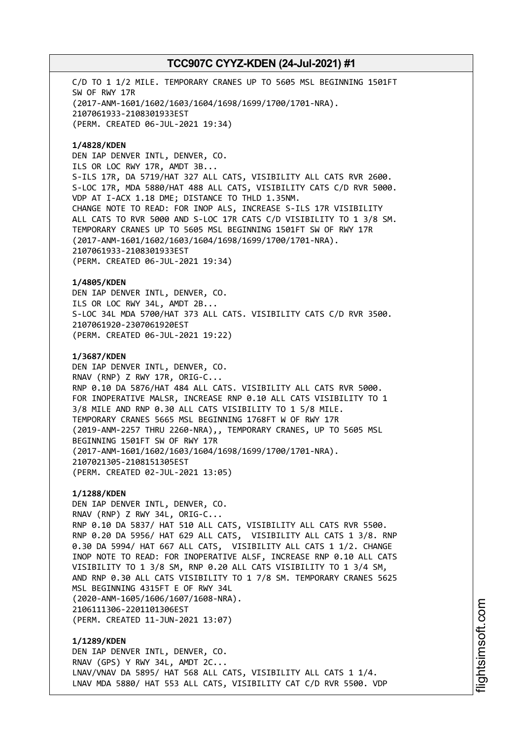C/D TO 1 1/2 MILE. TEMPORARY CRANES UP TO 5605 MSL BEGINNING 1501FT SW OF RWY 17R (2017-ANM-1601/1602/1603/1604/1698/1699/1700/1701-NRA). 2107061933-2108301933EST (PERM. CREATED 06-JUL-2021 19:34)

**1/4828/KDEN**
DEN IAP DENVER INTL, DENVER, CO.
ILS OR LOC RWY 17R, AMDT 3B...
S-ILS 17R, DA 5719/HAT 327 ALL CATS, VISIBILITY ALL CATS RVR 2600.
S-LOC 17R, MDA 5880/HAT 488 ALL CATS, VISIBILITY CATS C/D RVR 5000.
VDP AT I-ACX 1.18 DME; DISTANCE TO THLD 1.35NM.
CHANGE NOTE TO READ: FOR INOP ALS, INCREASE S-ILS 17R VISIBILITY ALL CATS TO RVR 5000 AND S-LOC 17R CATS C/D VISIBILITY TO 1 3/8 SM.
TEMPORARY CRANES UP TO 5605 MSL BEGINNING 1501FT SW OF RWY 17R (2017-ANM-1601/1602/1603/1604/1698/1699/1700/1701-NRA).
2107061933-2108301933EST
(PERM. CREATED 06-JUL-2021 19:34)

**1/4805/KDEN**
DEN IAP DENVER INTL, DENVER, CO.
ILS OR LOC RWY 34L, AMDT 2B...
S-LOC 34L MDA 5700/HAT 373 ALL CATS. VISIBILITY CATS C/D RVR 3500.
2107061920-2307061920EST
(PERM. CREATED 06-JUL-2021 19:22)

**1/3687/KDEN**
DEN IAP DENVER INTL, DENVER, CO.
RNAV (RNP) Z RWY 17R, ORIG-C...
RNP 0.10 DA 5876/HAT 484 ALL CATS. VISIBILITY ALL CATS RVR 5000.
FOR INOPERATIVE MALSR, INCREASE RNP 0.10 ALL CATS VISIBILITY TO 1 3/8 MILE AND RNP 0.30 ALL CATS VISIBILITY TO 1 5/8 MILE.
TEMPORARY CRANES 5665 MSL BEGINNING 1768FT W OF RWY 17R (2019-ANM-2257 THRU 2260-NRA),, TEMPORARY CRANES, UP TO 5605 MSL BEGINNING 1501FT SW OF RWY 17R (2017-ANM-1601/1602/1603/1604/1698/1699/1700/1701-NRA).
2107021305-2108151305EST
(PERM. CREATED 02-JUL-2021 13:05)

**1/1288/KDEN**
DEN IAP DENVER INTL, DENVER, CO.
RNAV (RNP) Z RWY 34L, ORIG-C...
RNP 0.10 DA 5837/ HAT 510 ALL CATS, VISIBILITY ALL CATS RVR 5500.
RNP 0.20 DA 5956/ HAT 629 ALL CATS, VISIBILITY ALL CATS 1 3/8. RNP 0.30 DA 5994/ HAT 667 ALL CATS, VISIBILITY ALL CATS 1 1/2. CHANGE INOP NOTE TO READ: FOR INOPERATIVE ALSF, INCREASE RNP 0.10 ALL CATS VISIBILITY TO 1 3/8 SM, RNP 0.20 ALL CATS VISIBILITY TO 1 3/4 SM, AND RNP 0.30 ALL CATS VISIBILITY TO 1 7/8 SM. TEMPORARY CRANES 5625 MSL BEGINNING 4315FT E OF RWY 34L (2020-ANM-1605/1606/1607/1608-NRA).
2106111306-2201101306EST
(PERM. CREATED 11-JUN-2021 13:07)

**1/1289/KDEN**
DEN IAP DENVER INTL, DENVER, CO.
RNAV (GPS) Y RWY 34L, AMDT 2C...
LNAV/VNAV DA 5895/ HAT 568 ALL CATS, VISIBILITY ALL CATS 1 1/4.
LNAV MDA 5880/ HAT 553 ALL CATS, VISIBILITY CAT C/D RVR 5500. VDP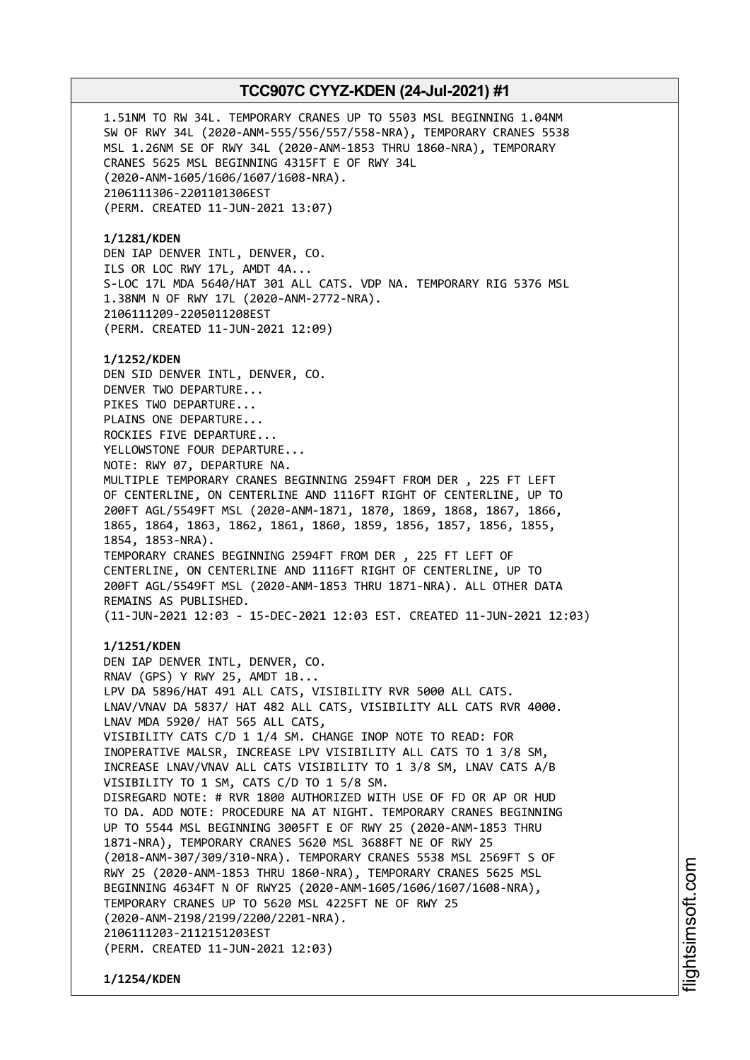1.51NM TO RW 34L. TEMPORARY CRANES UP TO 5503 MSL BEGINNING 1.04NM SW OF RWY 34L (2020-ANM-555/556/557/558-NRA), TEMPORARY CRANES 5538 MSL 1.26NM SE OF RWY 34L (2020-ANM-1853 THRU 1860-NRA), TEMPORARY CRANES 5625 MSL BEGINNING 4315FT E OF RWY 34L (2020-ANM-1605/1606/1607/1608-NRA).
2106111306-2201101306EST
(PERM. CREATED 11-JUN-2021 13:07)

**1/1281/KDEN**
DEN IAP DENVER INTL, DENVER, CO.
ILS OR LOC RWY 17L, AMDT 4A...
S-LOC 17L MDA 5640/HAT 301 ALL CATS. VDP NA. TEMPORARY RIG 5376 MSL 1.38NM N OF RWY 17L (2020-ANM-2772-NRA).
2106111209-2205011208EST
(PERM. CREATED 11-JUN-2021 12:09)

**1/1252/KDEN**
DEN SID DENVER INTL, DENVER, CO.
DENVER TWO DEPARTURE...
PIKES TWO DEPARTURE...
PLAINS ONE DEPARTURE...
ROCKIES FIVE DEPARTURE...
YELLOWSTONE FOUR DEPARTURE...
NOTE: RWY 07, DEPARTURE NA.
MULTIPLE TEMPORARY CRANES BEGINNING 2594FT FROM DER , 225 FT LEFT OF CENTERLINE, ON CENTERLINE AND 1116FT RIGHT OF CENTERLINE, UP TO 200FT AGL/5549FT MSL (2020-ANM-1871, 1870, 1869, 1868, 1867, 1866, 1865, 1864, 1863, 1862, 1861, 1860, 1859, 1856, 1857, 1856, 1855, 1854, 1853-NRA).
TEMPORARY CRANES BEGINNING 2594FT FROM DER , 225 FT LEFT OF CENTERLINE, ON CENTERLINE AND 1116FT RIGHT OF CENTERLINE, UP TO 200FT AGL/5549FT MSL (2020-ANM-1853 THRU 1871-NRA). ALL OTHER DATA REMAINS AS PUBLISHED.
(11-JUN-2021 12:03 - 15-DEC-2021 12:03 EST. CREATED 11-JUN-2021 12:03)

**1/1251/KDEN**
DEN IAP DENVER INTL, DENVER, CO.
RNAV (GPS) Y RWY 25, AMDT 1B...
LPV DA 5896/HAT 491 ALL CATS, VISIBILITY RVR 5000 ALL CATS.
LNAV/VNAV DA 5837/ HAT 482 ALL CATS, VISIBILITY ALL CATS RVR 4000.
LNAV MDA 5920/ HAT 565 ALL CATS,
VISIBILITY CATS C/D 1 1/4 SM. CHANGE INOP NOTE TO READ: FOR INOPERATIVE MALSR, INCREASE LPV VISIBILITY ALL CATS TO 1 3/8 SM, INCREASE LNAV/VNAV ALL CATS VISIBILITY TO 1 3/8 SM, LNAV CATS A/B VISIBILITY TO 1 SM, CATS C/D TO 1 5/8 SM.
DISREGARD NOTE: # RVR 1800 AUTHORIZED WITH USE OF FD OR AP OR HUD TO DA. ADD NOTE: PROCEDURE NA AT NIGHT. TEMPORARY CRANES BEGINNING UP TO 5544 MSL BEGINNING 3005FT E OF RWY 25 (2020-ANM-1853 THRU 1871-NRA), TEMPORARY CRANES 5620 MSL 3688FT NE OF RWY 25 (2018-ANM-307/309/310-NRA). TEMPORARY CRANES 5538 MSL 2569FT S OF RWY 25 (2020-ANM-1853 THRU 1860-NRA), TEMPORARY CRANES 5625 MSL BEGINNING 4634FT N OF RWY25 (2020-ANM-1605/1606/1607/1608-NRA), TEMPORARY CRANES UP TO 5620 MSL 4225FT NE OF RWY 25 (2020-ANM-2198/2199/2200/2201-NRA).
2106111203-2112151203EST
(PERM. CREATED 11-JUN-2021 12:03)

**1/1254/KDEN**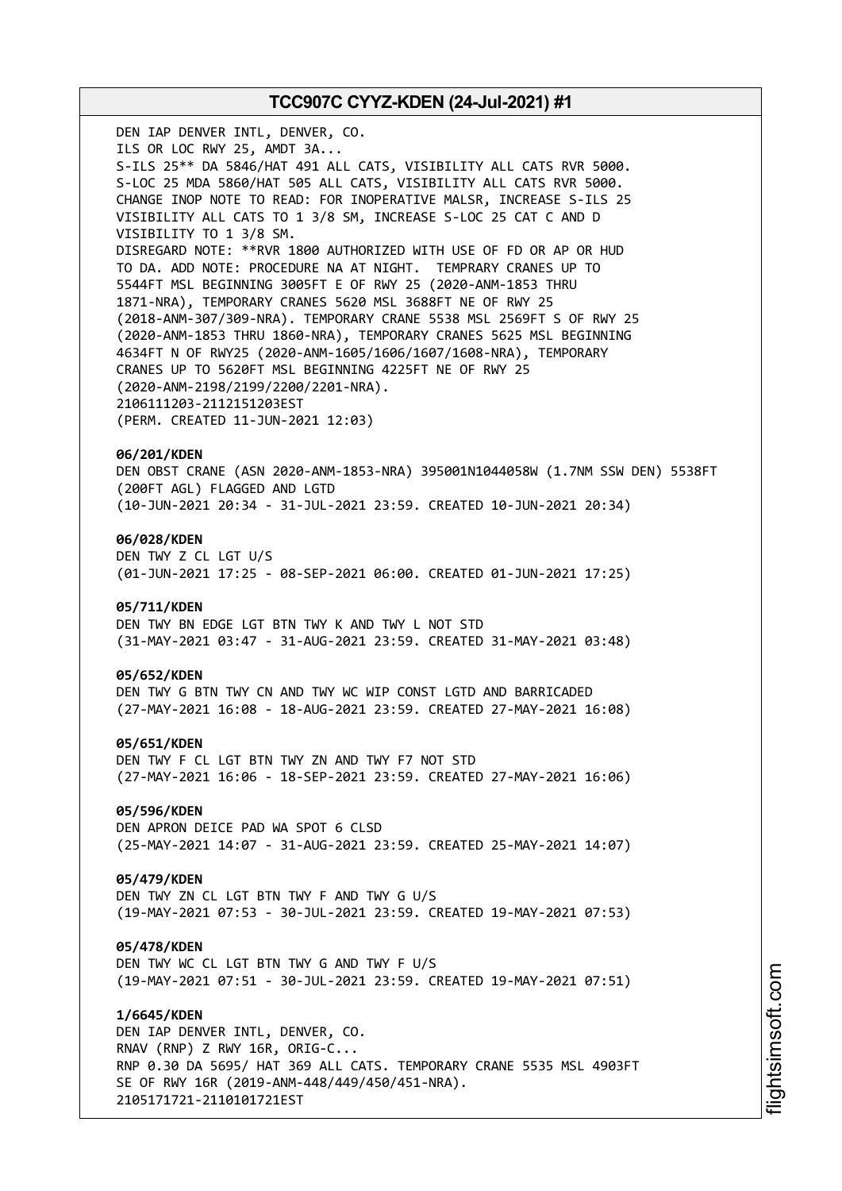DEN IAP DENVER INTL, DENVER, CO.
ILS OR LOC RWY 25, AMDT 3A...
S-ILS 25** DA 5846/HAT 491 ALL CATS, VISIBILITY ALL CATS RVR 5000.
S-LOC 25 MDA 5860/HAT 505 ALL CATS, VISIBILITY ALL CATS RVR 5000.
CHANGE INOP NOTE TO READ: FOR INOPERATIVE MALSR, INCREASE S-ILS 25
VISIBILITY ALL CATS TO 1 3/8 SM, INCREASE S-LOC 25 CAT C AND D
VISIBILITY TO 1 3/8 SM.
DISREGARD NOTE: **RVR 1800 AUTHORIZED WITH USE OF FD OR AP OR HUD
TO DA. ADD NOTE: PROCEDURE NA AT NIGHT. TEMPRARY CRANES UP TO
5544FT MSL BEGINNING 3005FT E OF RWY 25 (2020-ANM-1853 THRU
1871-NRA), TEMPORARY CRANES 5620 MSL 3688FT NE OF RWY 25
(2018-ANM-307/309-NRA). TEMPORARY CRANE 5538 MSL 2569FT S OF RWY 25
(2020-ANM-1853 THRU 1860-NRA), TEMPORARY CRANES 5625 MSL BEGINNING
4634FT N OF RWY25 (2020-ANM-1605/1606/1607/1608-NRA), TEMPORARY
CRANES UP TO 5620FT MSL BEGINNING 4225FT NE OF RWY 25
(2020-ANM-2198/2199/2200/2201-NRA).
2106111203-2112151203EST
(PERM. CREATED 11-JUN-2021 12:03)

**06/201/KDEN**
DEN OBST CRANE (ASN 2020-ANM-1853-NRA) 395001N1044058W (1.7NM SSW DEN) 5538FT
(200FT AGL) FLAGGED AND LGTD
(10-JUN-2021 20:34 - 31-JUL-2021 23:59. CREATED 10-JUN-2021 20:34)

**06/028/KDEN**
DEN TWY Z CL LGT U/S
(01-JUN-2021 17:25 - 08-SEP-2021 06:00. CREATED 01-JUN-2021 17:25)

**05/711/KDEN**
DEN TWY BN EDGE LGT BTN TWY K AND TWY L NOT STD
(31-MAY-2021 03:47 - 31-AUG-2021 23:59. CREATED 31-MAY-2021 03:48)

**05/652/KDEN**
DEN TWY G BTN TWY CN AND TWY WC WIP CONST LGTD AND BARRICADED
(27-MAY-2021 16:08 - 18-AUG-2021 23:59. CREATED 27-MAY-2021 16:08)

**05/651/KDEN**
DEN TWY F CL LGT BTN TWY ZN AND TWY F7 NOT STD
(27-MAY-2021 16:06 - 18-SEP-2021 23:59. CREATED 27-MAY-2021 16:06)

**05/596/KDEN**
DEN APRON DEICE PAD WA SPOT 6 CLSD
(25-MAY-2021 14:07 - 31-AUG-2021 23:59. CREATED 25-MAY-2021 14:07)

**05/479/KDEN**
DEN TWY ZN CL LGT BTN TWY F AND TWY G U/S
(19-MAY-2021 07:53 - 30-JUL-2021 23:59. CREATED 19-MAY-2021 07:53)

**05/478/KDEN**
DEN TWY WC CL LGT BTN TWY G AND TWY F U/S
(19-MAY-2021 07:51 - 30-JUL-2021 23:59. CREATED 19-MAY-2021 07:51)

**1/6645/KDEN**
DEN IAP DENVER INTL, DENVER, CO.
RNAV (RNP) Z RWY 16R, ORIG-C...
RNP 0.30 DA 5695/ HAT 369 ALL CATS. TEMPORARY CRANE 5535 MSL 4903FT
SE OF RWY 16R (2019-ANM-448/449/450/451-NRA).
2105171721-2110101721EST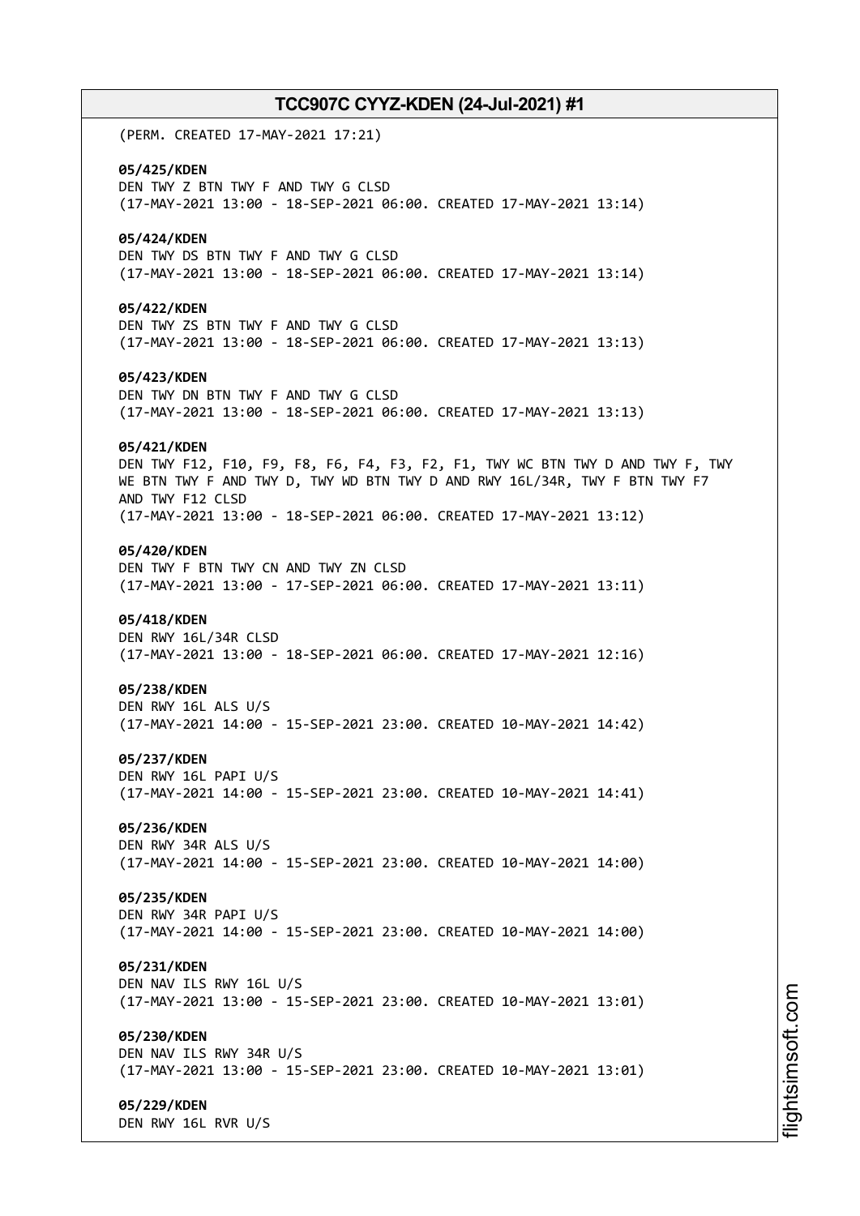(PERM. CREATED 17-MAY-2021 17:21)

**05/425/KDEN**
DEN TWY Z BTN TWY F AND TWY G CLSD
(17-MAY-2021 13:00 - 18-SEP-2021 06:00. CREATED 17-MAY-2021 13:14)

**05/424/KDEN**
DEN TWY DS BTN TWY F AND TWY G CLSD
(17-MAY-2021 13:00 - 18-SEP-2021 06:00. CREATED 17-MAY-2021 13:14)

**05/422/KDEN**
DEN TWY ZS BTN TWY F AND TWY G CLSD
(17-MAY-2021 13:00 - 18-SEP-2021 06:00. CREATED 17-MAY-2021 13:13)

**05/423/KDEN**
DEN TWY DN BTN TWY F AND TWY G CLSD
(17-MAY-2021 13:00 - 18-SEP-2021 06:00. CREATED 17-MAY-2021 13:13)

**05/421/KDEN**
DEN TWY F12, F10, F9, F8, F6, F4, F3, F2, F1, TWY WC BTN TWY D AND TWY F, TWY WE BTN TWY F AND TWY D, TWY WD BTN TWY D AND RWY 16L/34R, TWY F BTN TWY F7 AND TWY F12 CLSD
(17-MAY-2021 13:00 - 18-SEP-2021 06:00. CREATED 17-MAY-2021 13:12)

**05/420/KDEN**
DEN TWY F BTN TWY CN AND TWY ZN CLSD
(17-MAY-2021 13:00 - 17-SEP-2021 06:00. CREATED 17-MAY-2021 13:11)

**05/418/KDEN**
DEN RWY 16L/34R CLSD
(17-MAY-2021 13:00 - 18-SEP-2021 06:00. CREATED 17-MAY-2021 12:16)

**05/238/KDEN**
DEN RWY 16L ALS U/S
(17-MAY-2021 14:00 - 15-SEP-2021 23:00. CREATED 10-MAY-2021 14:42)

**05/237/KDEN**
DEN RWY 16L PAPI U/S
(17-MAY-2021 14:00 - 15-SEP-2021 23:00. CREATED 10-MAY-2021 14:41)

**05/236/KDEN**
DEN RWY 34R ALS U/S
(17-MAY-2021 14:00 - 15-SEP-2021 23:00. CREATED 10-MAY-2021 14:00)

**05/235/KDEN**
DEN RWY 34R PAPI U/S
(17-MAY-2021 14:00 - 15-SEP-2021 23:00. CREATED 10-MAY-2021 14:00)

**05/231/KDEN**
DEN NAV ILS RWY 16L U/S
(17-MAY-2021 13:00 - 15-SEP-2021 23:00. CREATED 10-MAY-2021 13:01)

**05/230/KDEN**
DEN NAV ILS RWY 34R U/S
(17-MAY-2021 13:00 - 15-SEP-2021 23:00. CREATED 10-MAY-2021 13:01)

**05/229/KDEN**
DEN RWY 16L RVR U/S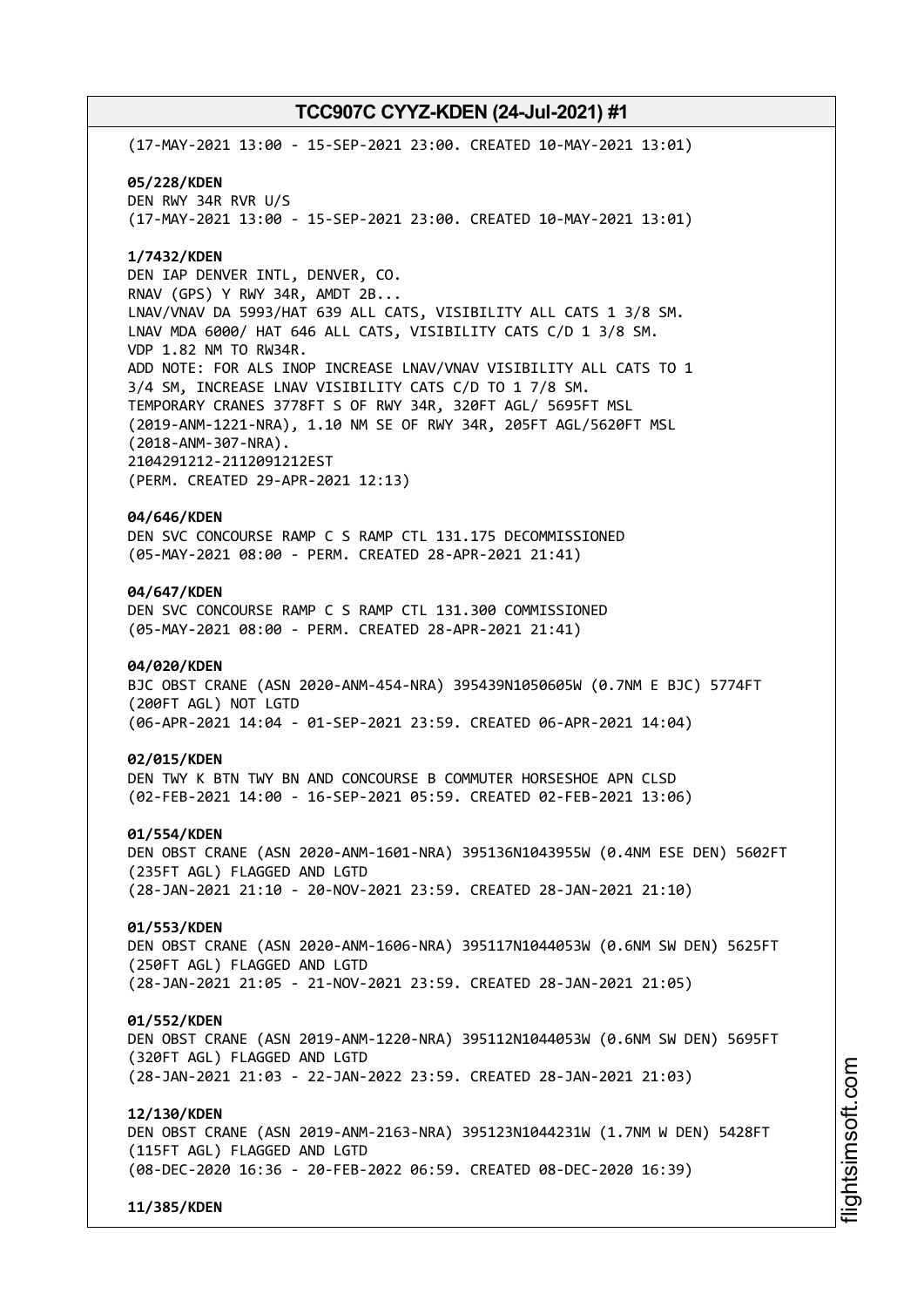(17-MAY-2021 13:00 - 15-SEP-2021 23:00. CREATED 10-MAY-2021 13:01)

**05/228/KDEN**
DEN RWY 34R RVR U/S
(17-MAY-2021 13:00 - 15-SEP-2021 23:00. CREATED 10-MAY-2021 13:01)

**1/7432/KDEN**
DEN IAP DENVER INTL, DENVER, CO.
RNAV (GPS) Y RWY 34R, AMDT 2B...
LNAV/VNAV DA 5993/HAT 639 ALL CATS, VISIBILITY ALL CATS 1 3/8 SM.
LNAV MDA 6000/ HAT 646 ALL CATS, VISIBILITY CATS C/D 1 3/8 SM.
VDP 1.82 NM TO RW34R.
ADD NOTE: FOR ALS INOP INCREASE LNAV/VNAV VISIBILITY ALL CATS TO 1 3/4 SM, INCREASE LNAV VISIBILITY CATS C/D TO 1 7/8 SM.
TEMPORARY CRANES 3778FT S OF RWY 34R, 320FT AGL/ 5695FT MSL (2019-ANM-1221-NRA), 1.10 NM SE OF RWY 34R, 205FT AGL/5620FT MSL (2018-ANM-307-NRA).
2104291212-2112091212EST
(PERM. CREATED 29-APR-2021 12:13)

**04/646/KDEN**
DEN SVC CONCOURSE RAMP C S RAMP CTL 131.175 DECOMMISSIONED
(05-MAY-2021 08:00 - PERM. CREATED 28-APR-2021 21:41)

**04/647/KDEN**
DEN SVC CONCOURSE RAMP C S RAMP CTL 131.300 COMMISSIONED
(05-MAY-2021 08:00 - PERM. CREATED 28-APR-2021 21:41)

**04/020/KDEN**
BJC OBST CRANE (ASN 2020-ANM-454-NRA) 395439N1050605W (0.7NM E BJC) 5774FT (200FT AGL) NOT LGTD
(06-APR-2021 14:04 - 01-SEP-2021 23:59. CREATED 06-APR-2021 14:04)

**02/015/KDEN**
DEN TWY K BTN TWY BN AND CONCOURSE B COMMUTER HORSESHOE APN CLSD
(02-FEB-2021 14:00 - 16-SEP-2021 05:59. CREATED 02-FEB-2021 13:06)

**01/554/KDEN**
DEN OBST CRANE (ASN 2020-ANM-1601-NRA) 395136N1043955W (0.4NM ESE DEN) 5602FT (235FT AGL) FLAGGED AND LGTD
(28-JAN-2021 21:10 - 20-NOV-2021 23:59. CREATED 28-JAN-2021 21:10)

**01/553/KDEN**
DEN OBST CRANE (ASN 2020-ANM-1606-NRA) 395117N1044053W (0.6NM SW DEN) 5625FT (250FT AGL) FLAGGED AND LGTD
(28-JAN-2021 21:05 - 21-NOV-2021 23:59. CREATED 28-JAN-2021 21:05)

**01/552/KDEN**
DEN OBST CRANE (ASN 2019-ANM-1220-NRA) 395112N1044053W (0.6NM SW DEN) 5695FT (320FT AGL) FLAGGED AND LGTD
(28-JAN-2021 21:03 - 22-JAN-2022 23:59. CREATED 28-JAN-2021 21:03)

**12/130/KDEN**
DEN OBST CRANE (ASN 2019-ANM-2163-NRA) 395123N1044231W (1.7NM W DEN) 5428FT (115FT AGL) FLAGGED AND LGTD
(08-DEC-2020 16:36 - 20-FEB-2022 06:59. CREATED 08-DEC-2020 16:39)

**11/385/KDEN**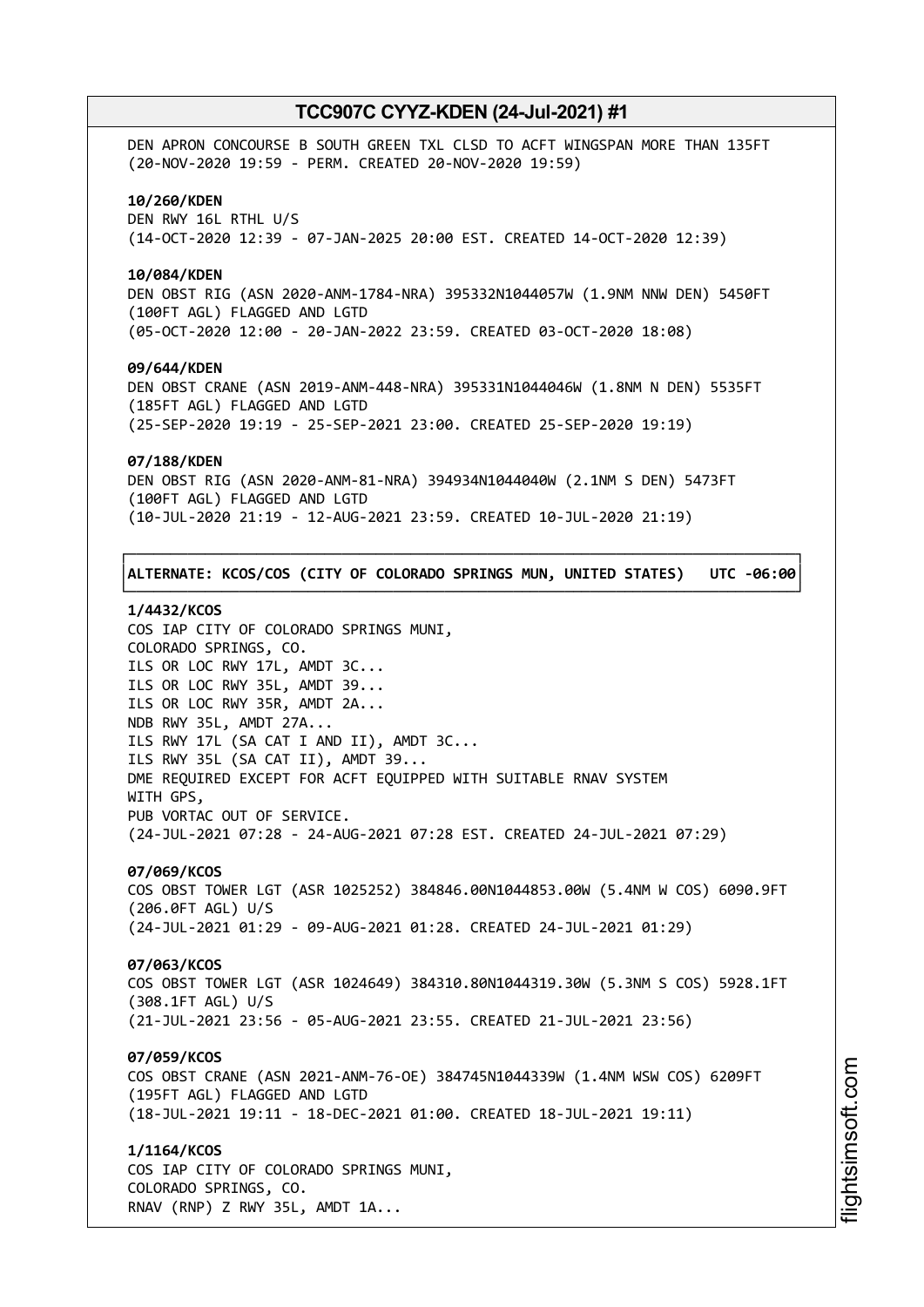DEN APRON CONCOURSE B SOUTH GREEN TXL CLSD TO ACFT WINGSPAN MORE THAN 135FT
(20-NOV-2020 19:59 - PERM. CREATED 20-NOV-2020 19:59)

**10/260/KDEN**
DEN RWY 16L RTHL U/S
(14-OCT-2020 12:39 - 07-JAN-2025 20:00 EST. CREATED 14-OCT-2020 12:39)

**10/084/KDEN**
DEN OBST RIG (ASN 2020-ANM-1784-NRA) 395332N1044057W (1.9NM NNW DEN) 5450FT
(100FT AGL) FLAGGED AND LGTD
(05-OCT-2020 12:00 - 20-JAN-2022 23:59. CREATED 03-OCT-2020 18:08)

**09/644/KDEN**
DEN OBST CRANE (ASN 2019-ANM-448-NRA) 395331N1044046W (1.8NM N DEN) 5535FT
(185FT AGL) FLAGGED AND LGTD
(25-SEP-2020 19:19 - 25-SEP-2021 23:00. CREATED 25-SEP-2020 19:19)

**07/188/KDEN**
DEN OBST RIG (ASN 2020-ANM-81-NRA) 394934N1044040W (2.1NM S DEN) 5473FT
(100FT AGL) FLAGGED AND LGTD
(10-JUL-2020 21:19 - 12-AUG-2021 23:59. CREATED 10-JUL-2020 21:19)

**ALTERNATE: KCOS/COS (CITY OF COLORADO SPRINGS MUN, UNITED STATES) UTC -06:00**

**1/4432/KCOS**
COS IAP CITY OF COLORADO SPRINGS MUNI,
COLORADO SPRINGS, CO.
ILS OR LOC RWY 17L, AMDT 3C...
ILS OR LOC RWY 35L, AMDT 39...
ILS OR LOC RWY 35R, AMDT 2A...
NDB RWY 35L, AMDT 27A...
ILS RWY 17L (SA CAT I AND II), AMDT 3C...
ILS RWY 35L (SA CAT II), AMDT 39...
DME REQUIRED EXCEPT FOR ACFT EQUIPPED WITH SUITABLE RNAV SYSTEM
WITH GPS,
PUB VORTAC OUT OF SERVICE.
(24-JUL-2021 07:28 - 24-AUG-2021 07:28 EST. CREATED 24-JUL-2021 07:29)

**07/069/KCOS**
COS OBST TOWER LGT (ASR 1025252) 384846.00N1044853.00W (5.4NM W COS) 6090.9FT
(206.0FT AGL) U/S
(24-JUL-2021 01:29 - 09-AUG-2021 01:28. CREATED 24-JUL-2021 01:29)

**07/063/KCOS**
COS OBST TOWER LGT (ASR 1024649) 384310.80N1044319.30W (5.3NM S COS) 5928.1FT
(308.1FT AGL) U/S
(21-JUL-2021 23:56 - 05-AUG-2021 23:55. CREATED 21-JUL-2021 23:56)

**07/059/KCOS**
COS OBST CRANE (ASN 2021-ANM-76-OE) 384745N1044339W (1.4NM WSW COS) 6209FT
(195FT AGL) FLAGGED AND LGTD
(18-JUL-2021 19:11 - 18-DEC-2021 01:00. CREATED 18-JUL-2021 19:11)

**1/1164/KCOS**
COS IAP CITY OF COLORADO SPRINGS MUNI,
COLORADO SPRINGS, CO.
RNAV (RNP) Z RWY 35L, AMDT 1A...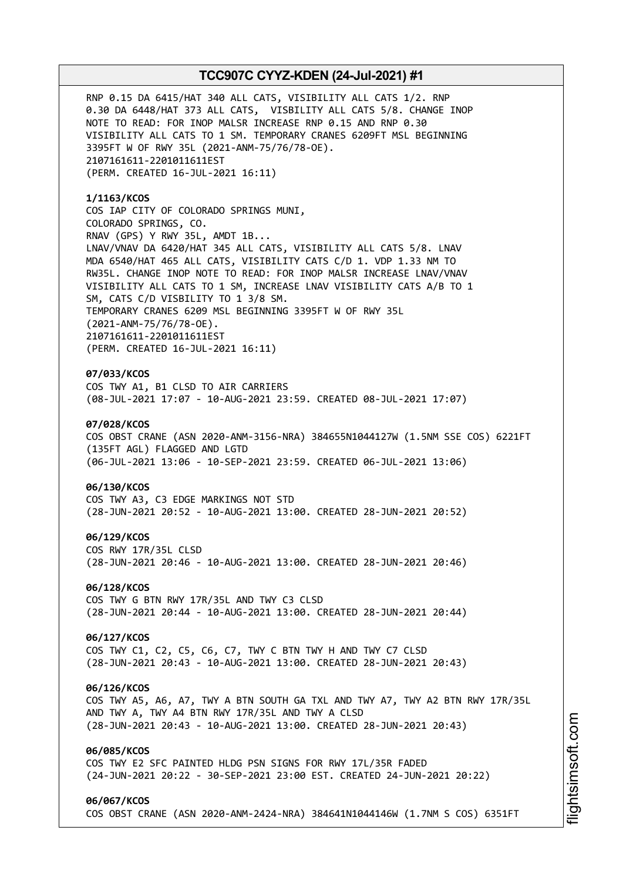RNP 0.15 DA 6415/HAT 340 ALL CATS, VISIBILITY ALL CATS 1/2. RNP 0.30 DA 6448/HAT 373 ALL CATS, VISBILITY ALL CATS 5/8. CHANGE INOP NOTE TO READ: FOR INOP MALSR INCREASE RNP 0.15 AND RNP 0.30 VISIBILITY ALL CATS TO 1 SM. TEMPORARY CRANES 6209FT MSL BEGINNING 3395FT W OF RWY 35L (2021-ANM-75/76/78-OE).
2107161611-2201011611EST
(PERM. CREATED 16-JUL-2021 16:11)

**1/1163/KCOS**
COS IAP CITY OF COLORADO SPRINGS MUNI,
COLORADO SPRINGS, CO.
RNAV (GPS) Y RWY 35L, AMDT 1B...
LNAV/VNAV DA 6420/HAT 345 ALL CATS, VISIBILITY ALL CATS 5/8. LNAV MDA 6540/HAT 465 ALL CATS, VISIBILITY CATS C/D 1. VDP 1.33 NM TO RW35L. CHANGE INOP NOTE TO READ: FOR INOP MALSR INCREASE LNAV/VNAV VISIBILITY ALL CATS TO 1 SM, INCREASE LNAV VISIBILITY CATS A/B TO 1 SM, CATS C/D VISIBILITY TO 1 3/8 SM.
TEMPORARY CRANES 6209 MSL BEGINNING 3395FT W OF RWY 35L (2021-ANM-75/76/78-OE).
2107161611-2201011611EST
(PERM. CREATED 16-JUL-2021 16:11)

**07/033/KCOS**
COS TWY A1, B1 CLSD TO AIR CARRIERS
(08-JUL-2021 17:07 - 10-AUG-2021 23:59. CREATED 08-JUL-2021 17:07)

**07/028/KCOS**
COS OBST CRANE (ASN 2020-ANM-3156-NRA) 384655N1044127W (1.5NM SSE COS) 6221FT (135FT AGL) FLAGGED AND LGTD
(06-JUL-2021 13:06 - 10-SEP-2021 23:59. CREATED 06-JUL-2021 13:06)

**06/130/KCOS**
COS TWY A3, C3 EDGE MARKINGS NOT STD
(28-JUN-2021 20:52 - 10-AUG-2021 13:00. CREATED 28-JUN-2021 20:52)

**06/129/KCOS**
COS RWY 17R/35L CLSD
(28-JUN-2021 20:46 - 10-AUG-2021 13:00. CREATED 28-JUN-2021 20:46)

**06/128/KCOS**
COS TWY G BTN RWY 17R/35L AND TWY C3 CLSD
(28-JUN-2021 20:44 - 10-AUG-2021 13:00. CREATED 28-JUN-2021 20:44)

**06/127/KCOS**
COS TWY C1, C2, C5, C6, C7, TWY C BTN TWY H AND TWY C7 CLSD
(28-JUN-2021 20:43 - 10-AUG-2021 13:00. CREATED 28-JUN-2021 20:43)

**06/126/KCOS**
COS TWY A5, A6, A7, TWY A BTN SOUTH GA TXL AND TWY A7, TWY A2 BTN RWY 17R/35L AND TWY A, TWY A4 BTN RWY 17R/35L AND TWY A CLSD
(28-JUN-2021 20:43 - 10-AUG-2021 13:00. CREATED 28-JUN-2021 20:43)

**06/085/KCOS**
COS TWY E2 SFC PAINTED HLDG PSN SIGNS FOR RWY 17L/35R FADED
(24-JUN-2021 20:22 - 30-SEP-2021 23:00 EST. CREATED 24-JUN-2021 20:22)

**06/067/KCOS**
COS OBST CRANE (ASN 2020-ANM-2424-NRA) 384641N1044146W (1.7NM S COS) 6351FT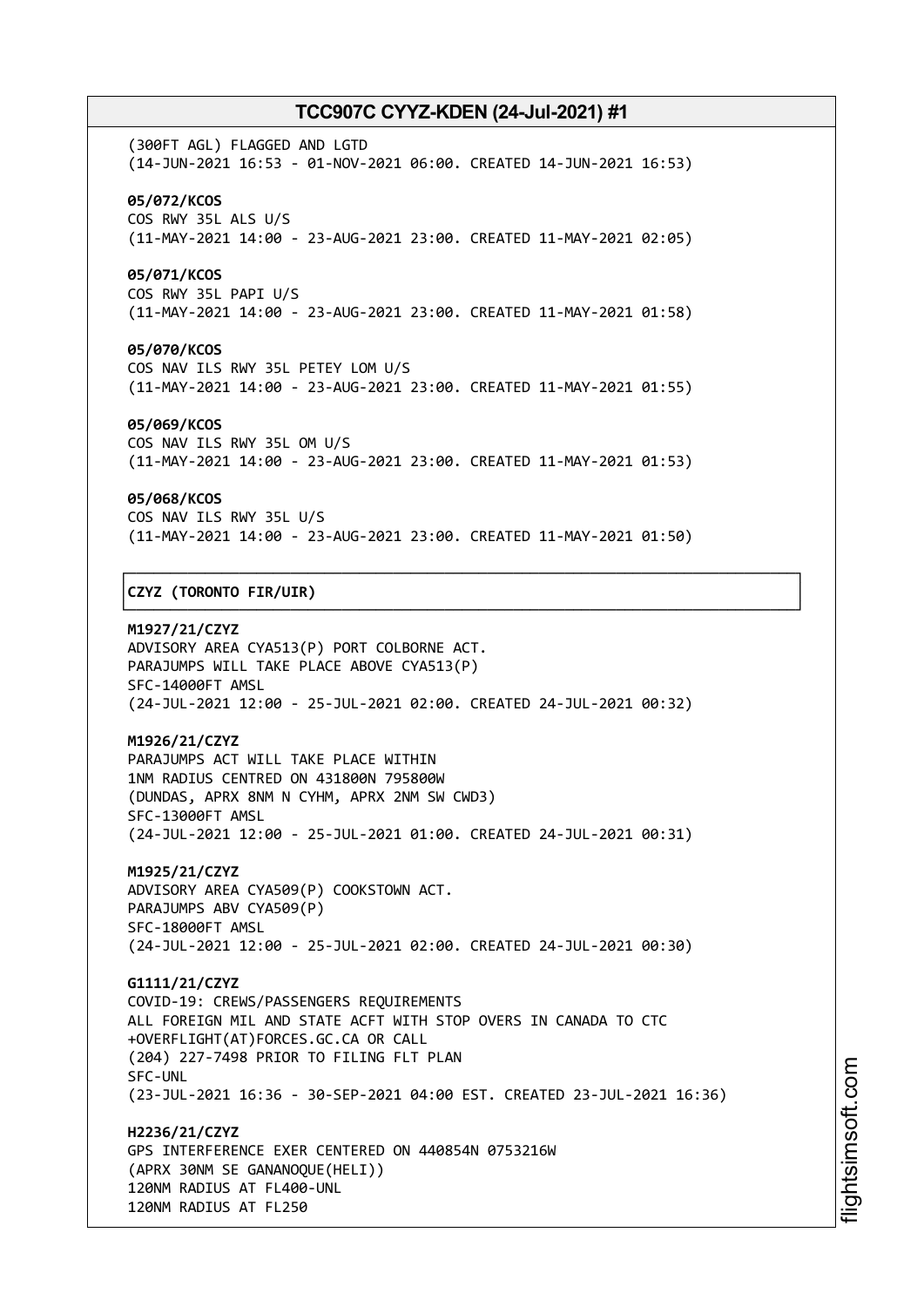(300FT AGL) FLAGGED AND LGTD
(14-JUN-2021 16:53 - 01-NOV-2021 06:00. CREATED 14-JUN-2021 16:53)

**05/072/KCOS**
COS RWY 35L ALS U/S
(11-MAY-2021 14:00 - 23-AUG-2021 23:00. CREATED 11-MAY-2021 02:05)

**05/071/KCOS**
COS RWY 35L PAPI U/S
(11-MAY-2021 14:00 - 23-AUG-2021 23:00. CREATED 11-MAY-2021 01:58)

**05/070/KCOS**
COS NAV ILS RWY 35L PETEY LOM U/S
(11-MAY-2021 14:00 - 23-AUG-2021 23:00. CREATED 11-MAY-2021 01:55)

**05/069/KCOS**
COS NAV ILS RWY 35L OM U/S
(11-MAY-2021 14:00 - 23-AUG-2021 23:00. CREATED 11-MAY-2021 01:53)

**05/068/KCOS**
COS NAV ILS RWY 35L U/S
(11-MAY-2021 14:00 - 23-AUG-2021 23:00. CREATED 11-MAY-2021 01:50)

## CZYZ (TORONTO FIR/UIR)

**M1927/21/CZYZ**
ADVISORY AREA CYA513(P) PORT COLBORNE ACT.
PARAJUMPS WILL TAKE PLACE ABOVE CYA513(P)
SFC-14000FT AMSL
(24-JUL-2021 12:00 - 25-JUL-2021 02:00. CREATED 24-JUL-2021 00:32)

**M1926/21/CZYZ**
PARAJUMPS ACT WILL TAKE PLACE WITHIN
1NM RADIUS CENTRED ON 431800N 795800W
(DUNDAS, APRX 8NM N CYHM, APRX 2NM SW CWD3)
SFC-13000FT AMSL
(24-JUL-2021 12:00 - 25-JUL-2021 01:00. CREATED 24-JUL-2021 00:31)

**M1925/21/CZYZ**
ADVISORY AREA CYA509(P) COOKSTOWN ACT.
PARAJUMPS ABV CYA509(P)
SFC-18000FT AMSL
(24-JUL-2021 12:00 - 25-JUL-2021 02:00. CREATED 24-JUL-2021 00:30)

**G1111/21/CZYZ**
COVID-19: CREWS/PASSENGERS REQUIREMENTS
ALL FOREIGN MIL AND STATE ACFT WITH STOP OVERS IN CANADA TO CTC
+OVERFLIGHT(AT)FORCES.GC.CA OR CALL
(204) 227-7498 PRIOR TO FILING FLT PLAN
SFC-UNL
(23-JUL-2021 16:36 - 30-SEP-2021 04:00 EST. CREATED 23-JUL-2021 16:36)

**H2236/21/CZYZ**
GPS INTERFERENCE EXER CENTERED ON 440854N 0753216W
(APRX 30NM SE GANANOQUE(HELI))
120NM RADIUS AT FL400-UNL
120NM RADIUS AT FL250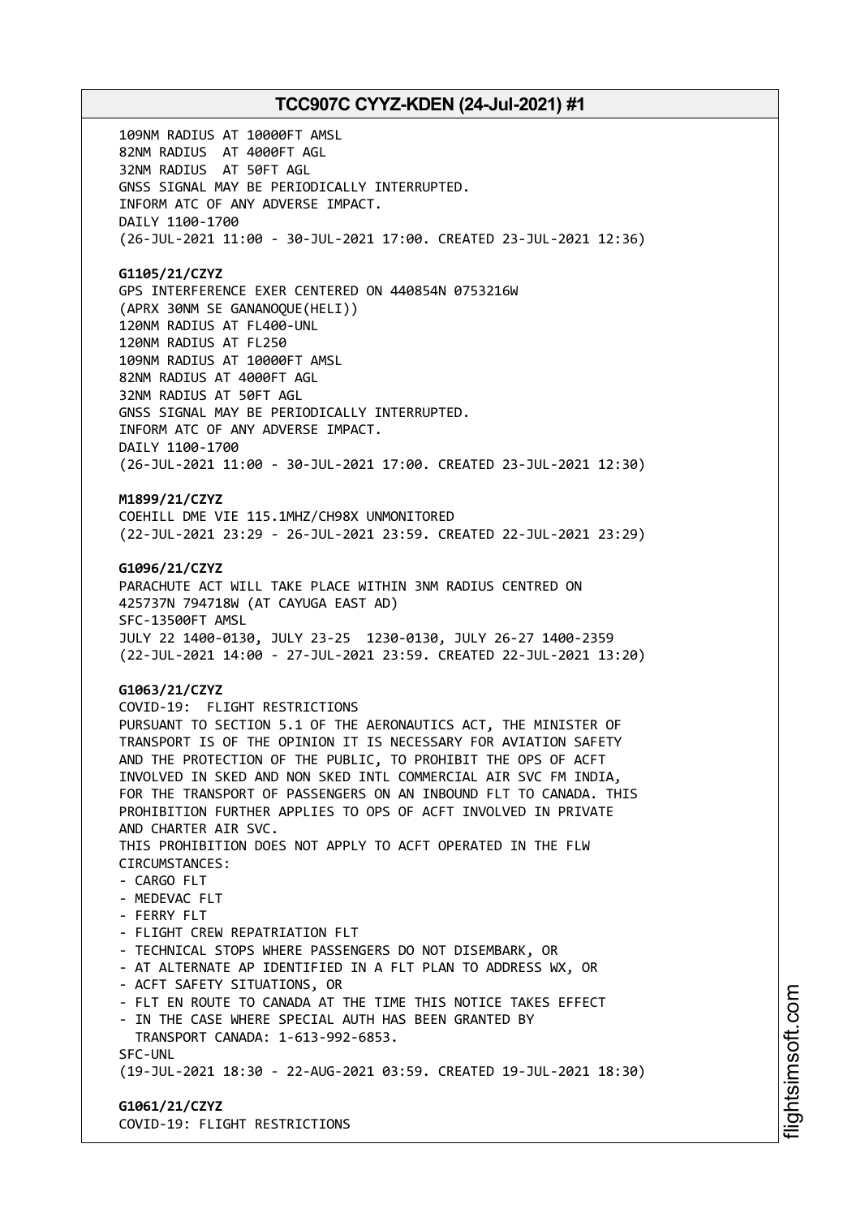109NM RADIUS AT 10000FT AMSL
82NM RADIUS AT 4000FT AGL
32NM RADIUS AT 50FT AGL
GNSS SIGNAL MAY BE PERIODICALLY INTERRUPTED.
INFORM ATC OF ANY ADVERSE IMPACT.
DAILY 1100-1700
(26-JUL-2021 11:00 - 30-JUL-2021 17:00. CREATED 23-JUL-2021 12:36)

**G1105/21/CZYZ**
GPS INTERFERENCE EXER CENTERED ON 440854N 0753216W
(APRX 30NM SE GANANOQUE(HELI))
120NM RADIUS AT FL400-UNL
120NM RADIUS AT FL250
109NM RADIUS AT 10000FT AMSL
82NM RADIUS AT 4000FT AGL
32NM RADIUS AT 50FT AGL
GNSS SIGNAL MAY BE PERIODICALLY INTERRUPTED.
INFORM ATC OF ANY ADVERSE IMPACT.
DAILY 1100-1700
(26-JUL-2021 11:00 - 30-JUL-2021 17:00. CREATED 23-JUL-2021 12:30)

**M1899/21/CZYZ**
COEHILL DME VIE 115.1MHZ/CH98X UNMONITORED
(22-JUL-2021 23:29 - 26-JUL-2021 23:59. CREATED 22-JUL-2021 23:29)

**G1096/21/CZYZ**
PARACHUTE ACT WILL TAKE PLACE WITHIN 3NM RADIUS CENTRED ON
425737N 794718W (AT CAYUGA EAST AD)
SFC-13500FT AMSL
JULY 22 1400-0130, JULY 23-25 1230-0130, JULY 26-27 1400-2359
(22-JUL-2021 14:00 - 27-JUL-2021 23:59. CREATED 22-JUL-2021 13:20)

**G1063/21/CZYZ**
COVID-19: FLIGHT RESTRICTIONS
PURSUANT TO SECTION 5.1 OF THE AERONAUTICS ACT, THE MINISTER OF
TRANSPORT IS OF THE OPINION IT IS NECESSARY FOR AVIATION SAFETY
AND THE PROTECTION OF THE PUBLIC, TO PROHIBIT THE OPS OF ACFT
INVOLVED IN SKED AND NON SKED INTL COMMERCIAL AIR SVC FM INDIA,
FOR THE TRANSPORT OF PASSENGERS ON AN INBOUND FLT TO CANADA. THIS
PROHIBITION FURTHER APPLIES TO OPS OF ACFT INVOLVED IN PRIVATE
AND CHARTER AIR SVC.
THIS PROHIBITION DOES NOT APPLY TO ACFT OPERATED IN THE FLW
CIRCUMSTANCES:
- CARGO FLT
- MEDEVAC FLT
- FERRY FLT
- FLIGHT CREW REPATRIATION FLT
- TECHNICAL STOPS WHERE PASSENGERS DO NOT DISEMBARK, OR
- AT ALTERNATE AP IDENTIFIED IN A FLT PLAN TO ADDRESS WX, OR
- ACFT SAFETY SITUATIONS, OR
- FLT EN ROUTE TO CANADA AT THE TIME THIS NOTICE TAKES EFFECT
- IN THE CASE WHERE SPECIAL AUTH HAS BEEN GRANTED BY
  TRANSPORT CANADA: 1-613-992-6853.

SFC-UNL
(19-JUL-2021 18:30 - 22-AUG-2021 03:59. CREATED 19-JUL-2021 18:30)

**G1061/21/CZYZ**
COVID-19: FLIGHT RESTRICTIONS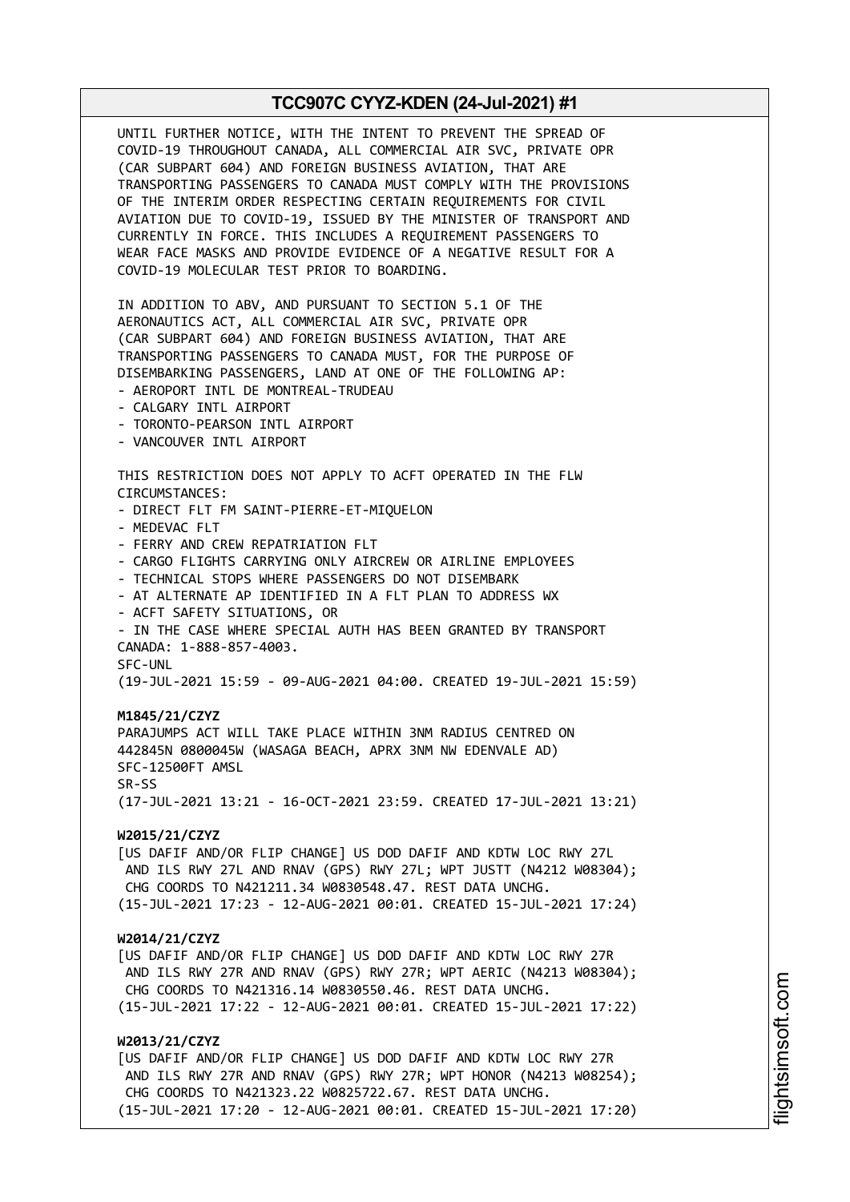UNTIL FURTHER NOTICE, WITH THE INTENT TO PREVENT THE SPREAD OF COVID-19 THROUGHOUT CANADA, ALL COMMERCIAL AIR SVC, PRIVATE OPR (CAR SUBPART 604) AND FOREIGN BUSINESS AVIATION, THAT ARE TRANSPORTING PASSENGERS TO CANADA MUST COMPLY WITH THE PROVISIONS OF THE INTERIM ORDER RESPECTING CERTAIN REQUIREMENTS FOR CIVIL AVIATION DUE TO COVID-19, ISSUED BY THE MINISTER OF TRANSPORT AND CURRENTLY IN FORCE. THIS INCLUDES A REQUIREMENT PASSENGERS TO WEAR FACE MASKS AND PROVIDE EVIDENCE OF A NEGATIVE RESULT FOR A COVID-19 MOLECULAR TEST PRIOR TO BOARDING.

IN ADDITION TO ABV, AND PURSUANT TO SECTION 5.1 OF THE AERONAUTICS ACT, ALL COMMERCIAL AIR SVC, PRIVATE OPR (CAR SUBPART 604) AND FOREIGN BUSINESS AVIATION, THAT ARE TRANSPORTING PASSENGERS TO CANADA MUST, FOR THE PURPOSE OF DISEMBARKING PASSENGERS, LAND AT ONE OF THE FOLLOWING AP:
- AEROPORT INTL DE MONTREAL-TRUDEAU
- CALGARY INTL AIRPORT
- TORONTO-PEARSON INTL AIRPORT
- VANCOUVER INTL AIRPORT

THIS RESTRICTION DOES NOT APPLY TO ACFT OPERATED IN THE FLW CIRCUMSTANCES:
- DIRECT FLT FM SAINT-PIERRE-ET-MIQUELON
- MEDEVAC FLT
- FERRY AND CREW REPATRIATION FLT
- CARGO FLIGHTS CARRYING ONLY AIRCREW OR AIRLINE EMPLOYEES
- TECHNICAL STOPS WHERE PASSENGERS DO NOT DISEMBARK
- AT ALTERNATE AP IDENTIFIED IN A FLT PLAN TO ADDRESS WX
- ACFT SAFETY SITUATIONS, OR
- IN THE CASE WHERE SPECIAL AUTH HAS BEEN GRANTED BY TRANSPORT CANADA: 1-888-857-4003.

SFC-UNL
(19-JUL-2021 15:59 - 09-AUG-2021 04:00. CREATED 19-JUL-2021 15:59)

**M1845/21/CZYZ**
PARAJUMPS ACT WILL TAKE PLACE WITHIN 3NM RADIUS CENTRED ON 442845N 0800045W (WASAGA BEACH, APRX 3NM NW EDENVALE AD)
SFC-12500FT AMSL
SR-SS
(17-JUL-2021 13:21 - 16-OCT-2021 23:59. CREATED 17-JUL-2021 13:21)

**W2015/21/CZYZ**
[US DAFIF AND/OR FLIP CHANGE] US DOD DAFIF AND KDTW LOC RWY 27L AND ILS RWY 27L AND RNAV (GPS) RWY 27L; WPT JUSTT (N4212 W08304); CHG COORDS TO N421211.34 W0830548.47. REST DATA UNCHG.
(15-JUL-2021 17:23 - 12-AUG-2021 00:01. CREATED 15-JUL-2021 17:24)

**W2014/21/CZYZ**
[US DAFIF AND/OR FLIP CHANGE] US DOD DAFIF AND KDTW LOC RWY 27R AND ILS RWY 27R AND RNAV (GPS) RWY 27R; WPT AERIC (N4213 W08304); CHG COORDS TO N421316.14 W0830550.46. REST DATA UNCHG.
(15-JUL-2021 17:22 - 12-AUG-2021 00:01. CREATED 15-JUL-2021 17:22)

**W2013/21/CZYZ**
[US DAFIF AND/OR FLIP CHANGE] US DOD DAFIF AND KDTW LOC RWY 27R AND ILS RWY 27R AND RNAV (GPS) RWY 27R; WPT HONOR (N4213 W08254); CHG COORDS TO N421323.22 W0825722.67. REST DATA UNCHG.
(15-JUL-2021 17:20 - 12-AUG-2021 00:01. CREATED 15-JUL-2021 17:20)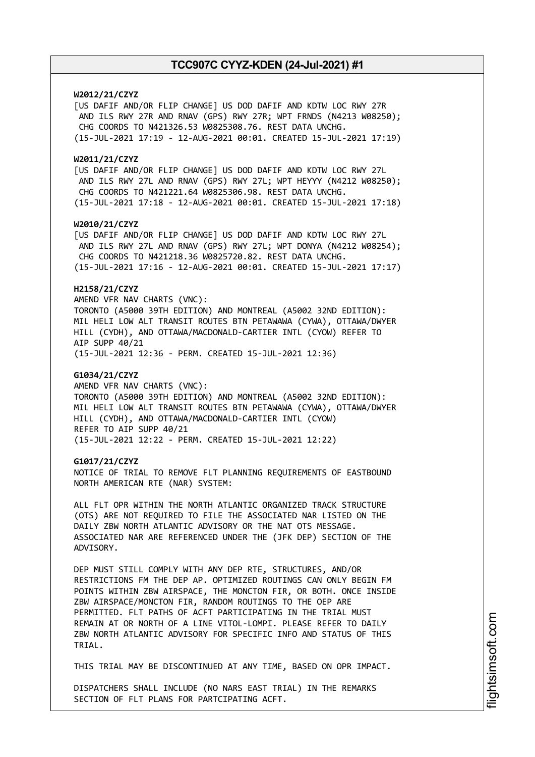**W2012/21/CZYZ**
[US DAFIF AND/OR FLIP CHANGE] US DOD DAFIF AND KDTW LOC RWY 27R AND ILS RWY 27R AND RNAV (GPS) RWY 27R; WPT FRNDS (N4213 W08250); CHG COORDS TO N421326.53 W0825308.76. REST DATA UNCHG.
(15-JUL-2021 17:19 - 12-AUG-2021 00:01. CREATED 15-JUL-2021 17:19)

**W2011/21/CZYZ**
[US DAFIF AND/OR FLIP CHANGE] US DOD DAFIF AND KDTW LOC RWY 27L AND ILS RWY 27L AND RNAV (GPS) RWY 27L; WPT HEYYY (N4212 W08250); CHG COORDS TO N421221.64 W0825306.98. REST DATA UNCHG.
(15-JUL-2021 17:18 - 12-AUG-2021 00:01. CREATED 15-JUL-2021 17:18)

**W2010/21/CZYZ**
[US DAFIF AND/OR FLIP CHANGE] US DOD DAFIF AND KDTW LOC RWY 27L AND ILS RWY 27L AND RNAV (GPS) RWY 27L; WPT DONYA (N4212 W08254); CHG COORDS TO N421218.36 W0825720.82. REST DATA UNCHG.
(15-JUL-2021 17:16 - 12-AUG-2021 00:01. CREATED 15-JUL-2021 17:17)

**H2158/21/CZYZ**
AMEND VFR NAV CHARTS (VNC):
TORONTO (A5000 39TH EDITION) AND MONTREAL (A5002 32ND EDITION):
MIL HELI LOW ALT TRANSIT ROUTES BTN PETAWAWA (CYWA), OTTAWA/DWYER HILL (CYDH), AND OTTAWA/MACDONALD-CARTIER INTL (CYOW) REFER TO AIP SUPP 40/21
(15-JUL-2021 12:36 - PERM. CREATED 15-JUL-2021 12:36)

**G1034/21/CZYZ**
AMEND VFR NAV CHARTS (VNC):
TORONTO (A5000 39TH EDITION) AND MONTREAL (A5002 32ND EDITION):
MIL HELI LOW ALT TRANSIT ROUTES BTN PETAWAWA (CYWA), OTTAWA/DWYER HILL (CYDH), AND OTTAWA/MACDONALD-CARTIER INTL (CYOW)
REFER TO AIP SUPP 40/21
(15-JUL-2021 12:22 - PERM. CREATED 15-JUL-2021 12:22)

**G1017/21/CZYZ**
NOTICE OF TRIAL TO REMOVE FLT PLANNING REQUIREMENTS OF EASTBOUND NORTH AMERICAN RTE (NAR) SYSTEM:

ALL FLT OPR WITHIN THE NORTH ATLANTIC ORGANIZED TRACK STRUCTURE (OTS) ARE NOT REQUIRED TO FILE THE ASSOCIATED NAR LISTED ON THE DAILY ZBW NORTH ATLANTIC ADVISORY OR THE NAT OTS MESSAGE. ASSOCIATED NAR ARE REFERENCED UNDER THE (JFK DEP) SECTION OF THE ADVISORY.

DEP MUST STILL COMPLY WITH ANY DEP RTE, STRUCTURES, AND/OR RESTRICTIONS FM THE DEP AP. OPTIMIZED ROUTINGS CAN ONLY BEGIN FM POINTS WITHIN ZBW AIRSPACE, THE MONCTON FIR, OR BOTH. ONCE INSIDE ZBW AIRSPACE/MONCTON FIR, RANDOM ROUTINGS TO THE OEP ARE PERMITTED. FLT PATHS OF ACFT PARTICIPATING IN THE TRIAL MUST REMAIN AT OR NORTH OF A LINE VITOL-LOMPI. PLEASE REFER TO DAILY ZBW NORTH ATLANTIC ADVISORY FOR SPECIFIC INFO AND STATUS OF THIS TRIAL.

THIS TRIAL MAY BE DISCONTINUED AT ANY TIME, BASED ON OPR IMPACT.

DISPATCHERS SHALL INCLUDE (NO NARS EAST TRIAL) IN THE REMARKS SECTION OF FLT PLANS FOR PARTCIPATING ACFT.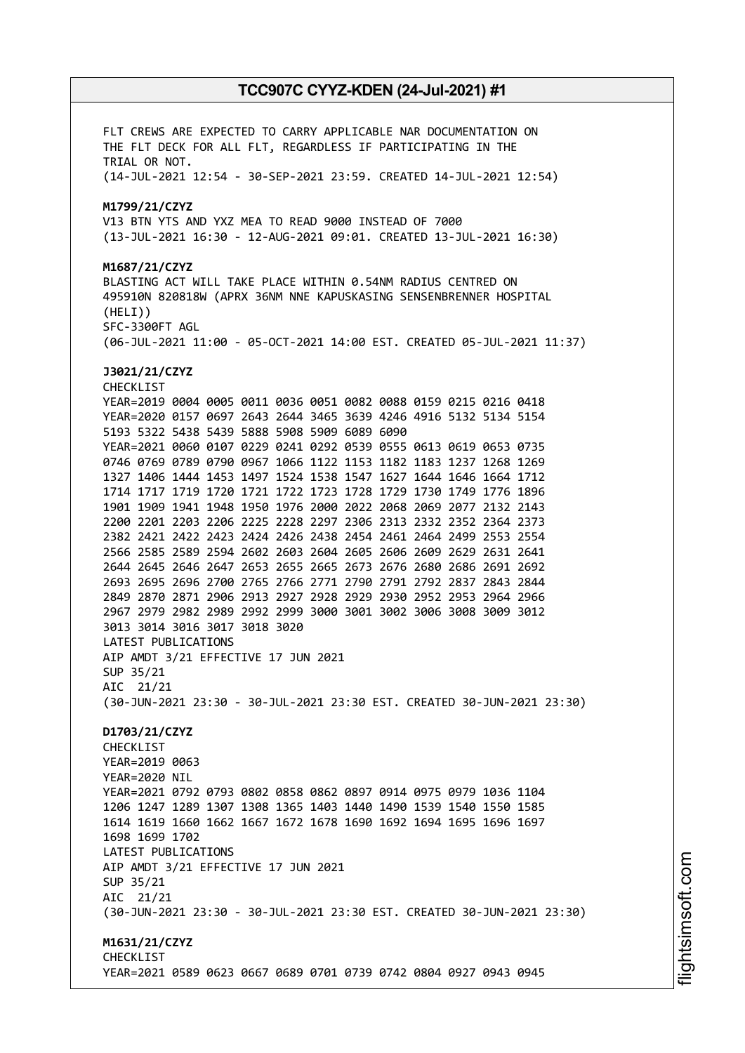FLT CREWS ARE EXPECTED TO CARRY APPLICABLE NAR DOCUMENTATION ON THE FLT DECK FOR ALL FLT, REGARDLESS IF PARTICIPATING IN THE TRIAL OR NOT.
(14-JUL-2021 12:54 - 30-SEP-2021 23:59. CREATED 14-JUL-2021 12:54)

**M1799/21/CZYZ**
V13 BTN YTS AND YXZ MEA TO READ 9000 INSTEAD OF 7000
(13-JUL-2021 16:30 - 12-AUG-2021 09:01. CREATED 13-JUL-2021 16:30)

**M1687/21/CZYZ**
BLASTING ACT WILL TAKE PLACE WITHIN 0.54NM RADIUS CENTRED ON 495910N 820818W (APRX 36NM NNE KAPUSKASING SENSENBRENNER HOSPITAL (HELI))
SFC-3300FT AGL
(06-JUL-2021 11:00 - 05-OCT-2021 14:00 EST. CREATED 05-JUL-2021 11:37)

**J3021/21/CZYZ**
CHECKLIST
YEAR=2019 0004 0005 0011 0036 0051 0082 0088 0159 0215 0216 0418
YEAR=2020 0157 0697 2643 2644 3465 3639 4246 4916 5132 5134 5154 5193 5322 5438 5439 5888 5908 5909 6089 6090
YEAR=2021 0060 0107 0229 0241 0292 0539 0555 0613 0619 0653 0735 0746 0769 0789 0790 0967 1066 1122 1153 1182 1183 1237 1268 1269 1327 1406 1444 1453 1497 1524 1538 1547 1627 1644 1646 1664 1712 1714 1717 1719 1720 1721 1722 1723 1728 1729 1730 1749 1776 1896 1901 1909 1941 1948 1950 1976 2000 2022 2068 2069 2077 2132 2143 2200 2201 2203 2206 2225 2228 2297 2306 2313 2332 2352 2364 2373 2382 2421 2422 2423 2424 2426 2438 2454 2461 2464 2499 2553 2554 2566 2585 2589 2594 2602 2603 2604 2605 2606 2609 2629 2631 2641 2644 2645 2646 2647 2653 2655 2665 2673 2676 2680 2686 2691 2692 2693 2695 2696 2700 2765 2766 2771 2790 2791 2792 2837 2843 2844 2849 2870 2871 2906 2913 2927 2928 2929 2930 2952 2953 2964 2966 2967 2979 2982 2989 2992 2999 3000 3001 3002 3006 3008 3009 3012 3013 3014 3016 3017 3018 3020
LATEST PUBLICATIONS
AIP AMDT 3/21 EFFECTIVE 17 JUN 2021
SUP 35/21
AIC 21/21
(30-JUN-2021 23:30 - 30-JUL-2021 23:30 EST. CREATED 30-JUN-2021 23:30)

**D1703/21/CZYZ**
CHECKLIST
YEAR=2019 0063
YEAR=2020 NIL
YEAR=2021 0792 0793 0802 0858 0862 0897 0914 0975 0979 1036 1104 1206 1247 1289 1307 1308 1365 1403 1440 1490 1539 1540 1550 1585 1614 1619 1660 1662 1667 1672 1678 1690 1692 1694 1695 1696 1697 1698 1699 1702
LATEST PUBLICATIONS
AIP AMDT 3/21 EFFECTIVE 17 JUN 2021
SUP 35/21
AIC 21/21
(30-JUN-2021 23:30 - 30-JUL-2021 23:30 EST. CREATED 30-JUN-2021 23:30)

**M1631/21/CZYZ**
CHECKLIST
YEAR=2021 0589 0623 0667 0689 0701 0739 0742 0804 0927 0943 0945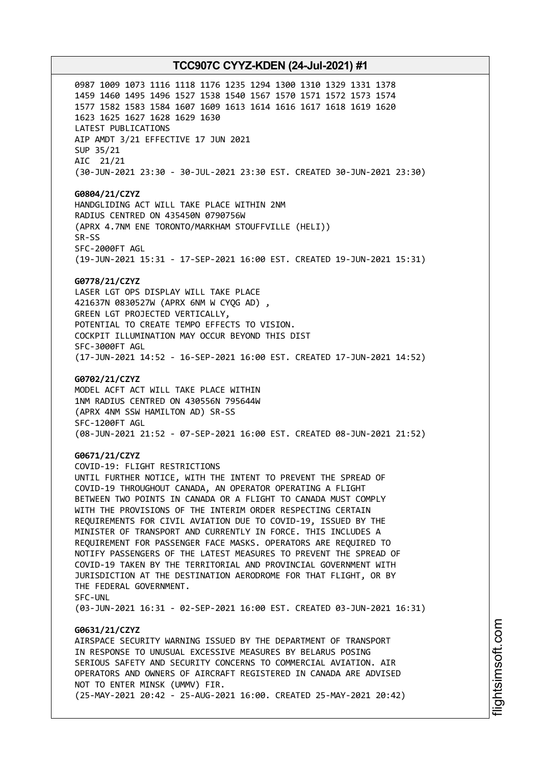0987 1009 1073 1116 1118 1176 1235 1294 1300 1310 1329 1331 1378
1459 1460 1495 1496 1527 1538 1540 1567 1570 1571 1572 1573 1574
1577 1582 1583 1584 1607 1609 1613 1614 1616 1617 1618 1619 1620
1623 1625 1627 1628 1629 1630
LATEST PUBLICATIONS
AIP AMDT 3/21 EFFECTIVE 17 JUN 2021
SUP 35/21
AIC 21/21
(30-JUN-2021 23:30 - 30-JUL-2021 23:30 EST. CREATED 30-JUN-2021 23:30)

**G0804/21/CZYZ**
HANDGLIDING ACT WILL TAKE PLACE WITHIN 2NM
RADIUS CENTRED ON 435450N 0790756W
(APRX 4.7NM ENE TORONTO/MARKHAM STOUFFVILLE (HELI))
SR-SS
SFC-2000FT AGL
(19-JUN-2021 15:31 - 17-SEP-2021 16:00 EST. CREATED 19-JUN-2021 15:31)

**G0778/21/CZYZ**
LASER LGT OPS DISPLAY WILL TAKE PLACE
421637N 0830527W (APRX 6NM W CYQG AD) ,
GREEN LGT PROJECTED VERTICALLY,
POTENTIAL TO CREATE TEMPO EFFECTS TO VISION.
COCKPIT ILLUMINATION MAY OCCUR BEYOND THIS DIST
SFC-3000FT AGL
(17-JUN-2021 14:52 - 16-SEP-2021 16:00 EST. CREATED 17-JUN-2021 14:52)

**G0702/21/CZYZ**
MODEL ACFT ACT WILL TAKE PLACE WITHIN
1NM RADIUS CENTRED ON 430556N 795644W
(APRX 4NM SSW HAMILTON AD) SR-SS
SFC-1200FT AGL
(08-JUN-2021 21:52 - 07-SEP-2021 16:00 EST. CREATED 08-JUN-2021 21:52)

**G0671/21/CZYZ**
COVID-19: FLIGHT RESTRICTIONS
UNTIL FURTHER NOTICE, WITH THE INTENT TO PREVENT THE SPREAD OF
COVID-19 THROUGHOUT CANADA, AN OPERATOR OPERATING A FLIGHT
BETWEEN TWO POINTS IN CANADA OR A FLIGHT TO CANADA MUST COMPLY
WITH THE PROVISIONS OF THE INTERIM ORDER RESPECTING CERTAIN
REQUIREMENTS FOR CIVIL AVIATION DUE TO COVID-19, ISSUED BY THE
MINISTER OF TRANSPORT AND CURRENTLY IN FORCE. THIS INCLUDES A
REQUIREMENT FOR PASSENGER FACE MASKS. OPERATORS ARE REQUIRED TO
NOTIFY PASSENGERS OF THE LATEST MEASURES TO PREVENT THE SPREAD OF
COVID-19 TAKEN BY THE TERRITORIAL AND PROVINCIAL GOVERNMENT WITH
JURISDICTION AT THE DESTINATION AERODROME FOR THAT FLIGHT, OR BY
THE FEDERAL GOVERNMENT.
SFC-UNL
(03-JUN-2021 16:31 - 02-SEP-2021 16:00 EST. CREATED 03-JUN-2021 16:31)

**G0631/21/CZYZ**
AIRSPACE SECURITY WARNING ISSUED BY THE DEPARTMENT OF TRANSPORT
IN RESPONSE TO UNUSUAL EXCESSIVE MEASURES BY BELARUS POSING
SERIOUS SAFETY AND SECURITY CONCERNS TO COMMERCIAL AVIATION. AIR
OPERATORS AND OWNERS OF AIRCRAFT REGISTERED IN CANADA ARE ADVISED
NOT TO ENTER MINSK (UMMV) FIR.
(25-MAY-2021 20:42 - 25-AUG-2021 16:00. CREATED 25-MAY-2021 20:42)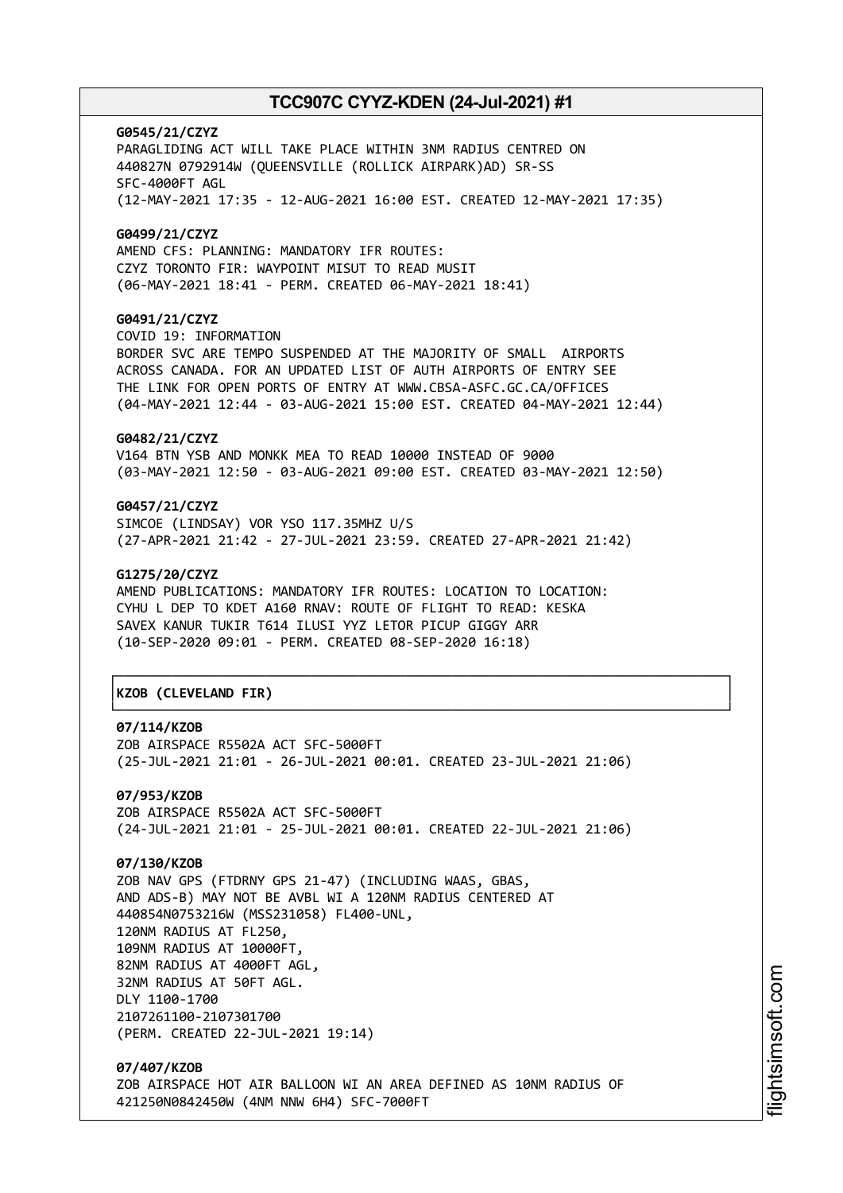**G0545/21/CZYZ**
PARAGLIDING ACT WILL TAKE PLACE WITHIN 3NM RADIUS CENTRED ON
440827N 0792914W (QUEENSVILLE (ROLLICK AIRPARK)AD) SR-SS
SFC-4000FT AGL
(12-MAY-2021 17:35 - 12-AUG-2021 16:00 EST. CREATED 12-MAY-2021 17:35)

**G0499/21/CZYZ**
AMEND CFS: PLANNING: MANDATORY IFR ROUTES:
CZYZ TORONTO FIR: WAYPOINT MISUT TO READ MUSIT
(06-MAY-2021 18:41 - PERM. CREATED 06-MAY-2021 18:41)

**G0491/21/CZYZ**
COVID 19: INFORMATION
BORDER SVC ARE TEMPO SUSPENDED AT THE MAJORITY OF SMALL AIRPORTS
ACROSS CANADA. FOR AN UPDATED LIST OF AUTH AIRPORTS OF ENTRY SEE
THE LINK FOR OPEN PORTS OF ENTRY AT WWW.CBSA-ASFC.GC.CA/OFFICES
(04-MAY-2021 12:44 - 03-AUG-2021 15:00 EST. CREATED 04-MAY-2021 12:44)

**G0482/21/CZYZ**
V164 BTN YSB AND MONKK MEA TO READ 10000 INSTEAD OF 9000
(03-MAY-2021 12:50 - 03-AUG-2021 09:00 EST. CREATED 03-MAY-2021 12:50)

**G0457/21/CZYZ**
SIMCOE (LINDSAY) VOR YSO 117.35MHZ U/S
(27-APR-2021 21:42 - 27-JUL-2021 23:59. CREATED 27-APR-2021 21:42)

**G1275/20/CZYZ**
AMEND PUBLICATIONS: MANDATORY IFR ROUTES: LOCATION TO LOCATION:
CYHU L DEP TO KDET A160 RNAV: ROUTE OF FLIGHT TO READ: KESKA
SAVEX KANUR TUKIR T614 ILUSI YYZ LETOR PICUP GIGGY ARR
(10-SEP-2020 09:01 - PERM. CREATED 08-SEP-2020 16:18)

## KZOB (CLEVELAND FIR)

**07/114/KZOB**
ZOB AIRSPACE R5502A ACT SFC-5000FT
(25-JUL-2021 21:01 - 26-JUL-2021 00:01. CREATED 23-JUL-2021 21:06)

**07/953/KZOB**
ZOB AIRSPACE R5502A ACT SFC-5000FT
(24-JUL-2021 21:01 - 25-JUL-2021 00:01. CREATED 22-JUL-2021 21:06)

**07/130/KZOB**
ZOB NAV GPS (FTDRNY GPS 21-47) (INCLUDING WAAS, GBAS,
AND ADS-B) MAY NOT BE AVBL WI A 120NM RADIUS CENTERED AT
440854N0753216W (MSS231058) FL400-UNL,
120NM RADIUS AT FL250,
109NM RADIUS AT 10000FT,
82NM RADIUS AT 4000FT AGL,
32NM RADIUS AT 50FT AGL.
DLY 1100-1700
2107261100-2107301700
(PERM. CREATED 22-JUL-2021 19:14)

**07/407/KZOB**
ZOB AIRSPACE HOT AIR BALLOON WI AN AREA DEFINED AS 10NM RADIUS OF
421250N0842450W (4NM NNW 6H4) SFC-7000FT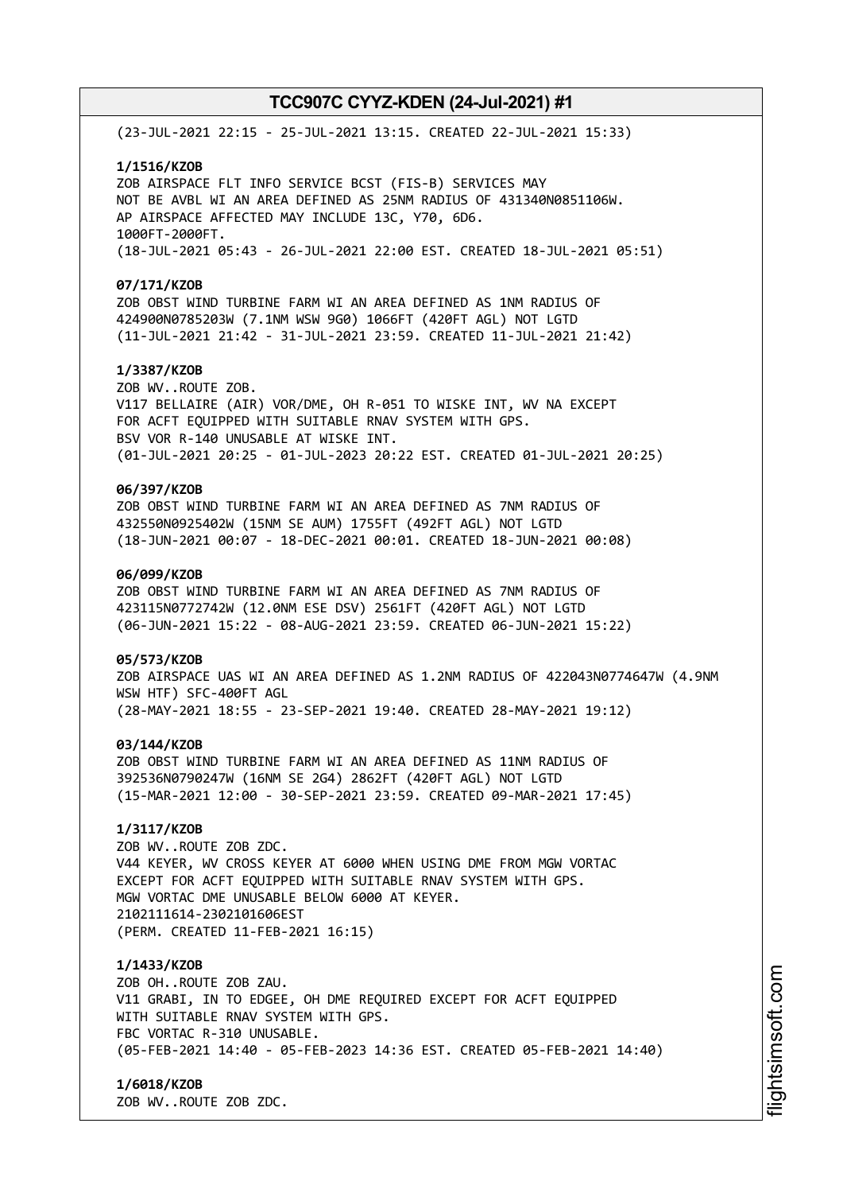(23-JUL-2021 22:15 - 25-JUL-2021 13:15. CREATED 22-JUL-2021 15:33)

**1/1516/KZOB**
ZOB AIRSPACE FLT INFO SERVICE BCST (FIS-B) SERVICES MAY
NOT BE AVBL WI AN AREA DEFINED AS 25NM RADIUS OF 431340N0851106W.
AP AIRSPACE AFFECTED MAY INCLUDE 13C, Y70, 6D6.
1000FT-2000FT.
(18-JUL-2021 05:43 - 26-JUL-2021 22:00 EST. CREATED 18-JUL-2021 05:51)

**07/171/KZOB**
ZOB OBST WIND TURBINE FARM WI AN AREA DEFINED AS 1NM RADIUS OF
424900N0785203W (7.1NM WSW 9G0) 1066FT (420FT AGL) NOT LGTD
(11-JUL-2021 21:42 - 31-JUL-2021 23:59. CREATED 11-JUL-2021 21:42)

**1/3387/KZOB**
ZOB WV..ROUTE ZOB.
V117 BELLAIRE (AIR) VOR/DME, OH R-051 TO WISKE INT, WV NA EXCEPT
FOR ACFT EQUIPPED WITH SUITABLE RNAV SYSTEM WITH GPS.
BSV VOR R-140 UNUSABLE AT WISKE INT.
(01-JUL-2021 20:25 - 01-JUL-2023 20:22 EST. CREATED 01-JUL-2021 20:25)

**06/397/KZOB**
ZOB OBST WIND TURBINE FARM WI AN AREA DEFINED AS 7NM RADIUS OF
432550N0925402W (15NM SE AUM) 1755FT (492FT AGL) NOT LGTD
(18-JUN-2021 00:07 - 18-DEC-2021 00:01. CREATED 18-JUN-2021 00:08)

**06/099/KZOB**
ZOB OBST WIND TURBINE FARM WI AN AREA DEFINED AS 7NM RADIUS OF
423115N0772742W (12.0NM ESE DSV) 2561FT (420FT AGL) NOT LGTD
(06-JUN-2021 15:22 - 08-AUG-2021 23:59. CREATED 06-JUN-2021 15:22)

**05/573/KZOB**
ZOB AIRSPACE UAS WI AN AREA DEFINED AS 1.2NM RADIUS OF 422043N0774647W (4.9NM
WSW HTF) SFC-400FT AGL
(28-MAY-2021 18:55 - 23-SEP-2021 19:40. CREATED 28-MAY-2021 19:12)

**03/144/KZOB**
ZOB OBST WIND TURBINE FARM WI AN AREA DEFINED AS 11NM RADIUS OF
392536N0790247W (16NM SE 2G4) 2862FT (420FT AGL) NOT LGTD
(15-MAR-2021 12:00 - 30-SEP-2021 23:59. CREATED 09-MAR-2021 17:45)

**1/3117/KZOB**
ZOB WV..ROUTE ZOB ZDC.
V44 KEYER, WV CROSS KEYER AT 6000 WHEN USING DME FROM MGW VORTAC
EXCEPT FOR ACFT EQUIPPED WITH SUITABLE RNAV SYSTEM WITH GPS.
MGW VORTAC DME UNUSABLE BELOW 6000 AT KEYER.
2102111614-2302101606EST
(PERM. CREATED 11-FEB-2021 16:15)

**1/1433/KZOB**
ZOB OH..ROUTE ZOB ZAU.
V11 GRABI, IN TO EDGEE, OH DME REQUIRED EXCEPT FOR ACFT EQUIPPED
WITH SUITABLE RNAV SYSTEM WITH GPS.
FBC VORTAC R-310 UNUSABLE.
(05-FEB-2021 14:40 - 05-FEB-2023 14:36 EST. CREATED 05-FEB-2021 14:40)

**1/6018/KZOB**
ZOB WV..ROUTE ZOB ZDC.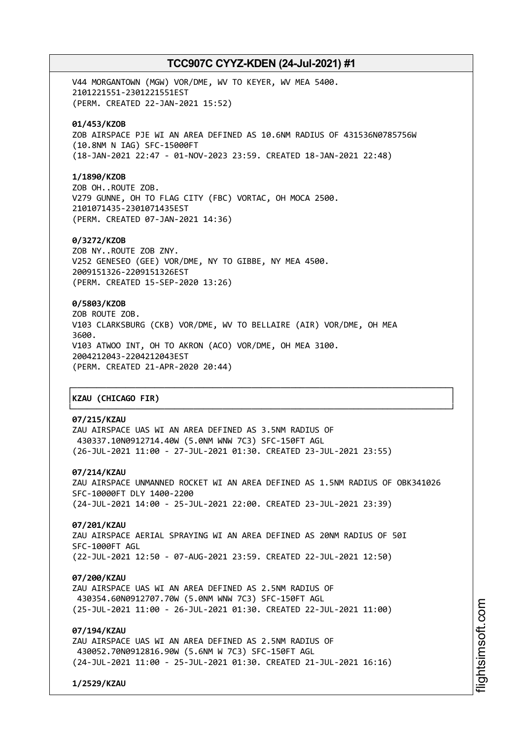V44 MORGANTOWN (MGW) VOR/DME, WV TO KEYER, WV MEA 5400.
2101221551-2301221551EST
(PERM. CREATED 22-JAN-2021 15:52)

**01/453/KZOB**
ZOB AIRSPACE PJE WI AN AREA DEFINED AS 10.6NM RADIUS OF 431536N0785756W
(10.8NM N IAG) SFC-15000FT
(18-JAN-2021 22:47 - 01-NOV-2023 23:59. CREATED 18-JAN-2021 22:48)

**1/1890/KZOB**
ZOB OH..ROUTE ZOB.
V279 GUNNE, OH TO FLAG CITY (FBC) VORTAC, OH MOCA 2500.
2101071435-2301071435EST
(PERM. CREATED 07-JAN-2021 14:36)

**0/3272/KZOB**
ZOB NY..ROUTE ZOB ZNY.
V252 GENESEO (GEE) VOR/DME, NY TO GIBBE, NY MEA 4500.
2009151326-2209151326EST
(PERM. CREATED 15-SEP-2020 13:26)

**0/5803/KZOB**
ZOB ROUTE ZOB.
V103 CLARKSBURG (CKB) VOR/DME, WV TO BELLAIRE (AIR) VOR/DME, OH MEA
3600.
V103 ATWOO INT, OH TO AKRON (ACO) VOR/DME, OH MEA 3100.
2004212043-2204212043EST
(PERM. CREATED 21-APR-2020 20:44)

**KZAU (CHICAGO FIR)**

**07/215/KZAU**
ZAU AIRSPACE UAS WI AN AREA DEFINED AS 3.5NM RADIUS OF
430337.10N0912714.40W (5.0NM WNW 7C3) SFC-150FT AGL
(26-JUL-2021 11:00 - 27-JUL-2021 01:30. CREATED 23-JUL-2021 23:55)

**07/214/KZAU**
ZAU AIRSPACE UNMANNED ROCKET WI AN AREA DEFINED AS 1.5NM RADIUS OF OBK341026
SFC-10000FT DLY 1400-2200
(24-JUL-2021 14:00 - 25-JUL-2021 22:00. CREATED 23-JUL-2021 23:39)

**07/201/KZAU**
ZAU AIRSPACE AERIAL SPRAYING WI AN AREA DEFINED AS 20NM RADIUS OF 50I
SFC-1000FT AGL
(22-JUL-2021 12:50 - 07-AUG-2021 23:59. CREATED 22-JUL-2021 12:50)

**07/200/KZAU**
ZAU AIRSPACE UAS WI AN AREA DEFINED AS 2.5NM RADIUS OF
430354.60N0912707.70W (5.0NM WNW 7C3) SFC-150FT AGL
(25-JUL-2021 11:00 - 26-JUL-2021 01:30. CREATED 22-JUL-2021 11:00)

**07/194/KZAU**
ZAU AIRSPACE UAS WI AN AREA DEFINED AS 2.5NM RADIUS OF
430052.70N0912816.90W (5.6NM W 7C3) SFC-150FT AGL
(24-JUL-2021 11:00 - 25-JUL-2021 01:30. CREATED 21-JUL-2021 16:16)

**1/2529/KZAU**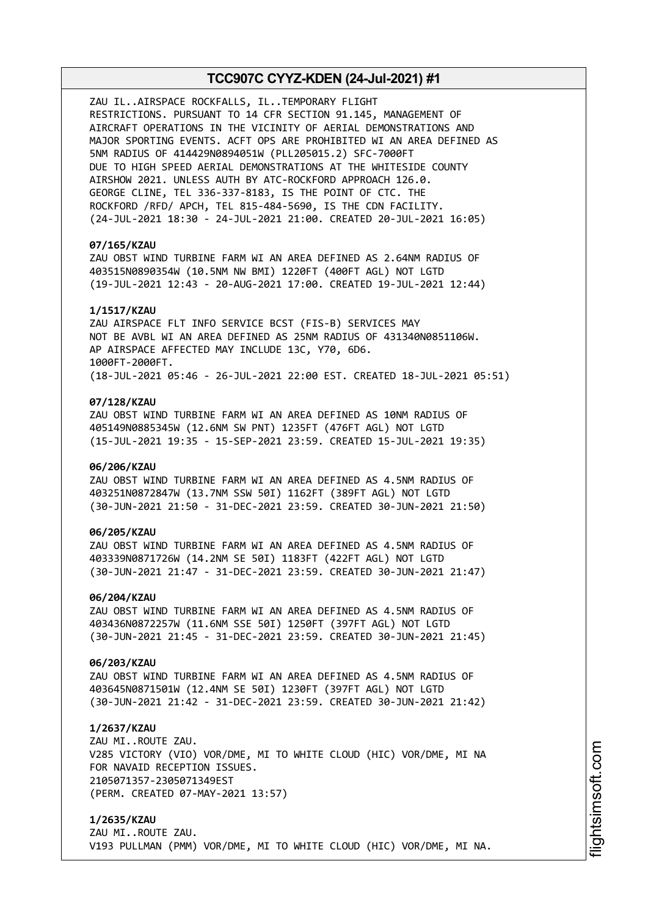ZAU IL..AIRSPACE ROCKFALLS, IL..TEMPORARY FLIGHT RESTRICTIONS. PURSUANT TO 14 CFR SECTION 91.145, MANAGEMENT OF AIRCRAFT OPERATIONS IN THE VICINITY OF AERIAL DEMONSTRATIONS AND MAJOR SPORTING EVENTS. ACFT OPS ARE PROHIBITED WI AN AREA DEFINED AS 5NM RADIUS OF 414429N0894051W (PLL205015.2) SFC-7000FT DUE TO HIGH SPEED AERIAL DEMONSTRATIONS AT THE WHITESIDE COUNTY AIRSHOW 2021. UNLESS AUTH BY ATC-ROCKFORD APPROACH 126.0. GEORGE CLINE, TEL 336-337-8183, IS THE POINT OF CTC. THE ROCKFORD /RFD/ APCH, TEL 815-484-5690, IS THE CDN FACILITY.
(24-JUL-2021 18:30 - 24-JUL-2021 21:00. CREATED 20-JUL-2021 16:05)

**07/165/KZAU**
ZAU OBST WIND TURBINE FARM WI AN AREA DEFINED AS 2.64NM RADIUS OF 403515N0890354W (10.5NM NW BMI) 1220FT (400FT AGL) NOT LGTD
(19-JUL-2021 12:43 - 20-AUG-2021 17:00. CREATED 19-JUL-2021 12:44)

**1/1517/KZAU**
ZAU AIRSPACE FLT INFO SERVICE BCST (FIS-B) SERVICES MAY NOT BE AVBL WI AN AREA DEFINED AS 25NM RADIUS OF 431340N0851106W. AP AIRSPACE AFFECTED MAY INCLUDE 13C, Y70, 6D6.
1000FT-2000FT.
(18-JUL-2021 05:46 - 26-JUL-2021 22:00 EST. CREATED 18-JUL-2021 05:51)

**07/128/KZAU**
ZAU OBST WIND TURBINE FARM WI AN AREA DEFINED AS 10NM RADIUS OF 405149N0885345W (12.6NM SW PNT) 1235FT (476FT AGL) NOT LGTD
(15-JUL-2021 19:35 - 15-SEP-2021 23:59. CREATED 15-JUL-2021 19:35)

**06/206/KZAU**
ZAU OBST WIND TURBINE FARM WI AN AREA DEFINED AS 4.5NM RADIUS OF 403251N0872847W (13.7NM SSW 50I) 1162FT (389FT AGL) NOT LGTD
(30-JUN-2021 21:50 - 31-DEC-2021 23:59. CREATED 30-JUN-2021 21:50)

**06/205/KZAU**
ZAU OBST WIND TURBINE FARM WI AN AREA DEFINED AS 4.5NM RADIUS OF 403339N0871726W (14.2NM SE 50I) 1183FT (422FT AGL) NOT LGTD
(30-JUN-2021 21:47 - 31-DEC-2021 23:59. CREATED 30-JUN-2021 21:47)

**06/204/KZAU**
ZAU OBST WIND TURBINE FARM WI AN AREA DEFINED AS 4.5NM RADIUS OF 403436N0872257W (11.6NM SSE 50I) 1250FT (397FT AGL) NOT LGTD
(30-JUN-2021 21:45 - 31-DEC-2021 23:59. CREATED 30-JUN-2021 21:45)

**06/203/KZAU**
ZAU OBST WIND TURBINE FARM WI AN AREA DEFINED AS 4.5NM RADIUS OF 403645N0871501W (12.4NM SE 50I) 1230FT (397FT AGL) NOT LGTD
(30-JUN-2021 21:42 - 31-DEC-2021 23:59. CREATED 30-JUN-2021 21:42)

**1/2637/KZAU**
ZAU MI..ROUTE ZAU.
V285 VICTORY (VIO) VOR/DME, MI TO WHITE CLOUD (HIC) VOR/DME, MI NA FOR NAVAID RECEPTION ISSUES.
2105071357-2305071349EST
(PERM. CREATED 07-MAY-2021 13:57)

**1/2635/KZAU**
ZAU MI..ROUTE ZAU.
V193 PULLMAN (PMM) VOR/DME, MI TO WHITE CLOUD (HIC) VOR/DME, MI NA.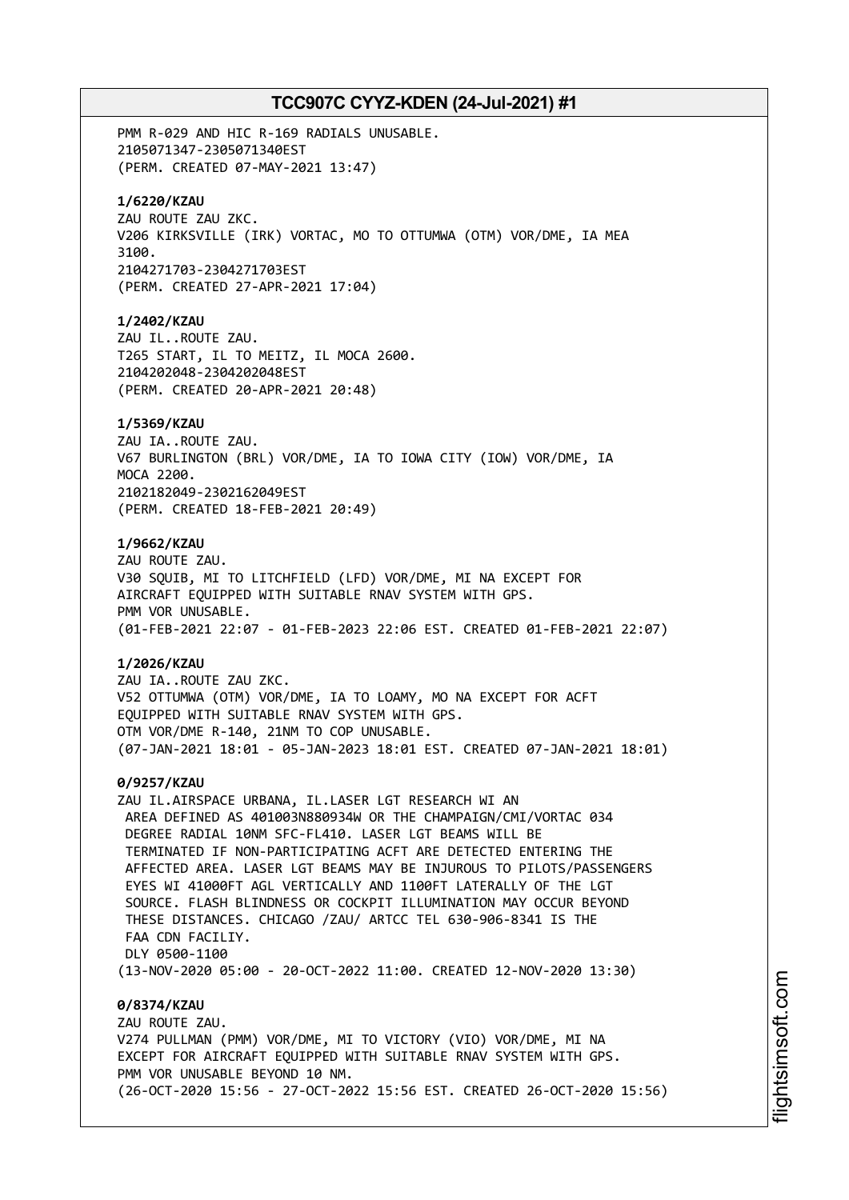PMM R-029 AND HIC R-169 RADIALS UNUSABLE.
2105071347-2305071340EST
(PERM. CREATED 07-MAY-2021 13:47)

**1/6220/KZAU**
ZAU ROUTE ZAU ZKC.
V206 KIRKSVILLE (IRK) VORTAC, MO TO OTTUMWA (OTM) VOR/DME, IA MEA
3100.
2104271703-2304271703EST
(PERM. CREATED 27-APR-2021 17:04)

**1/2402/KZAU**
ZAU IL..ROUTE ZAU.
T265 START, IL TO MEITZ, IL MOCA 2600.
2104202048-2304202048EST
(PERM. CREATED 20-APR-2021 20:48)

**1/5369/KZAU**
ZAU IA..ROUTE ZAU.
V67 BURLINGTON (BRL) VOR/DME, IA TO IOWA CITY (IOW) VOR/DME, IA
MOCA 2200.
2102182049-2302162049EST
(PERM. CREATED 18-FEB-2021 20:49)

**1/9662/KZAU**
ZAU ROUTE ZAU.
V30 SQUIB, MI TO LITCHFIELD (LFD) VOR/DME, MI NA EXCEPT FOR
AIRCRAFT EQUIPPED WITH SUITABLE RNAV SYSTEM WITH GPS.
PMM VOR UNUSABLE.
(01-FEB-2021 22:07 - 01-FEB-2023 22:06 EST. CREATED 01-FEB-2021 22:07)

**1/2026/KZAU**
ZAU IA..ROUTE ZAU ZKC.
V52 OTTUMWA (OTM) VOR/DME, IA TO LOAMY, MO NA EXCEPT FOR ACFT
EQUIPPED WITH SUITABLE RNAV SYSTEM WITH GPS.
OTM VOR/DME R-140, 21NM TO COP UNUSABLE.
(07-JAN-2021 18:01 - 05-JAN-2023 18:01 EST. CREATED 07-JAN-2021 18:01)

**0/9257/KZAU**
ZAU IL.AIRSPACE URBANA, IL.LASER LGT RESEARCH WI AN
AREA DEFINED AS 401003N880934W OR THE CHAMPAIGN/CMI/VORTAC 034
DEGREE RADIAL 10NM SFC-FL410. LASER LGT BEAMS WILL BE
TERMINATED IF NON-PARTICIPATING ACFT ARE DETECTED ENTERING THE
AFFECTED AREA. LASER LGT BEAMS MAY BE INJUROUS TO PILOTS/PASSENGERS
EYES WI 41000FT AGL VERTICALLY AND 1100FT LATERALLY OF THE LGT
SOURCE. FLASH BLINDNESS OR COCKPIT ILLUMINATION MAY OCCUR BEYOND
THESE DISTANCES. CHICAGO /ZAU/ ARTCC TEL 630-906-8341 IS THE
FAA CDN FACILIY.
DLY 0500-1100
(13-NOV-2020 05:00 - 20-OCT-2022 11:00. CREATED 12-NOV-2020 13:30)

**0/8374/KZAU**
ZAU ROUTE ZAU.
V274 PULLMAN (PMM) VOR/DME, MI TO VICTORY (VIO) VOR/DME, MI NA
EXCEPT FOR AIRCRAFT EQUIPPED WITH SUITABLE RNAV SYSTEM WITH GPS.
PMM VOR UNUSABLE BEYOND 10 NM.
(26-OCT-2020 15:56 - 27-OCT-2022 15:56 EST. CREATED 26-OCT-2020 15:56)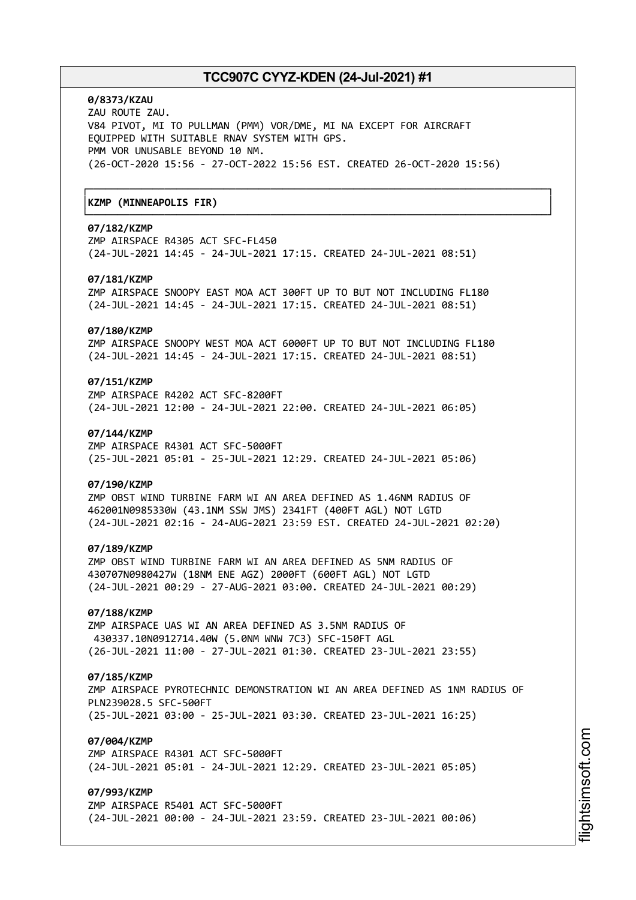**0/8373/KZAU**
ZAU ROUTE ZAU.
V84 PIVOT, MI TO PULLMAN (PMM) VOR/DME, MI NA EXCEPT FOR AIRCRAFT
EQUIPPED WITH SUITABLE RNAV SYSTEM WITH GPS.
PMM VOR UNUSABLE BEYOND 10 NM.
(26-OCT-2020 15:56 - 27-OCT-2022 15:56 EST. CREATED 26-OCT-2020 15:56)

**KZMP (MINNEAPOLIS FIR)**

**07/182/KZMP**
ZMP AIRSPACE R4305 ACT SFC-FL450
(24-JUL-2021 14:45 - 24-JUL-2021 17:15. CREATED 24-JUL-2021 08:51)

**07/181/KZMP**
ZMP AIRSPACE SNOOPY EAST MOA ACT 300FT UP TO BUT NOT INCLUDING FL180
(24-JUL-2021 14:45 - 24-JUL-2021 17:15. CREATED 24-JUL-2021 08:51)

**07/180/KZMP**
ZMP AIRSPACE SNOOPY WEST MOA ACT 6000FT UP TO BUT NOT INCLUDING FL180
(24-JUL-2021 14:45 - 24-JUL-2021 17:15. CREATED 24-JUL-2021 08:51)

**07/151/KZMP**
ZMP AIRSPACE R4202 ACT SFC-8200FT
(24-JUL-2021 12:00 - 24-JUL-2021 22:00. CREATED 24-JUL-2021 06:05)

**07/144/KZMP**
ZMP AIRSPACE R4301 ACT SFC-5000FT
(25-JUL-2021 05:01 - 25-JUL-2021 12:29. CREATED 24-JUL-2021 05:06)

**07/190/KZMP**
ZMP OBST WIND TURBINE FARM WI AN AREA DEFINED AS 1.46NM RADIUS OF
462001N0985330W (43.1NM SSW JMS) 2341FT (400FT AGL) NOT LGTD
(24-JUL-2021 02:16 - 24-AUG-2021 23:59 EST. CREATED 24-JUL-2021 02:20)

**07/189/KZMP**
ZMP OBST WIND TURBINE FARM WI AN AREA DEFINED AS 5NM RADIUS OF
430707N0980427W (18NM ENE AGZ) 2000FT (600FT AGL) NOT LGTD
(24-JUL-2021 00:29 - 27-AUG-2021 03:00. CREATED 24-JUL-2021 00:29)

**07/188/KZMP**
ZMP AIRSPACE UAS WI AN AREA DEFINED AS 3.5NM RADIUS OF
430337.10N0912714.40W (5.0NM WNW 7C3) SFC-150FT AGL
(26-JUL-2021 11:00 - 27-JUL-2021 01:30. CREATED 23-JUL-2021 23:55)

**07/185/KZMP**
ZMP AIRSPACE PYROTECHNIC DEMONSTRATION WI AN AREA DEFINED AS 1NM RADIUS OF
PLN239028.5 SFC-500FT
(25-JUL-2021 03:00 - 25-JUL-2021 03:30. CREATED 23-JUL-2021 16:25)

**07/004/KZMP**
ZMP AIRSPACE R4301 ACT SFC-5000FT
(24-JUL-2021 05:01 - 24-JUL-2021 12:29. CREATED 23-JUL-2021 05:05)

**07/993/KZMP**
ZMP AIRSPACE R5401 ACT SFC-5000FT
(24-JUL-2021 00:00 - 24-JUL-2021 23:59. CREATED 23-JUL-2021 00:06)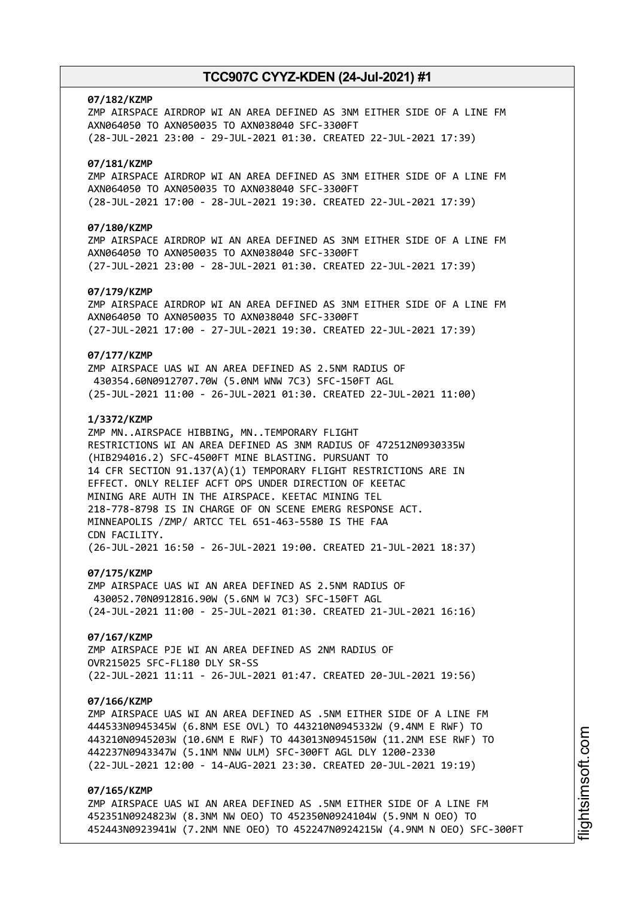**07/182/KZMP**
ZMP AIRSPACE AIRDROP WI AN AREA DEFINED AS 3NM EITHER SIDE OF A LINE FM AXN064050 TO AXN050035 TO AXN038040 SFC-3300FT
(28-JUL-2021 23:00 - 29-JUL-2021 01:30. CREATED 22-JUL-2021 17:39)

**07/181/KZMP**
ZMP AIRSPACE AIRDROP WI AN AREA DEFINED AS 3NM EITHER SIDE OF A LINE FM AXN064050 TO AXN050035 TO AXN038040 SFC-3300FT
(28-JUL-2021 17:00 - 28-JUL-2021 19:30. CREATED 22-JUL-2021 17:39)

**07/180/KZMP**
ZMP AIRSPACE AIRDROP WI AN AREA DEFINED AS 3NM EITHER SIDE OF A LINE FM AXN064050 TO AXN050035 TO AXN038040 SFC-3300FT
(27-JUL-2021 23:00 - 28-JUL-2021 01:30. CREATED 22-JUL-2021 17:39)

**07/179/KZMP**
ZMP AIRSPACE AIRDROP WI AN AREA DEFINED AS 3NM EITHER SIDE OF A LINE FM AXN064050 TO AXN050035 TO AXN038040 SFC-3300FT
(27-JUL-2021 17:00 - 27-JUL-2021 19:30. CREATED 22-JUL-2021 17:39)

**07/177/KZMP**
ZMP AIRSPACE UAS WI AN AREA DEFINED AS 2.5NM RADIUS OF 430354.60N0912707.70W (5.0NM WNW 7C3) SFC-150FT AGL
(25-JUL-2021 11:00 - 26-JUL-2021 01:30. CREATED 22-JUL-2021 11:00)

**1/3372/KZMP**
ZMP MN..AIRSPACE HIBBING, MN..TEMPORARY FLIGHT RESTRICTIONS WI AN AREA DEFINED AS 3NM RADIUS OF 472512N0930335W (HIB294016.2) SFC-4500FT MINE BLASTING. PURSUANT TO 14 CFR SECTION 91.137(A)(1) TEMPORARY FLIGHT RESTRICTIONS ARE IN EFFECT. ONLY RELIEF ACFT OPS UNDER DIRECTION OF KEETAC MINING ARE AUTH IN THE AIRSPACE. KEETAC MINING TEL 218-778-8798 IS IN CHARGE OF ON SCENE EMERG RESPONSE ACT. MINNEAPOLIS /ZMP/ ARTCC TEL 651-463-5580 IS THE FAA CDN FACILITY.
(26-JUL-2021 16:50 - 26-JUL-2021 19:00. CREATED 21-JUL-2021 18:37)

**07/175/KZMP**
ZMP AIRSPACE UAS WI AN AREA DEFINED AS 2.5NM RADIUS OF 430052.70N0912816.90W (5.6NM W 7C3) SFC-150FT AGL
(24-JUL-2021 11:00 - 25-JUL-2021 01:30. CREATED 21-JUL-2021 16:16)

**07/167/KZMP**
ZMP AIRSPACE PJE WI AN AREA DEFINED AS 2NM RADIUS OF OVR215025 SFC-FL180 DLY SR-SS
(22-JUL-2021 11:11 - 26-JUL-2021 01:47. CREATED 20-JUL-2021 19:56)

**07/166/KZMP**
ZMP AIRSPACE UAS WI AN AREA DEFINED AS .5NM EITHER SIDE OF A LINE FM 444533N0945345W (6.8NM ESE OVL) TO 443210N0945332W (9.4NM E RWF) TO 443210N0945203W (10.6NM E RWF) TO 443013N0945150W (11.2NM ESE RWF) TO 442237N0943347W (5.1NM NNW ULM) SFC-300FT AGL DLY 1200-2330
(22-JUL-2021 12:00 - 14-AUG-2021 23:30. CREATED 20-JUL-2021 19:19)

**07/165/KZMP**
ZMP AIRSPACE UAS WI AN AREA DEFINED AS .5NM EITHER SIDE OF A LINE FM 452351N0924823W (8.3NM NW OEO) TO 452350N0924104W (5.9NM N OEO) TO 452443N0923941W (7.2NM NNE OEO) TO 452247N0924215W (4.9NM N OEO) SFC-300FT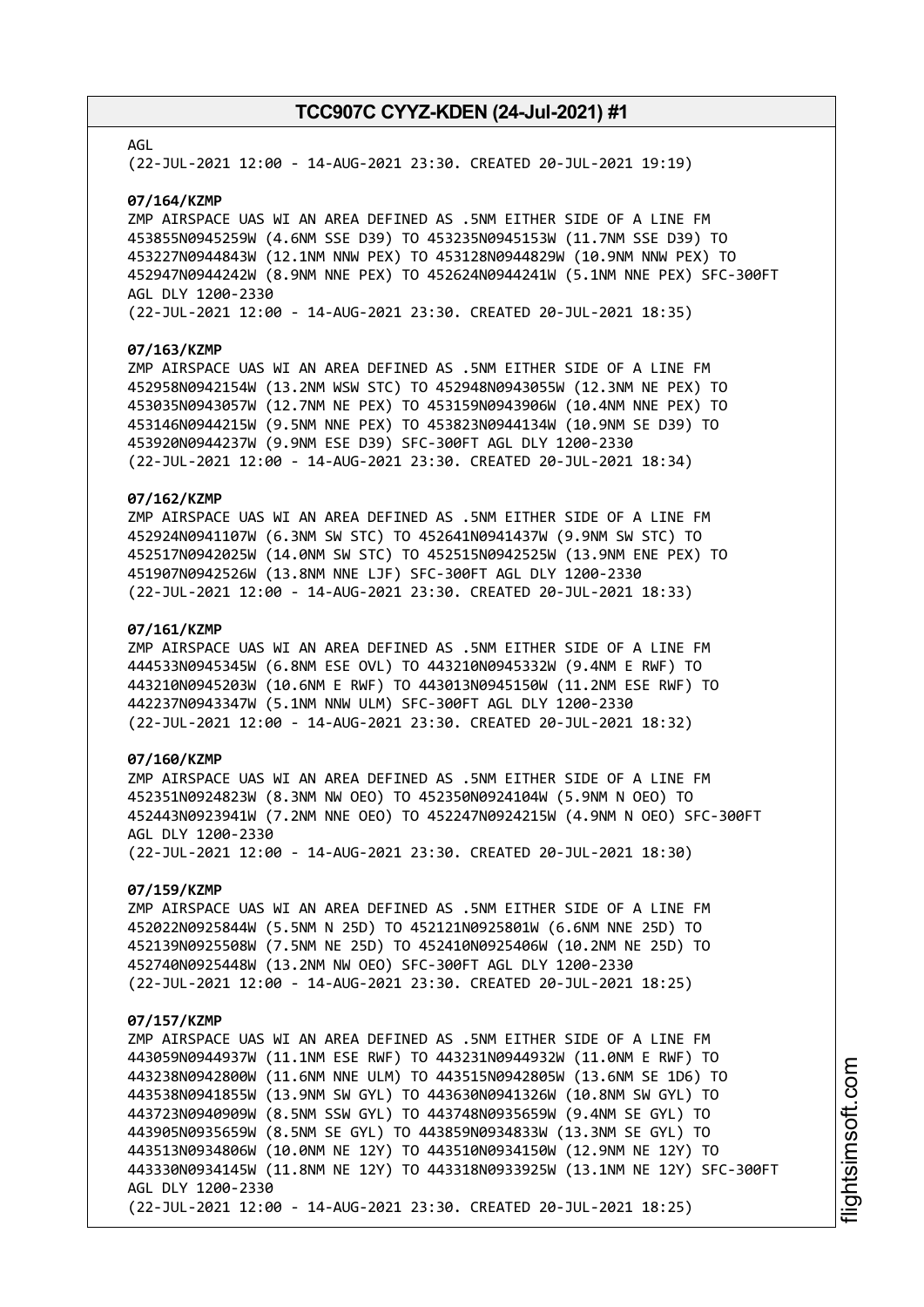AGL
(22-JUL-2021 12:00 - 14-AUG-2021 23:30. CREATED 20-JUL-2021 19:19)

**07/164/KZMP**
ZMP AIRSPACE UAS WI AN AREA DEFINED AS .5NM EITHER SIDE OF A LINE FM 453855N0945259W (4.6NM SSE D39) TO 453235N0945153W (11.7NM SSE D39) TO 453227N0944843W (12.1NM NNW PEX) TO 453128N0944829W (10.9NM NNW PEX) TO 452947N0944242W (8.9NM NNE PEX) TO 452624N0944241W (5.1NM NNE PEX) SFC-300FT AGL DLY 1200-2330
(22-JUL-2021 12:00 - 14-AUG-2021 23:30. CREATED 20-JUL-2021 18:35)

**07/163/KZMP**
ZMP AIRSPACE UAS WI AN AREA DEFINED AS .5NM EITHER SIDE OF A LINE FM 452958N0942154W (13.2NM WSW STC) TO 452948N0943055W (12.3NM NE PEX) TO 453035N0943057W (12.7NM NE PEX) TO 453159N0943906W (10.4NM NNE PEX) TO 453146N0944215W (9.5NM NNE PEX) TO 453823N0944134W (10.9NM SE D39) TO 453920N0944237W (9.9NM ESE D39) SFC-300FT AGL DLY 1200-2330
(22-JUL-2021 12:00 - 14-AUG-2021 23:30. CREATED 20-JUL-2021 18:34)

**07/162/KZMP**
ZMP AIRSPACE UAS WI AN AREA DEFINED AS .5NM EITHER SIDE OF A LINE FM 452924N0941107W (6.3NM SW STC) TO 452641N0941437W (9.9NM SW STC) TO 452517N0942025W (14.0NM SW STC) TO 452515N0942525W (13.9NM ENE PEX) TO 451907N0942526W (13.8NM NNE LJF) SFC-300FT AGL DLY 1200-2330
(22-JUL-2021 12:00 - 14-AUG-2021 23:30. CREATED 20-JUL-2021 18:33)

**07/161/KZMP**
ZMP AIRSPACE UAS WI AN AREA DEFINED AS .5NM EITHER SIDE OF A LINE FM 444533N0945345W (6.8NM ESE OVL) TO 443210N0945332W (9.4NM E RWF) TO 443210N0945203W (10.6NM E RWF) TO 443013N0945150W (11.2NM ESE RWF) TO 442237N0943347W (5.1NM NNW ULM) SFC-300FT AGL DLY 1200-2330
(22-JUL-2021 12:00 - 14-AUG-2021 23:30. CREATED 20-JUL-2021 18:32)

**07/160/KZMP**
ZMP AIRSPACE UAS WI AN AREA DEFINED AS .5NM EITHER SIDE OF A LINE FM 452351N0924823W (8.3NM NW OEO) TO 452350N0924104W (5.9NM N OEO) TO 452443N0923941W (7.2NM NNE OEO) TO 452247N0924215W (4.9NM N OEO) SFC-300FT AGL DLY 1200-2330
(22-JUL-2021 12:00 - 14-AUG-2021 23:30. CREATED 20-JUL-2021 18:30)

**07/159/KZMP**
ZMP AIRSPACE UAS WI AN AREA DEFINED AS .5NM EITHER SIDE OF A LINE FM 452022N0925844W (5.5NM N 25D) TO 452121N0925801W (6.6NM NNE 25D) TO 452139N0925508W (7.5NM NE 25D) TO 452410N0925406W (10.2NM NE 25D) TO 452740N0925448W (13.2NM NW OEO) SFC-300FT AGL DLY 1200-2330
(22-JUL-2021 12:00 - 14-AUG-2021 23:30. CREATED 20-JUL-2021 18:25)

**07/157/KZMP**
ZMP AIRSPACE UAS WI AN AREA DEFINED AS .5NM EITHER SIDE OF A LINE FM 443059N0944937W (11.1NM ESE RWF) TO 443231N0944932W (11.0NM E RWF) TO 443238N0942800W (11.6NM NNE ULM) TO 443515N0942805W (13.6NM SE 1D6) TO 443538N0941855W (13.9NM SW GYL) TO 443630N0941326W (10.8NM SW GYL) TO 443723N0940909W (8.5NM SSW GYL) TO 443748N0935659W (9.4NM SE GYL) TO 443905N0935659W (8.5NM SE GYL) TO 443859N0934833W (13.3NM SE GYL) TO 443513N0934806W (10.0NM NE 12Y) TO 443510N0934150W (12.9NM NE 12Y) TO 443330N0934145W (11.8NM NE 12Y) TO 443318N0933925W (13.1NM NE 12Y) SFC-300FT AGL DLY 1200-2330
(22-JUL-2021 12:00 - 14-AUG-2021 23:30. CREATED 20-JUL-2021 18:25)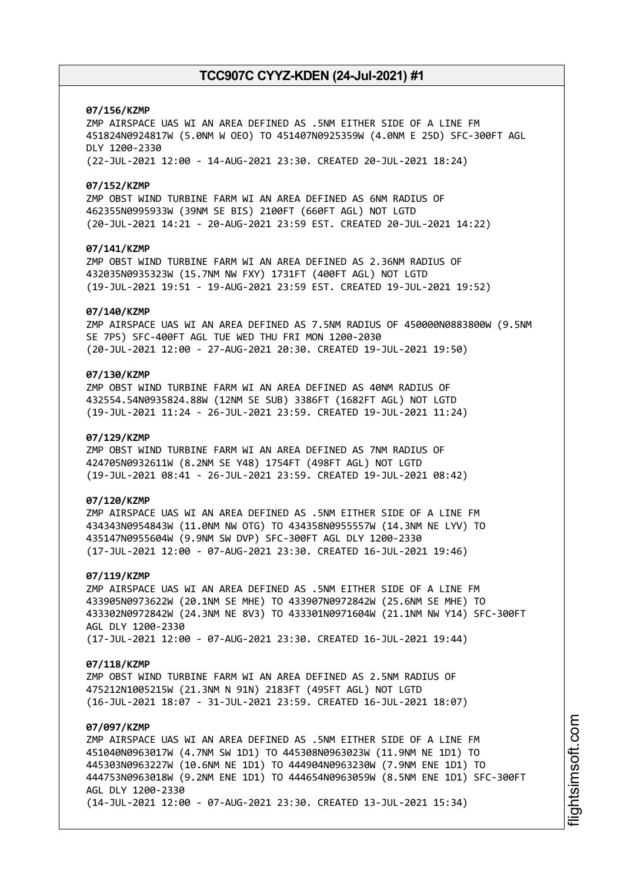**07/156/KZMP**
ZMP AIRSPACE UAS WI AN AREA DEFINED AS .5NM EITHER SIDE OF A LINE FM 451824N0924817W (5.0NM W OEO) TO 451407N0925359W (4.0NM E 25D) SFC-300FT AGL DLY 1200-2330
(22-JUL-2021 12:00 - 14-AUG-2021 23:30. CREATED 20-JUL-2021 18:24)

**07/152/KZMP**
ZMP OBST WIND TURBINE FARM WI AN AREA DEFINED AS 6NM RADIUS OF 462355N0995933W (39NM SE BIS) 2100FT (660FT AGL) NOT LGTD
(20-JUL-2021 14:21 - 20-AUG-2021 23:59 EST. CREATED 20-JUL-2021 14:22)

**07/141/KZMP**
ZMP OBST WIND TURBINE FARM WI AN AREA DEFINED AS 2.36NM RADIUS OF 432035N0935323W (15.7NM NW FXY) 1731FT (400FT AGL) NOT LGTD
(19-JUL-2021 19:51 - 19-AUG-2021 23:59 EST. CREATED 19-JUL-2021 19:52)

**07/140/KZMP**
ZMP AIRSPACE UAS WI AN AREA DEFINED AS 7.5NM RADIUS OF 450000N0883800W (9.5NM SE 7P5) SFC-400FT AGL TUE WED THU FRI MON 1200-2030
(20-JUL-2021 12:00 - 27-AUG-2021 20:30. CREATED 19-JUL-2021 19:50)

**07/130/KZMP**
ZMP OBST WIND TURBINE FARM WI AN AREA DEFINED AS 40NM RADIUS OF 432554.54N0935824.88W (12NM SE SUB) 3386FT (1682FT AGL) NOT LGTD
(19-JUL-2021 11:24 - 26-JUL-2021 23:59. CREATED 19-JUL-2021 11:24)

**07/129/KZMP**
ZMP OBST WIND TURBINE FARM WI AN AREA DEFINED AS 7NM RADIUS OF 424705N0932611W (8.2NM SE Y48) 1754FT (498FT AGL) NOT LGTD
(19-JUL-2021 08:41 - 26-JUL-2021 23:59. CREATED 19-JUL-2021 08:42)

**07/120/KZMP**
ZMP AIRSPACE UAS WI AN AREA DEFINED AS .5NM EITHER SIDE OF A LINE FM 434343N0954843W (11.0NM NW OTG) TO 434358N0955557W (14.3NM NE LYV) TO 435147N0955604W (9.9NM SW DVP) SFC-300FT AGL DLY 1200-2330
(17-JUL-2021 12:00 - 07-AUG-2021 23:30. CREATED 16-JUL-2021 19:46)

**07/119/KZMP**
ZMP AIRSPACE UAS WI AN AREA DEFINED AS .5NM EITHER SIDE OF A LINE FM 433905N0973622W (20.1NM SE MHE) TO 433907N0972842W (25.6NM SE MHE) TO 433302N0972842W (24.3NM NE 8V3) TO 433301N0971604W (21.1NM NW Y14) SFC-300FT AGL DLY 1200-2330
(17-JUL-2021 12:00 - 07-AUG-2021 23:30. CREATED 16-JUL-2021 19:44)

**07/118/KZMP**
ZMP OBST WIND TURBINE FARM WI AN AREA DEFINED AS 2.5NM RADIUS OF 475212N1005215W (21.3NM N 91N) 2183FT (495FT AGL) NOT LGTD
(16-JUL-2021 18:07 - 31-JUL-2021 23:59. CREATED 16-JUL-2021 18:07)

**07/097/KZMP**
ZMP AIRSPACE UAS WI AN AREA DEFINED AS .5NM EITHER SIDE OF A LINE FM 451040N0963017W (4.7NM SW 1D1) TO 445308N0963023W (11.9NM NE 1D1) TO 445303N0963227W (10.6NM NE 1D1) TO 444904N0963230W (7.9NM ENE 1D1) TO 444753N0963018W (9.2NM ENE 1D1) TO 444654N0963059W (8.5NM ENE 1D1) SFC-300FT AGL DLY 1200-2330
(14-JUL-2021 12:00 - 07-AUG-2021 23:30. CREATED 13-JUL-2021 15:34)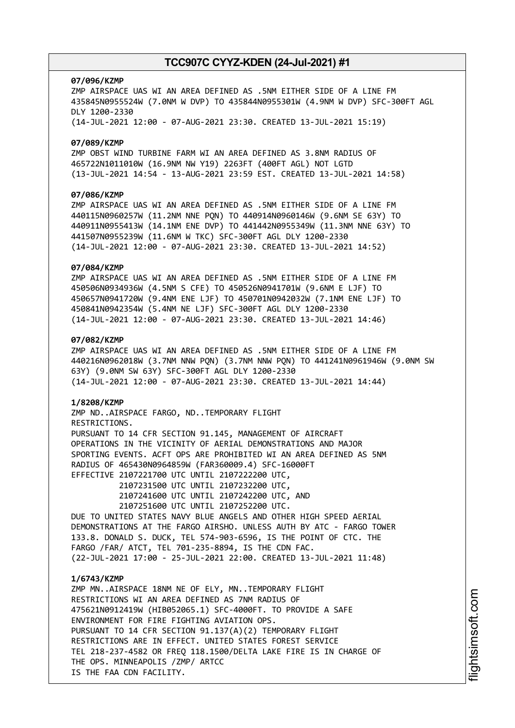**07/096/KZMP**
ZMP AIRSPACE UAS WI AN AREA DEFINED AS .5NM EITHER SIDE OF A LINE FM 435845N0955524W (7.0NM W DVP) TO 435844N0955301W (4.9NM W DVP) SFC-300FT AGL DLY 1200-2330
(14-JUL-2021 12:00 - 07-AUG-2021 23:30. CREATED 13-JUL-2021 15:19)

**07/089/KZMP**
ZMP OBST WIND TURBINE FARM WI AN AREA DEFINED AS 3.8NM RADIUS OF 465722N1011010W (16.9NM NW Y19) 2263FT (400FT AGL) NOT LGTD
(13-JUL-2021 14:54 - 13-AUG-2021 23:59 EST. CREATED 13-JUL-2021 14:58)

**07/086/KZMP**
ZMP AIRSPACE UAS WI AN AREA DEFINED AS .5NM EITHER SIDE OF A LINE FM 440115N0960257W (11.2NM NNE PQN) TO 440914N0960146W (9.6NM SE 63Y) TO 440911N0955413W (14.1NM ENE DVP) TO 441442N0955349W (11.3NM NNE 63Y) TO 441507N0955239W (11.6NM W TKC) SFC-300FT AGL DLY 1200-2330
(14-JUL-2021 12:00 - 07-AUG-2021 23:30. CREATED 13-JUL-2021 14:52)

**07/084/KZMP**
ZMP AIRSPACE UAS WI AN AREA DEFINED AS .5NM EITHER SIDE OF A LINE FM 450506N0934936W (4.5NM S CFE) TO 450526N0941701W (9.6NM E LJF) TO 450657N0941720W (9.4NM ENE LJF) TO 450701N0942032W (7.1NM ENE LJF) TO 450841N0942354W (5.4NM NE LJF) SFC-300FT AGL DLY 1200-2330
(14-JUL-2021 12:00 - 07-AUG-2021 23:30. CREATED 13-JUL-2021 14:46)

**07/082/KZMP**
ZMP AIRSPACE UAS WI AN AREA DEFINED AS .5NM EITHER SIDE OF A LINE FM 440216N0962018W (3.7NM NNW PQN) (3.7NM NNW PQN) TO 441241N0961946W (9.0NM SW 63Y) (9.0NM SW 63Y) SFC-300FT AGL DLY 1200-2330
(14-JUL-2021 12:00 - 07-AUG-2021 23:30. CREATED 13-JUL-2021 14:44)

**1/8208/KZMP**
ZMP ND..AIRSPACE FARGO, ND..TEMPORARY FLIGHT RESTRICTIONS.
PURSUANT TO 14 CFR SECTION 91.145, MANAGEMENT OF AIRCRAFT OPERATIONS IN THE VICINITY OF AERIAL DEMONSTRATIONS AND MAJOR SPORTING EVENTS. ACFT OPS ARE PROHIBITED WI AN AREA DEFINED AS 5NM RADIUS OF 465430N0964859W (FAR360009.4) SFC-16000FT
EFFECTIVE 2107221700 UTC UNTIL 2107222200 UTC,
2107231500 UTC UNTIL 2107232200 UTC,
2107241600 UTC UNTIL 2107242200 UTC, AND
2107251600 UTC UNTIL 2107252200 UTC.
DUE TO UNITED STATES NAVY BLUE ANGELS AND OTHER HIGH SPEED AERIAL DEMONSTRATIONS AT THE FARGO AIRSHO. UNLESS AUTH BY ATC - FARGO TOWER 133.8. DONALD S. DUCK, TEL 574-903-6596, IS THE POINT OF CTC. THE FARGO /FAR/ ATCT, TEL 701-235-8894, IS THE CDN FAC.
(22-JUL-2021 17:00 - 25-JUL-2021 22:00. CREATED 13-JUL-2021 11:48)

**1/6743/KZMP**
ZMP MN..AIRSPACE 18NM NE OF ELY, MN..TEMPORARY FLIGHT RESTRICTIONS WI AN AREA DEFINED AS 7NM RADIUS OF 475621N0912419W (HIB052065.1) SFC-4000FT. TO PROVIDE A SAFE ENVIRONMENT FOR FIRE FIGHTING AVIATION OPS.
PURSUANT TO 14 CFR SECTION 91.137(A)(2) TEMPORARY FLIGHT RESTRICTIONS ARE IN EFFECT. UNITED STATES FOREST SERVICE TEL 218-237-4582 OR FREQ 118.1500/DELTA LAKE FIRE IS IN CHARGE OF THE OPS. MINNEAPOLIS /ZMP/ ARTCC
IS THE FAA CDN FACILITY.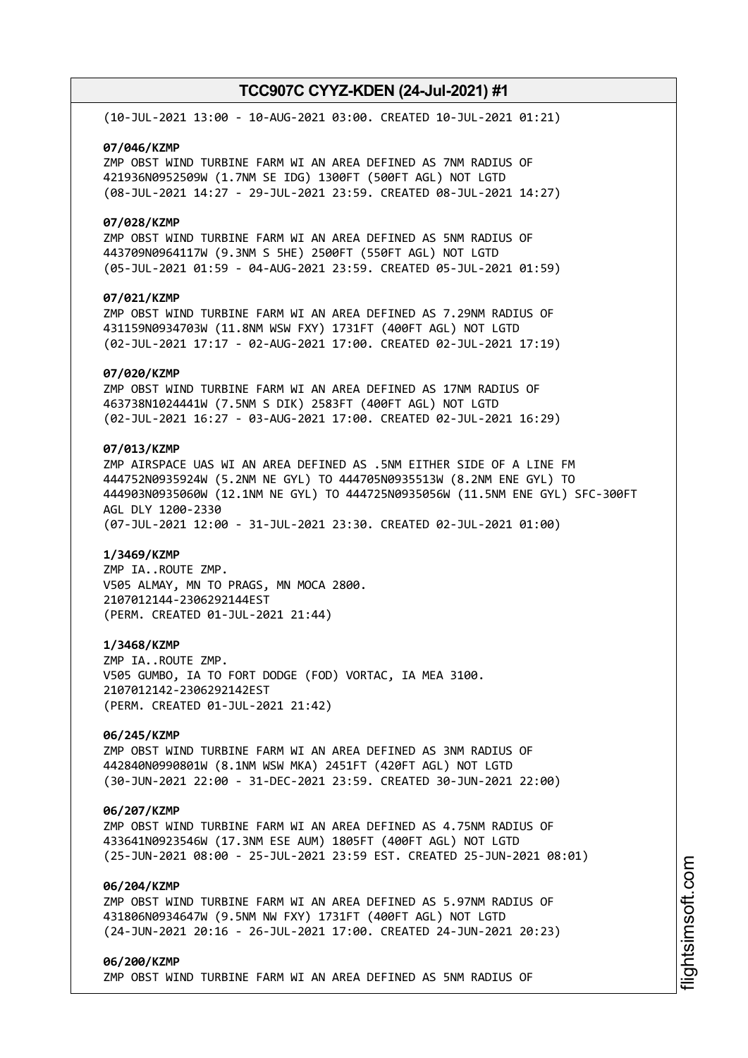(10-JUL-2021 13:00 - 10-AUG-2021 03:00. CREATED 10-JUL-2021 01:21)

**07/046/KZMP**
ZMP OBST WIND TURBINE FARM WI AN AREA DEFINED AS 7NM RADIUS OF 421936N0952509W (1.7NM SE IDG) 1300FT (500FT AGL) NOT LGTD
(08-JUL-2021 14:27 - 29-JUL-2021 23:59. CREATED 08-JUL-2021 14:27)

**07/028/KZMP**
ZMP OBST WIND TURBINE FARM WI AN AREA DEFINED AS 5NM RADIUS OF 443709N0964117W (9.3NM S 5HE) 2500FT (550FT AGL) NOT LGTD
(05-JUL-2021 01:59 - 04-AUG-2021 23:59. CREATED 05-JUL-2021 01:59)

**07/021/KZMP**
ZMP OBST WIND TURBINE FARM WI AN AREA DEFINED AS 7.29NM RADIUS OF 431159N0934703W (11.8NM WSW FXY) 1731FT (400FT AGL) NOT LGTD
(02-JUL-2021 17:17 - 02-AUG-2021 17:00. CREATED 02-JUL-2021 17:19)

**07/020/KZMP**
ZMP OBST WIND TURBINE FARM WI AN AREA DEFINED AS 17NM RADIUS OF 463738N1024441W (7.5NM S DIK) 2583FT (400FT AGL) NOT LGTD
(02-JUL-2021 16:27 - 03-AUG-2021 17:00. CREATED 02-JUL-2021 16:29)

**07/013/KZMP**
ZMP AIRSPACE UAS WI AN AREA DEFINED AS .5NM EITHER SIDE OF A LINE FM 444752N0935924W (5.2NM NE GYL) TO 444705N0935513W (8.2NM ENE GYL) TO 444903N0935060W (12.1NM NE GYL) TO 444725N0935056W (11.5NM ENE GYL) SFC-300FT AGL DLY 1200-2330
(07-JUL-2021 12:00 - 31-JUL-2021 23:30. CREATED 02-JUL-2021 01:00)

**1/3469/KZMP**
ZMP IA..ROUTE ZMP.
V505 ALMAY, MN TO PRAGS, MN MOCA 2800.
2107012144-2306292144EST
(PERM. CREATED 01-JUL-2021 21:44)

**1/3468/KZMP**
ZMP IA..ROUTE ZMP.
V505 GUMBO, IA TO FORT DODGE (FOD) VORTAC, IA MEA 3100.
2107012142-2306292142EST
(PERM. CREATED 01-JUL-2021 21:42)

**06/245/KZMP**
ZMP OBST WIND TURBINE FARM WI AN AREA DEFINED AS 3NM RADIUS OF 442840N0990801W (8.1NM WSW MKA) 2451FT (420FT AGL) NOT LGTD
(30-JUN-2021 22:00 - 31-DEC-2021 23:59. CREATED 30-JUN-2021 22:00)

**06/207/KZMP**
ZMP OBST WIND TURBINE FARM WI AN AREA DEFINED AS 4.75NM RADIUS OF 433641N0923546W (17.3NM ESE AUM) 1805FT (400FT AGL) NOT LGTD
(25-JUN-2021 08:00 - 25-JUL-2021 23:59 EST. CREATED 25-JUN-2021 08:01)

**06/204/KZMP**
ZMP OBST WIND TURBINE FARM WI AN AREA DEFINED AS 5.97NM RADIUS OF 431806N0934647W (9.5NM NW FXY) 1731FT (400FT AGL) NOT LGTD
(24-JUN-2021 20:16 - 26-JUL-2021 17:00. CREATED 24-JUN-2021 20:23)

**06/200/KZMP**
ZMP OBST WIND TURBINE FARM WI AN AREA DEFINED AS 5NM RADIUS OF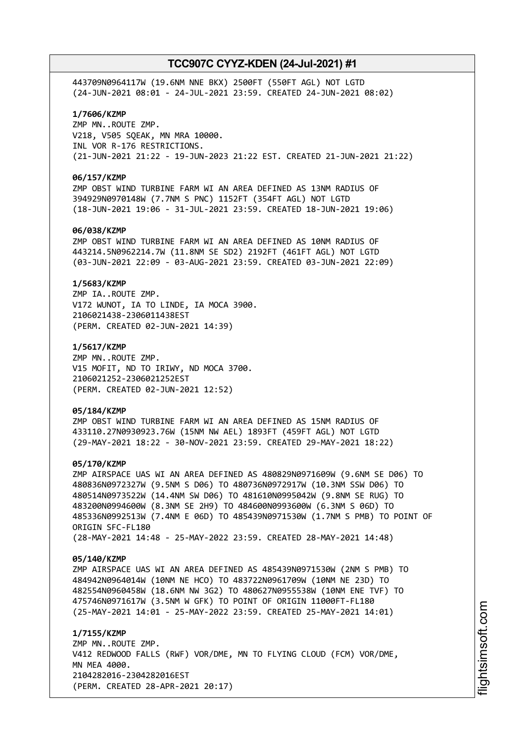443709N0964117W (19.6NM NNE BKX) 2500FT (550FT AGL) NOT LGTD
(24-JUN-2021 08:01 - 24-JUL-2021 23:59. CREATED 24-JUN-2021 08:02)

**1/7606/KZMP**
ZMP MN..ROUTE ZMP.
V218, V505 SQEAK, MN MRA 10000.
INL VOR R-176 RESTRICTIONS.
(21-JUN-2021 21:22 - 19-JUN-2023 21:22 EST. CREATED 21-JUN-2021 21:22)

**06/157/KZMP**
ZMP OBST WIND TURBINE FARM WI AN AREA DEFINED AS 13NM RADIUS OF
394929N0970148W (7.7NM S PNC) 1152FT (354FT AGL) NOT LGTD
(18-JUN-2021 19:06 - 31-JUL-2021 23:59. CREATED 18-JUN-2021 19:06)

**06/038/KZMP**
ZMP OBST WIND TURBINE FARM WI AN AREA DEFINED AS 10NM RADIUS OF
443214.5N0962214.7W (11.8NM SE SD2) 2192FT (461FT AGL) NOT LGTD
(03-JUN-2021 22:09 - 03-AUG-2021 23:59. CREATED 03-JUN-2021 22:09)

**1/5683/KZMP**
ZMP IA..ROUTE ZMP.
V172 WUNOT, IA TO LINDE, IA MOCA 3900.
2106021438-2306011438EST
(PERM. CREATED 02-JUN-2021 14:39)

**1/5617/KZMP**
ZMP MN..ROUTE ZMP.
V15 MOFIT, ND TO IRIWY, ND MOCA 3700.
2106021252-2306021252EST
(PERM. CREATED 02-JUN-2021 12:52)

**05/184/KZMP**
ZMP OBST WIND TURBINE FARM WI AN AREA DEFINED AS 15NM RADIUS OF
433110.27N0930923.76W (15NM NW AEL) 1893FT (459FT AGL) NOT LGTD
(29-MAY-2021 18:22 - 30-NOV-2021 23:59. CREATED 29-MAY-2021 18:22)

**05/170/KZMP**
ZMP AIRSPACE UAS WI AN AREA DEFINED AS 480829N0971609W (9.6NM SE D06) TO
480836N0972327W (9.5NM S D06) TO 480736N0972917W (10.3NM SSW D06) TO
480514N0973522W (14.4NM SW D06) TO 481610N0995042W (9.8NM SE RUG) TO
483200N0994600W (8.3NM SE 2H9) TO 484600N0993600W (6.3NM S 06D) TO
485336N0992513W (7.4NM E 06D) TO 485439N0971530W (1.7NM S PMB) TO POINT OF
ORIGIN SFC-FL180
(28-MAY-2021 14:48 - 25-MAY-2022 23:59. CREATED 28-MAY-2021 14:48)

**05/140/KZMP**
ZMP AIRSPACE UAS WI AN AREA DEFINED AS 485439N0971530W (2NM S PMB) TO
484942N0964014W (10NM NE HCO) TO 483722N0961709W (10NM NE 23D) TO
482554N0960458W (18.6NM NW 3G2) TO 480627N0955538W (10NM ENE TVF) TO
475746N0971617W (3.5NM W GFK) TO POINT OF ORIGIN 11000FT-FL180
(25-MAY-2021 14:01 - 25-MAY-2022 23:59. CREATED 25-MAY-2021 14:01)

**1/7155/KZMP**
ZMP MN..ROUTE ZMP.
V412 REDWOOD FALLS (RWF) VOR/DME, MN TO FLYING CLOUD (FCM) VOR/DME,
MN MEA 4000.
2104282016-2304282016EST
(PERM. CREATED 28-APR-2021 20:17)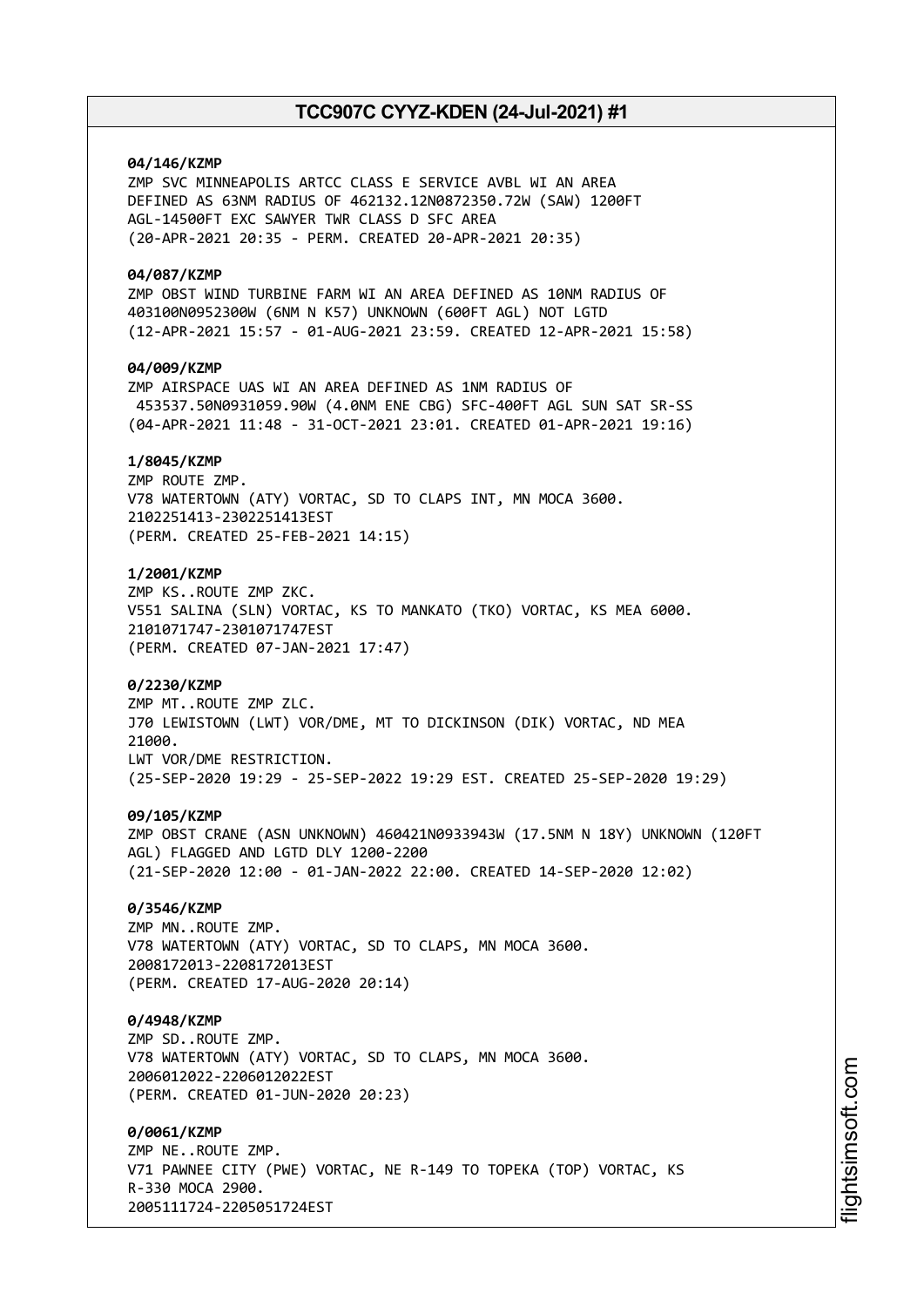**04/146/KZMP**
ZMP SVC MINNEAPOLIS ARTCC CLASS E SERVICE AVBL WI AN AREA DEFINED AS 63NM RADIUS OF 462132.12N0872350.72W (SAW) 1200FT AGL-14500FT EXC SAWYER TWR CLASS D SFC AREA
(20-APR-2021 20:35 - PERM. CREATED 20-APR-2021 20:35)

**04/087/KZMP**
ZMP OBST WIND TURBINE FARM WI AN AREA DEFINED AS 10NM RADIUS OF 403100N0952300W (6NM N K57) UNKNOWN (600FT AGL) NOT LGTD
(12-APR-2021 15:57 - 01-AUG-2021 23:59. CREATED 12-APR-2021 15:58)

**04/009/KZMP**
ZMP AIRSPACE UAS WI AN AREA DEFINED AS 1NM RADIUS OF 453537.50N0931059.90W (4.0NM ENE CBG) SFC-400FT AGL SUN SAT SR-SS
(04-APR-2021 11:48 - 31-OCT-2021 23:01. CREATED 01-APR-2021 19:16)

**1/8045/KZMP**
ZMP ROUTE ZMP.
V78 WATERTOWN (ATY) VORTAC, SD TO CLAPS INT, MN MOCA 3600.
2102251413-2302251413EST
(PERM. CREATED 25-FEB-2021 14:15)

**1/2001/KZMP**
ZMP KS..ROUTE ZMP ZKC.
V551 SALINA (SLN) VORTAC, KS TO MANKATO (TKO) VORTAC, KS MEA 6000.
2101071747-2301071747EST
(PERM. CREATED 07-JAN-2021 17:47)

**0/2230/KZMP**
ZMP MT..ROUTE ZMP ZLC.
J70 LEWISTOWN (LWT) VOR/DME, MT TO DICKINSON (DIK) VORTAC, ND MEA 21000.
LWT VOR/DME RESTRICTION.
(25-SEP-2020 19:29 - 25-SEP-2022 19:29 EST. CREATED 25-SEP-2020 19:29)

**09/105/KZMP**
ZMP OBST CRANE (ASN UNKNOWN) 460421N0933943W (17.5NM N 18Y) UNKNOWN (120FT AGL) FLAGGED AND LGTD DLY 1200-2200
(21-SEP-2020 12:00 - 01-JAN-2022 22:00. CREATED 14-SEP-2020 12:02)

**0/3546/KZMP**
ZMP MN..ROUTE ZMP.
V78 WATERTOWN (ATY) VORTAC, SD TO CLAPS, MN MOCA 3600.
2008172013-2208172013EST
(PERM. CREATED 17-AUG-2020 20:14)

**0/4948/KZMP**
ZMP SD..ROUTE ZMP.
V78 WATERTOWN (ATY) VORTAC, SD TO CLAPS, MN MOCA 3600.
2006012022-2206012022EST
(PERM. CREATED 01-JUN-2020 20:23)

**0/0061/KZMP**
ZMP NE..ROUTE ZMP.
V71 PAWNEE CITY (PWE) VORTAC, NE R-149 TO TOPEKA (TOP) VORTAC, KS R-330 MOCA 2900.
2005111724-2205051724EST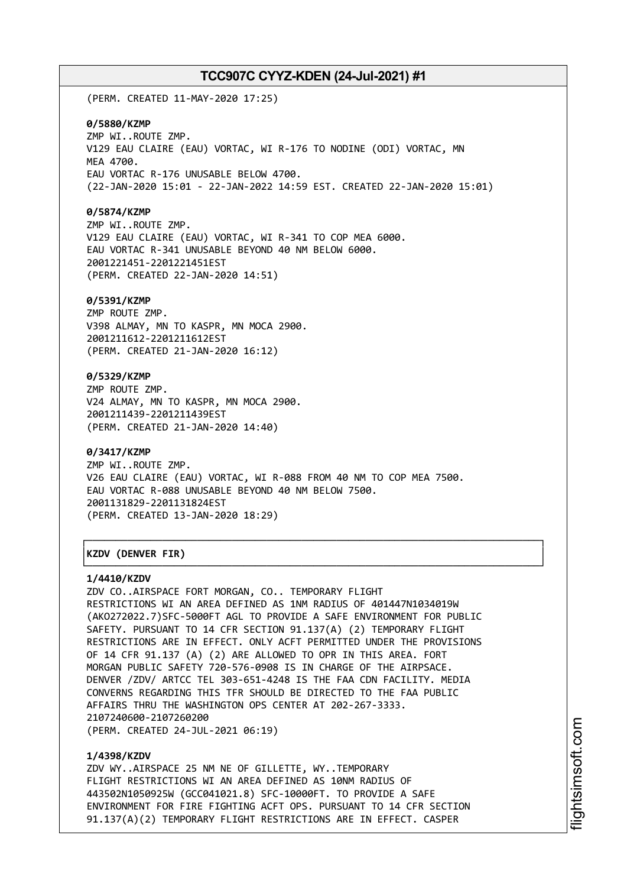(PERM. CREATED 11-MAY-2020 17:25)

**0/5880/KZMP**
ZMP WI..ROUTE ZMP.
V129 EAU CLAIRE (EAU) VORTAC, WI R-176 TO NODINE (ODI) VORTAC, MN
MEA 4700.
EAU VORTAC R-176 UNUSABLE BELOW 4700.
(22-JAN-2020 15:01 - 22-JAN-2022 14:59 EST. CREATED 22-JAN-2020 15:01)

**0/5874/KZMP**
ZMP WI..ROUTE ZMP.
V129 EAU CLAIRE (EAU) VORTAC, WI R-341 TO COP MEA 6000.
EAU VORTAC R-341 UNUSABLE BEYOND 40 NM BELOW 6000.
2001221451-2201221451EST
(PERM. CREATED 22-JAN-2020 14:51)

**0/5391/KZMP**
ZMP ROUTE ZMP.
V398 ALMAY, MN TO KASPR, MN MOCA 2900.
2001211612-2201211612EST
(PERM. CREATED 21-JAN-2020 16:12)

**0/5329/KZMP**
ZMP ROUTE ZMP.
V24 ALMAY, MN TO KASPR, MN MOCA 2900.
2001211439-2201211439EST
(PERM. CREATED 21-JAN-2020 14:40)

**0/3417/KZMP**
ZMP WI..ROUTE ZMP.
V26 EAU CLAIRE (EAU) VORTAC, WI R-088 FROM 40 NM TO COP MEA 7500.
EAU VORTAC R-088 UNUSABLE BEYOND 40 NM BELOW 7500.
2001131829-2201131824EST
(PERM. CREATED 13-JAN-2020 18:29)

## KZDV (DENVER FIR)

**1/4410/KZDV**
ZDV CO..AIRSPACE FORT MORGAN, CO.. TEMPORARY FLIGHT
RESTRICTIONS WI AN AREA DEFINED AS 1NM RADIUS OF 401447N1034019W
(AKO272022.7)SFC-5000FT AGL TO PROVIDE A SAFE ENVIRONMENT FOR PUBLIC
SAFETY. PURSUANT TO 14 CFR SECTION 91.137(A) (2) TEMPORARY FLIGHT
RESTRICTIONS ARE IN EFFECT. ONLY ACFT PERMITTED UNDER THE PROVISIONS
OF 14 CFR 91.137 (A) (2) ARE ALLOWED TO OPR IN THIS AREA. FORT
MORGAN PUBLIC SAFETY 720-576-0908 IS IN CHARGE OF THE AIRPSACE.
DENVER /ZDV/ ARTCC TEL 303-651-4248 IS THE FAA CDN FACILITY. MEDIA
CONVERNS REGARDING THIS TFR SHOULD BE DIRECTED TO THE FAA PUBLIC
AFFAIRS THRU THE WASHINGTON OPS CENTER AT 202-267-3333.
2107240600-2107260200
(PERM. CREATED 24-JUL-2021 06:19)

**1/4398/KZDV**
ZDV WY..AIRSPACE 25 NM NE OF GILLETTE, WY..TEMPORARY
FLIGHT RESTRICTIONS WI AN AREA DEFINED AS 10NM RADIUS OF
443502N1050925W (GCC041021.8) SFC-10000FT. TO PROVIDE A SAFE
ENVIRONMENT FOR FIRE FIGHTING ACFT OPS. PURSUANT TO 14 CFR SECTION
91.137(A)(2) TEMPORARY FLIGHT RESTRICTIONS ARE IN EFFECT. CASPER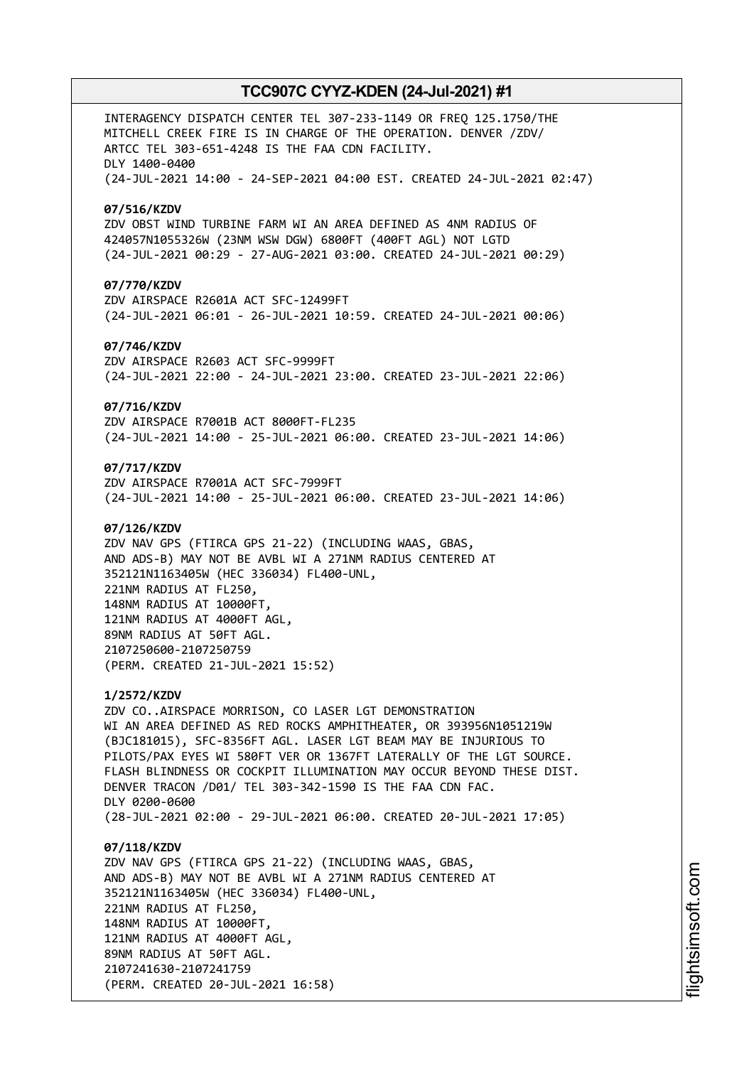INTERAGENCY DISPATCH CENTER TEL 307-233-1149 OR FREQ 125.1750/THE MITCHELL CREEK FIRE IS IN CHARGE OF THE OPERATION. DENVER /ZDV/ ARTCC TEL 303-651-4248 IS THE FAA CDN FACILITY.
DLY 1400-0400
(24-JUL-2021 14:00 - 24-SEP-2021 04:00 EST. CREATED 24-JUL-2021 02:47)

**07/516/KZDV**
ZDV OBST WIND TURBINE FARM WI AN AREA DEFINED AS 4NM RADIUS OF 424057N1055326W (23NM WSW DGW) 6800FT (400FT AGL) NOT LGTD
(24-JUL-2021 00:29 - 27-AUG-2021 03:00. CREATED 24-JUL-2021 00:29)

**07/770/KZDV**
ZDV AIRSPACE R2601A ACT SFC-12499FT
(24-JUL-2021 06:01 - 26-JUL-2021 10:59. CREATED 24-JUL-2021 00:06)

**07/746/KZDV**
ZDV AIRSPACE R2603 ACT SFC-9999FT
(24-JUL-2021 22:00 - 24-JUL-2021 23:00. CREATED 23-JUL-2021 22:06)

**07/716/KZDV**
ZDV AIRSPACE R7001B ACT 8000FT-FL235
(24-JUL-2021 14:00 - 25-JUL-2021 06:00. CREATED 23-JUL-2021 14:06)

**07/717/KZDV**
ZDV AIRSPACE R7001A ACT SFC-7999FT
(24-JUL-2021 14:00 - 25-JUL-2021 06:00. CREATED 23-JUL-2021 14:06)

**07/126/KZDV**
ZDV NAV GPS (FTIRCA GPS 21-22) (INCLUDING WAAS, GBAS, AND ADS-B) MAY NOT BE AVBL WI A 271NM RADIUS CENTERED AT 352121N1163405W (HEC 336034) FL400-UNL,
221NM RADIUS AT FL250,
148NM RADIUS AT 10000FT,
121NM RADIUS AT 4000FT AGL,
89NM RADIUS AT 50FT AGL.
2107250600-2107250759
(PERM. CREATED 21-JUL-2021 15:52)

**1/2572/KZDV**
ZDV CO..AIRSPACE MORRISON, CO LASER LGT DEMONSTRATION WI AN AREA DEFINED AS RED ROCKS AMPHITHEATER, OR 393956N1051219W (BJC181015), SFC-8356FT AGL. LASER LGT BEAM MAY BE INJURIOUS TO PILOTS/PAX EYES WI 580FT VER OR 1367FT LATERALLY OF THE LGT SOURCE. FLASH BLINDNESS OR COCKPIT ILLUMINATION MAY OCCUR BEYOND THESE DIST. DENVER TRACON /D01/ TEL 303-342-1590 IS THE FAA CDN FAC.
DLY 0200-0600
(28-JUL-2021 02:00 - 29-JUL-2021 06:00. CREATED 20-JUL-2021 17:05)

**07/118/KZDV**
ZDV NAV GPS (FTIRCA GPS 21-22) (INCLUDING WAAS, GBAS, AND ADS-B) MAY NOT BE AVBL WI A 271NM RADIUS CENTERED AT 352121N1163405W (HEC 336034) FL400-UNL,
221NM RADIUS AT FL250,
148NM RADIUS AT 10000FT,
121NM RADIUS AT 4000FT AGL,
89NM RADIUS AT 50FT AGL.
2107241630-2107241759
(PERM. CREATED 20-JUL-2021 16:58)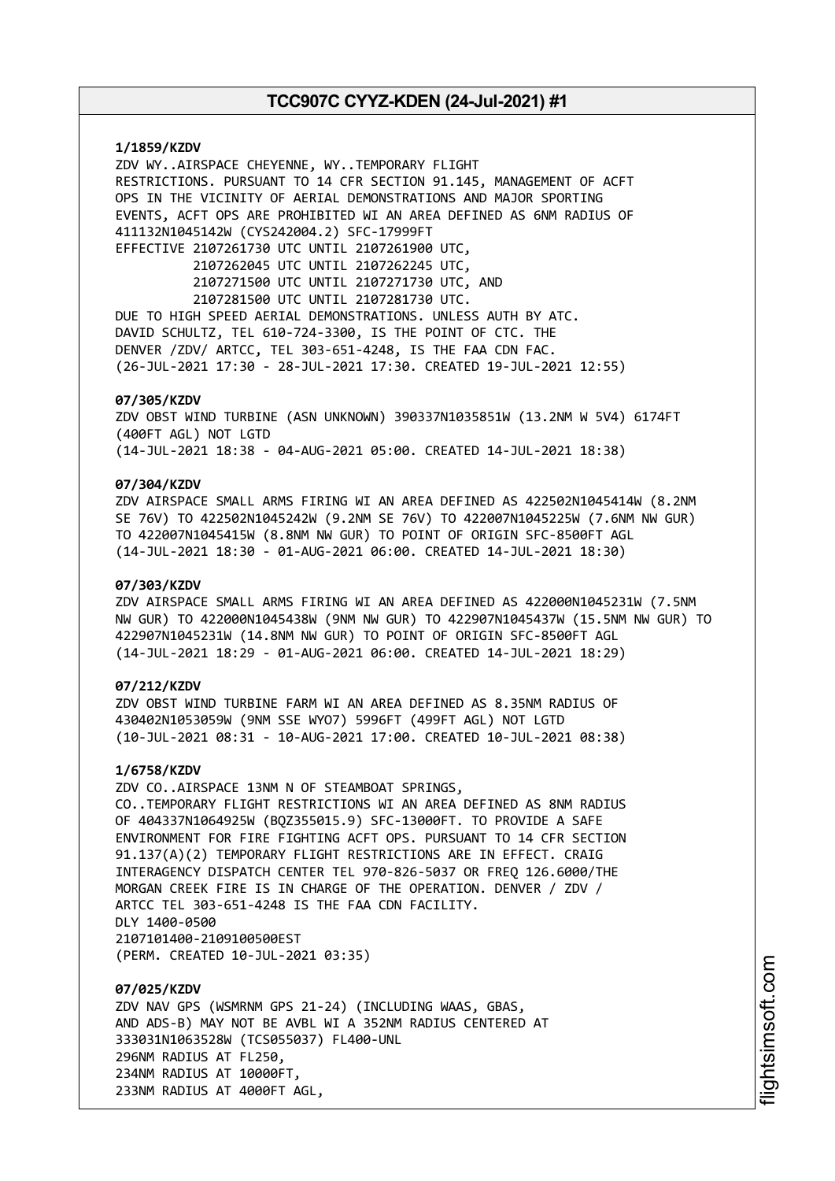**1/1859/KZDV**
ZDV WY..AIRSPACE CHEYENNE, WY..TEMPORARY FLIGHT
RESTRICTIONS. PURSUANT TO 14 CFR SECTION 91.145, MANAGEMENT OF ACFT
OPS IN THE VICINITY OF AERIAL DEMONSTRATIONS AND MAJOR SPORTING
EVENTS, ACFT OPS ARE PROHIBITED WI AN AREA DEFINED AS 6NM RADIUS OF
411132N1045142W (CYS242004.2) SFC-17999FT
EFFECTIVE 2107261730 UTC UNTIL 2107261900 UTC,
2107262045 UTC UNTIL 2107262245 UTC,
2107271500 UTC UNTIL 2107271730 UTC, AND
2107281500 UTC UNTIL 2107281730 UTC.
DUE TO HIGH SPEED AERIAL DEMONSTRATIONS. UNLESS AUTH BY ATC.
DAVID SCHULTZ, TEL 610-724-3300, IS THE POINT OF CTC. THE
DENVER /ZDV/ ARTCC, TEL 303-651-4248, IS THE FAA CDN FAC.
(26-JUL-2021 17:30 - 28-JUL-2021 17:30. CREATED 19-JUL-2021 12:55)

**07/305/KZDV**
ZDV OBST WIND TURBINE (ASN UNKNOWN) 390337N1035851W (13.2NM W 5V4) 6174FT
(400FT AGL) NOT LGTD
(14-JUL-2021 18:38 - 04-AUG-2021 05:00. CREATED 14-JUL-2021 18:38)

**07/304/KZDV**
ZDV AIRSPACE SMALL ARMS FIRING WI AN AREA DEFINED AS 422502N1045414W (8.2NM
SE 76V) TO 422502N1045242W (9.2NM SE 76V) TO 422007N1045225W (7.6NM NW GUR)
TO 422007N1045415W (8.8NM NW GUR) TO POINT OF ORIGIN SFC-8500FT AGL
(14-JUL-2021 18:30 - 01-AUG-2021 06:00. CREATED 14-JUL-2021 18:30)

**07/303/KZDV**
ZDV AIRSPACE SMALL ARMS FIRING WI AN AREA DEFINED AS 422000N1045231W (7.5NM
NW GUR) TO 422000N1045438W (9NM NW GUR) TO 422907N1045437W (15.5NM NW GUR) TO
422907N1045231W (14.8NM NW GUR) TO POINT OF ORIGIN SFC-8500FT AGL
(14-JUL-2021 18:29 - 01-AUG-2021 06:00. CREATED 14-JUL-2021 18:29)

**07/212/KZDV**
ZDV OBST WIND TURBINE FARM WI AN AREA DEFINED AS 8.35NM RADIUS OF
430402N1053059W (9NM SSE WYO7) 5996FT (499FT AGL) NOT LGTD
(10-JUL-2021 08:31 - 10-AUG-2021 17:00. CREATED 10-JUL-2021 08:38)

**1/6758/KZDV**
ZDV CO..AIRSPACE 13NM N OF STEAMBOAT SPRINGS,
CO..TEMPORARY FLIGHT RESTRICTIONS WI AN AREA DEFINED AS 8NM RADIUS
OF 404337N1064925W (BQZ355015.9) SFC-13000FT. TO PROVIDE A SAFE
ENVIRONMENT FOR FIRE FIGHTING ACFT OPS. PURSUANT TO 14 CFR SECTION
91.137(A)(2) TEMPORARY FLIGHT RESTRICTIONS ARE IN EFFECT. CRAIG
INTERAGENCY DISPATCH CENTER TEL 970-826-5037 OR FREQ 126.6000/THE
MORGAN CREEK FIRE IS IN CHARGE OF THE OPERATION. DENVER / ZDV /
ARTCC TEL 303-651-4248 IS THE FAA CDN FACILITY.
DLY 1400-0500
2107101400-2109100500EST
(PERM. CREATED 10-JUL-2021 03:35)

**07/025/KZDV**
ZDV NAV GPS (WSMRNM GPS 21-24) (INCLUDING WAAS, GBAS,
AND ADS-B) MAY NOT BE AVBL WI A 352NM RADIUS CENTERED AT
333031N1063528W (TCS055037) FL400-UNL
296NM RADIUS AT FL250,
234NM RADIUS AT 10000FT,
233NM RADIUS AT 4000FT AGL,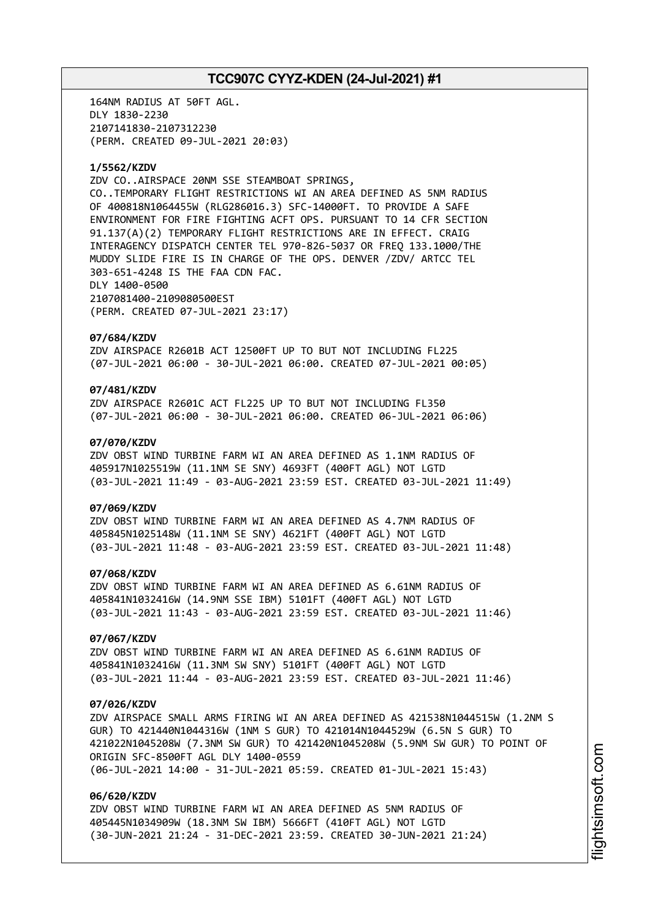164NM RADIUS AT 50FT AGL.
DLY 1830-2230
2107141830-2107312230
(PERM. CREATED 09-JUL-2021 20:03)

**1/5562/KZDV**
ZDV CO..AIRSPACE 20NM SSE STEAMBOAT SPRINGS,
CO..TEMPORARY FLIGHT RESTRICTIONS WI AN AREA DEFINED AS 5NM RADIUS
OF 400818N1064455W (RLG286016.3) SFC-14000FT. TO PROVIDE A SAFE
ENVIRONMENT FOR FIRE FIGHTING ACFT OPS. PURSUANT TO 14 CFR SECTION
91.137(A)(2) TEMPORARY FLIGHT RESTRICTIONS ARE IN EFFECT. CRAIG
INTERAGENCY DISPATCH CENTER TEL 970-826-5037 OR FREQ 133.1000/THE
MUDDY SLIDE FIRE IS IN CHARGE OF THE OPS. DENVER /ZDV/ ARTCC TEL
303-651-4248 IS THE FAA CDN FAC.
DLY 1400-0500
2107081400-2109080500EST
(PERM. CREATED 07-JUL-2021 23:17)

**07/684/KZDV**
ZDV AIRSPACE R2601B ACT 12500FT UP TO BUT NOT INCLUDING FL225
(07-JUL-2021 06:00 - 30-JUL-2021 06:00. CREATED 07-JUL-2021 00:05)

**07/481/KZDV**
ZDV AIRSPACE R2601C ACT FL225 UP TO BUT NOT INCLUDING FL350
(07-JUL-2021 06:00 - 30-JUL-2021 06:00. CREATED 06-JUL-2021 06:06)

**07/070/KZDV**
ZDV OBST WIND TURBINE FARM WI AN AREA DEFINED AS 1.1NM RADIUS OF
405917N1025519W (11.1NM SE SNY) 4693FT (400FT AGL) NOT LGTD
(03-JUL-2021 11:49 - 03-AUG-2021 23:59 EST. CREATED 03-JUL-2021 11:49)

**07/069/KZDV**
ZDV OBST WIND TURBINE FARM WI AN AREA DEFINED AS 4.7NM RADIUS OF
405845N1025148W (11.1NM SE SNY) 4621FT (400FT AGL) NOT LGTD
(03-JUL-2021 11:48 - 03-AUG-2021 23:59 EST. CREATED 03-JUL-2021 11:48)

**07/068/KZDV**
ZDV OBST WIND TURBINE FARM WI AN AREA DEFINED AS 6.61NM RADIUS OF
405841N1032416W (14.9NM SSE IBM) 5101FT (400FT AGL) NOT LGTD
(03-JUL-2021 11:43 - 03-AUG-2021 23:59 EST. CREATED 03-JUL-2021 11:46)

**07/067/KZDV**
ZDV OBST WIND TURBINE FARM WI AN AREA DEFINED AS 6.61NM RADIUS OF
405841N1032416W (11.3NM SW SNY) 5101FT (400FT AGL) NOT LGTD
(03-JUL-2021 11:44 - 03-AUG-2021 23:59 EST. CREATED 03-JUL-2021 11:46)

**07/026/KZDV**
ZDV AIRSPACE SMALL ARMS FIRING WI AN AREA DEFINED AS 421538N1044515W (1.2NM S
GUR) TO 421440N1044316W (1NM S GUR) TO 421014N1044529W (6.5N S GUR) TO
421022N1045208W (7.3NM SW GUR) TO 421420N1045208W (5.9NM SW GUR) TO POINT OF
ORIGIN SFC-8500FT AGL DLY 1400-0559
(06-JUL-2021 14:00 - 31-JUL-2021 05:59. CREATED 01-JUL-2021 15:43)

**06/620/KZDV**
ZDV OBST WIND TURBINE FARM WI AN AREA DEFINED AS 5NM RADIUS OF
405445N1034909W (18.3NM SW IBM) 5666FT (410FT AGL) NOT LGTD
(30-JUN-2021 21:24 - 31-DEC-2021 23:59. CREATED 30-JUN-2021 21:24)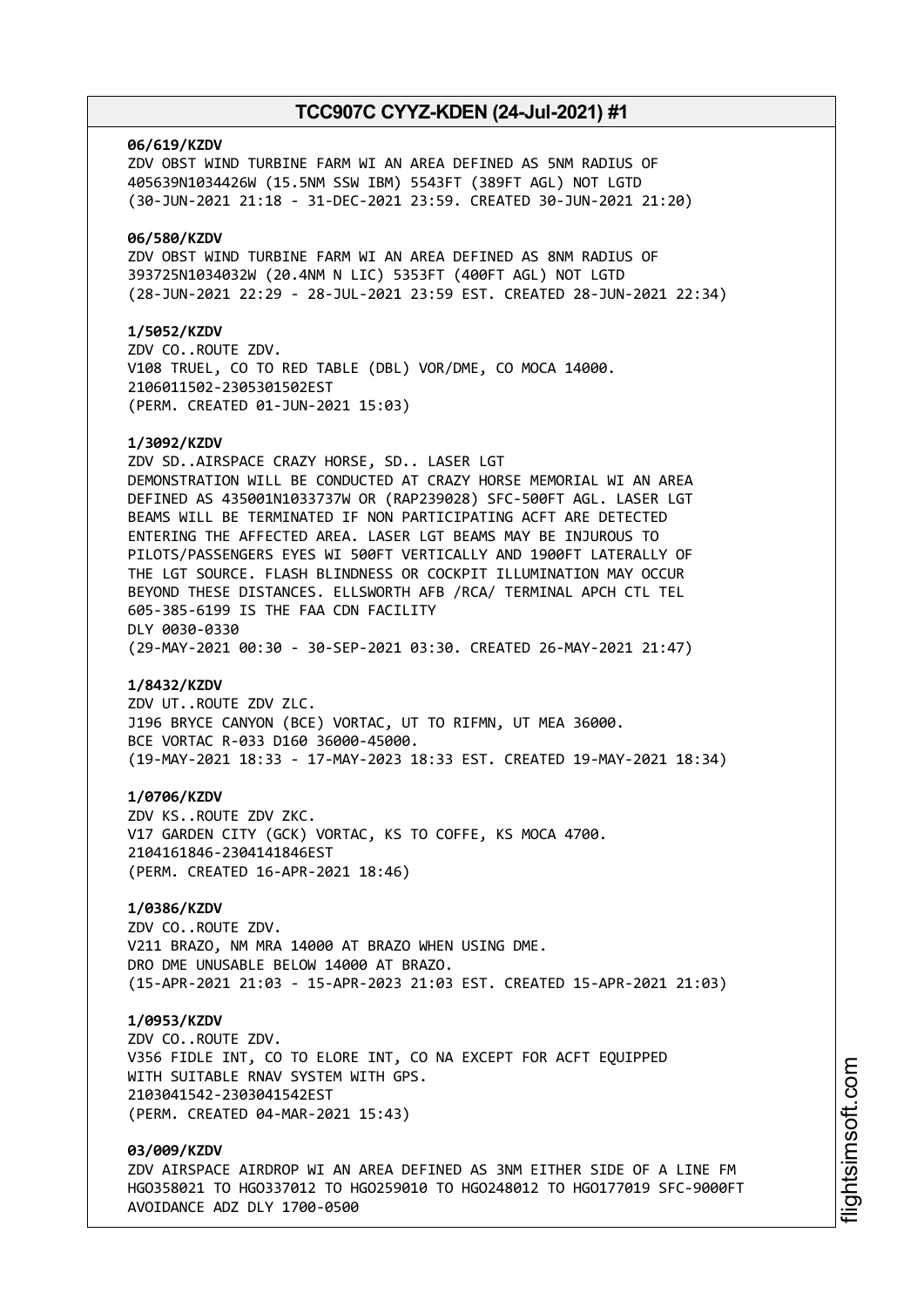**06/619/KZDV**
ZDV OBST WIND TURBINE FARM WI AN AREA DEFINED AS 5NM RADIUS OF 405639N1034426W (15.5NM SSW IBM) 5543FT (389FT AGL) NOT LGTD
(30-JUN-2021 21:18 - 31-DEC-2021 23:59. CREATED 30-JUN-2021 21:20)

**06/580/KZDV**
ZDV OBST WIND TURBINE FARM WI AN AREA DEFINED AS 8NM RADIUS OF 393725N1034032W (20.4NM N LIC) 5353FT (400FT AGL) NOT LGTD
(28-JUN-2021 22:29 - 28-JUL-2021 23:59 EST. CREATED 28-JUN-2021 22:34)

**1/5052/KZDV**
ZDV CO..ROUTE ZDV.
V108 TRUEL, CO TO RED TABLE (DBL) VOR/DME, CO MOCA 14000.
2106011502-2305301502EST
(PERM. CREATED 01-JUN-2021 15:03)

**1/3092/KZDV**
ZDV SD..AIRSPACE CRAZY HORSE, SD.. LASER LGT DEMONSTRATION WILL BE CONDUCTED AT CRAZY HORSE MEMORIAL WI AN AREA DEFINED AS 435001N1033737W OR (RAP239028) SFC-500FT AGL. LASER LGT BEAMS WILL BE TERMINATED IF NON PARTICIPATING ACFT ARE DETECTED ENTERING THE AFFECTED AREA. LASER LGT BEAMS MAY BE INJUROUS TO PILOTS/PASSENGERS EYES WI 500FT VERTICALLY AND 1900FT LATERALLY OF THE LGT SOURCE. FLASH BLINDNESS OR COCKPIT ILLUMINATION MAY OCCUR BEYOND THESE DISTANCES. ELLSWORTH AFB /RCA/ TERMINAL APCH CTL TEL 605-385-6199 IS THE FAA CDN FACILITY
DLY 0030-0330
(29-MAY-2021 00:30 - 30-SEP-2021 03:30. CREATED 26-MAY-2021 21:47)

**1/8432/KZDV**
ZDV UT..ROUTE ZDV ZLC.
J196 BRYCE CANYON (BCE) VORTAC, UT TO RIFMN, UT MEA 36000.
BCE VORTAC R-033 D160 36000-45000.
(19-MAY-2021 18:33 - 17-MAY-2023 18:33 EST. CREATED 19-MAY-2021 18:34)

**1/0706/KZDV**
ZDV KS..ROUTE ZDV ZKC.
V17 GARDEN CITY (GCK) VORTAC, KS TO COFFE, KS MOCA 4700.
2104161846-2304141846EST
(PERM. CREATED 16-APR-2021 18:46)

**1/0386/KZDV**
ZDV CO..ROUTE ZDV.
V211 BRAZO, NM MRA 14000 AT BRAZO WHEN USING DME.
DRO DME UNUSABLE BELOW 14000 AT BRAZO.
(15-APR-2021 21:03 - 15-APR-2023 21:03 EST. CREATED 15-APR-2021 21:03)

**1/0953/KZDV**
ZDV CO..ROUTE ZDV.
V356 FIDLE INT, CO TO ELORE INT, CO NA EXCEPT FOR ACFT EQUIPPED WITH SUITABLE RNAV SYSTEM WITH GPS.
2103041542-2303041542EST
(PERM. CREATED 04-MAR-2021 15:43)

**03/009/KZDV**
ZDV AIRSPACE AIRDROP WI AN AREA DEFINED AS 3NM EITHER SIDE OF A LINE FM HGO358021 TO HGO337012 TO HGO259010 TO HGO248012 TO HGO177019 SFC-9000FT AVOIDANCE ADZ DLY 1700-0500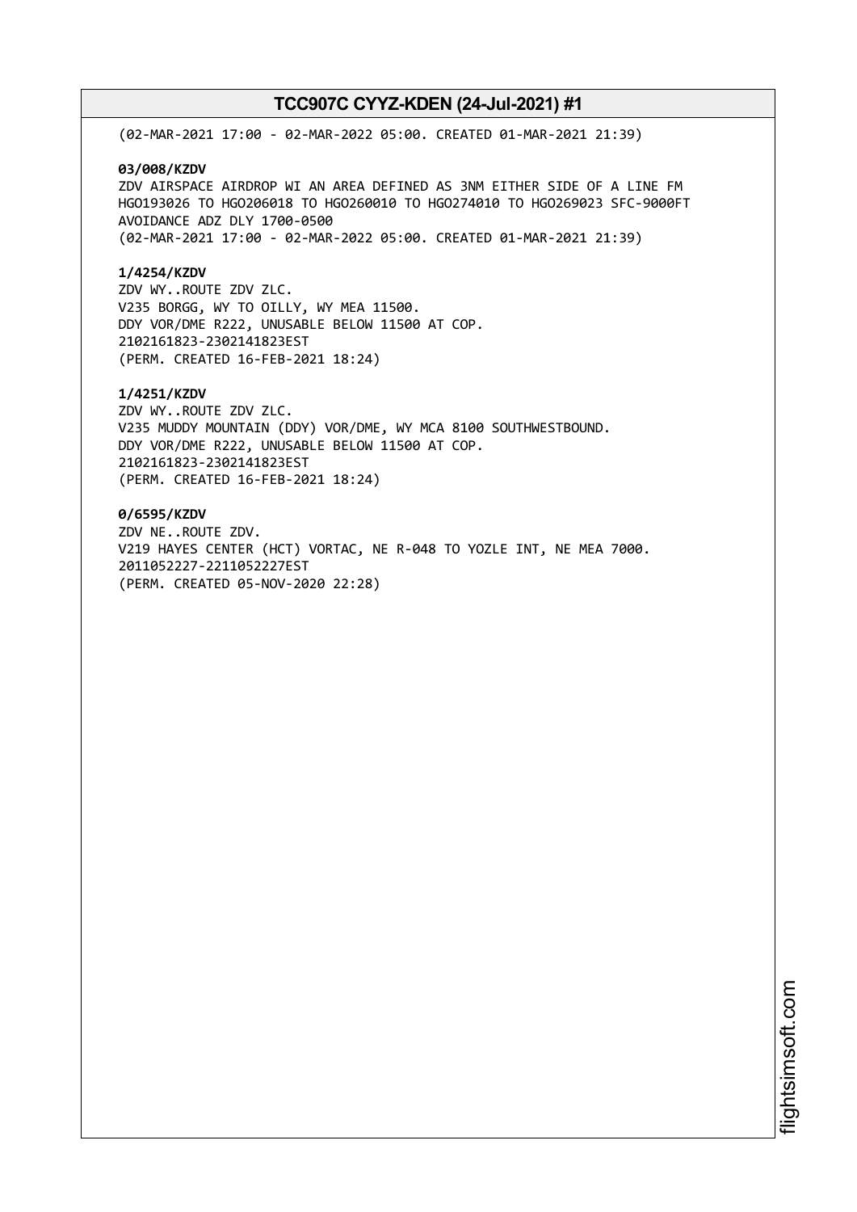(02-MAR-2021 17:00 - 02-MAR-2022 05:00. CREATED 01-MAR-2021 21:39)

**03/008/KZDV**
ZDV AIRSPACE AIRDROP WI AN AREA DEFINED AS 3NM EITHER SIDE OF A LINE FM HGO193026 TO HGO206018 TO HGO260010 TO HGO274010 TO HGO269023 SFC-9000FT AVOIDANCE ADZ DLY 1700-0500
(02-MAR-2021 17:00 - 02-MAR-2022 05:00. CREATED 01-MAR-2021 21:39)

**1/4254/KZDV**
ZDV WY..ROUTE ZDV ZLC.
V235 BORGG, WY TO OILLY, WY MEA 11500.
DDY VOR/DME R222, UNUSABLE BELOW 11500 AT COP.
2102161823-2302141823EST
(PERM. CREATED 16-FEB-2021 18:24)

**1/4251/KZDV**
ZDV WY..ROUTE ZDV ZLC.
V235 MUDDY MOUNTAIN (DDY) VOR/DME, WY MCA 8100 SOUTHWESTBOUND.
DDY VOR/DME R222, UNUSABLE BELOW 11500 AT COP.
2102161823-2302141823EST
(PERM. CREATED 16-FEB-2021 18:24)

**0/6595/KZDV**
ZDV NE..ROUTE ZDV.
V219 HAYES CENTER (HCT) VORTAC, NE R-048 TO YOZLE INT, NE MEA 7000.
2011052227-2211052227EST
(PERM. CREATED 05-NOV-2020 22:28)